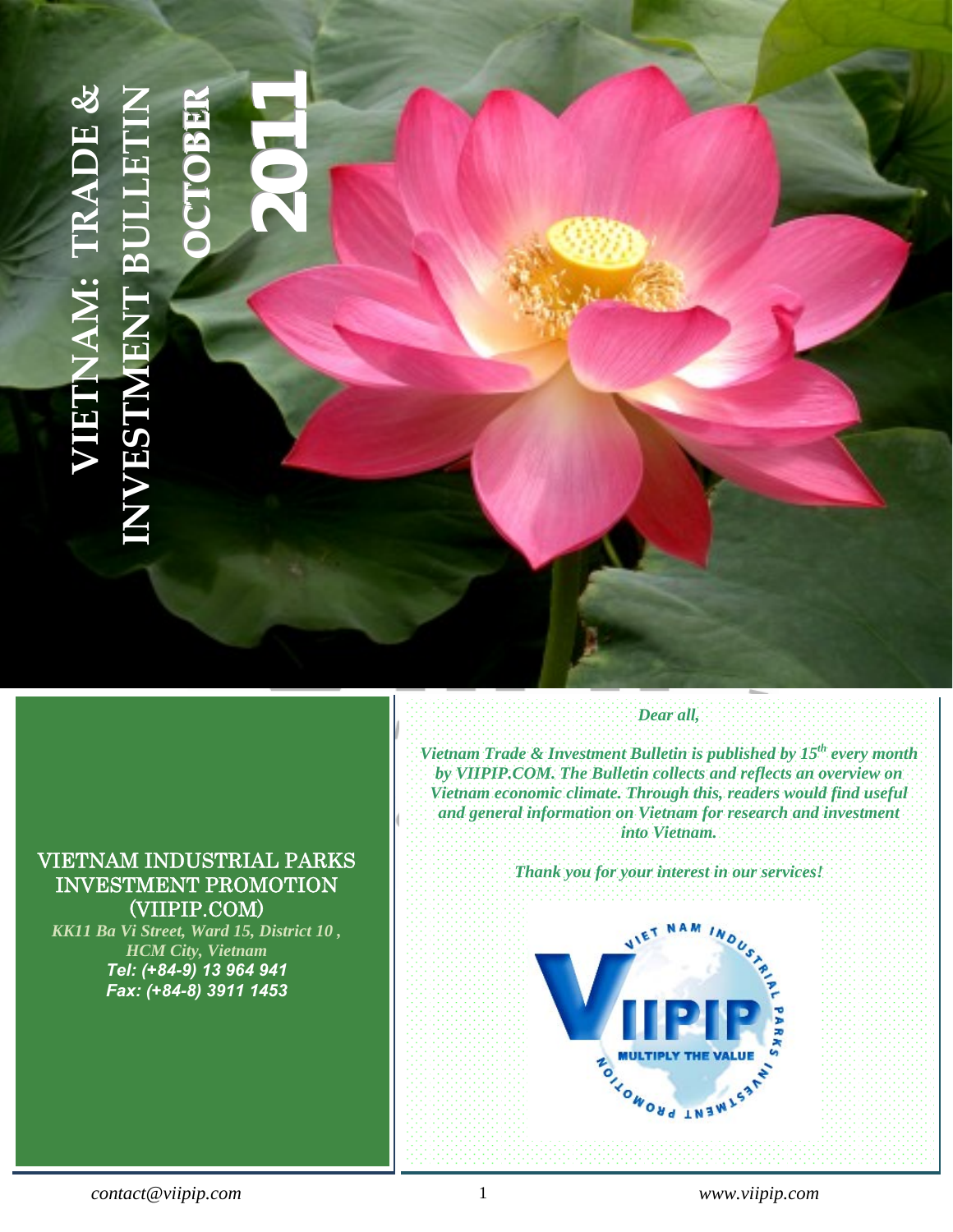# VIETNAM: TRADE & INVESTMENT BULLETIN

## OCTOBER 2011

VIETNAM INDUSTRIAL PARKS INVESTMENT PROMOTION (VIIPIP.COM)

*KK11 Ba Vi Street, Ward 15, District 10 , HCM City, Vietnam*

***Tel: (+84-9) 13 964 941***

***Fax: (+84-8) 3911 1453***

***Dear all,***

***Vietnam Trade & Investment Bulletin is published by 15th every month by VIIPIP.COM. The Bulletin collects and reflects an overview on Vietnam economic climate. Through this, readers would find useful and general information on Vietnam for research and investment into Vietnam.***

***Thank you for your interest in our services!***

VIET NAM INDUSTRIAL PARKS INVESTMENT PROMOTION

VIIPIP

MULTIPLY THE VALUE

*contact@viipip.com* | *www.viipip.com*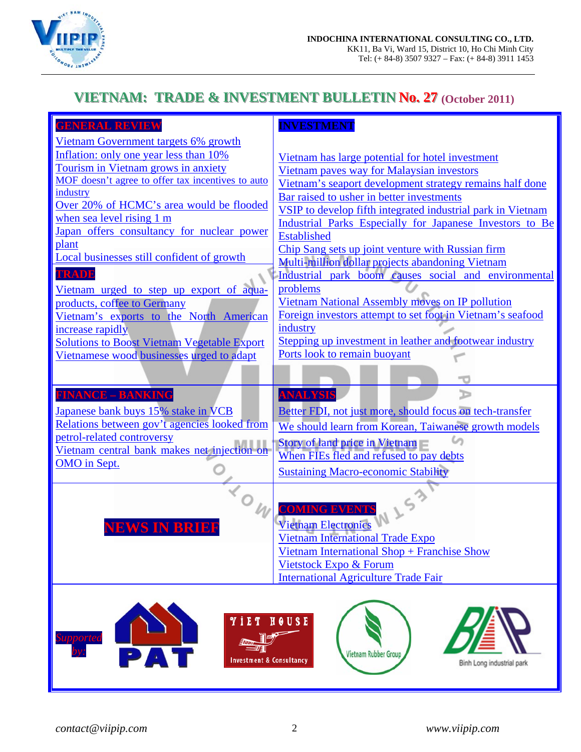# VIETNAM: TRADE & INVESTMENT BULLETIN No. 27 (October 2011)

## GENERAL REVIEW

- Vietnam Government targets 6% growth
- Inflation: only one year less than 10%
- Tourism in Vietnam grows in anxiety
- MOF doesn't agree to offer tax incentives to auto industry
- Over 20% of HCMC's area would be flooded when sea level rising 1 m
- Japan offers consultancy for nuclear power plant
- Local businesses still confident of growth

## TRADE

- Vietnam urged to step up export of aqua-products, coffee to Germany
- Vietnam's exports to the North American increase rapidly
- Solutions to Boost Vietnam Vegetable Export
- Vietnamese wood businesses urged to adapt

## INVESTMENT

- Vietnam has large potential for hotel investment
- Vietnam paves way for Malaysian investors
- Vietnam's seaport development strategy remains half done
- Bar raised to usher in better investments
- VSIP to develop fifth integrated industrial park in Vietnam
- Industrial Parks Especially for Japanese Investors to Be Established
- Chip Sang sets up joint venture with Russian firm
- Multi-million dollar projects abandoning Vietnam
- Industrial park boom causes social and environmental problems
- Vietnam National Assembly moves on IP pollution
- Foreign investors attempt to set foot in Vietnam's seafood industry
- Stepping up investment in leather and footwear industry
- Ports look to remain buoyant

## FINANCE – BANKING

- Japanese bank buys 15% stake in VCB
- Relations between gov't agencies looked from petrol-related controversy
- Vietnam central bank makes net injection on OMO in Sept.

## ANALYSIS

- Better FDI, not just more, should focus on tech-transfer
- We should learn from Korean, Taiwanese growth models
- Story of land price in Vietnam
- When FIEs fled and refused to pay debts
- Sustaining Macro-economic Stability

## NEWS IN BRIEF

## COMING EVENTS

- Vietnam Electronics
- Vietnam International Trade Expo
- Vietnam International Shop + Franchise Show
- Vietstock Expo & Forum
- International Agriculture Trade Fair

*Supported by:* PAT; VIET HOUSE Investment & Consultancy; Vietnam Rubber Group; Binh Long industrial park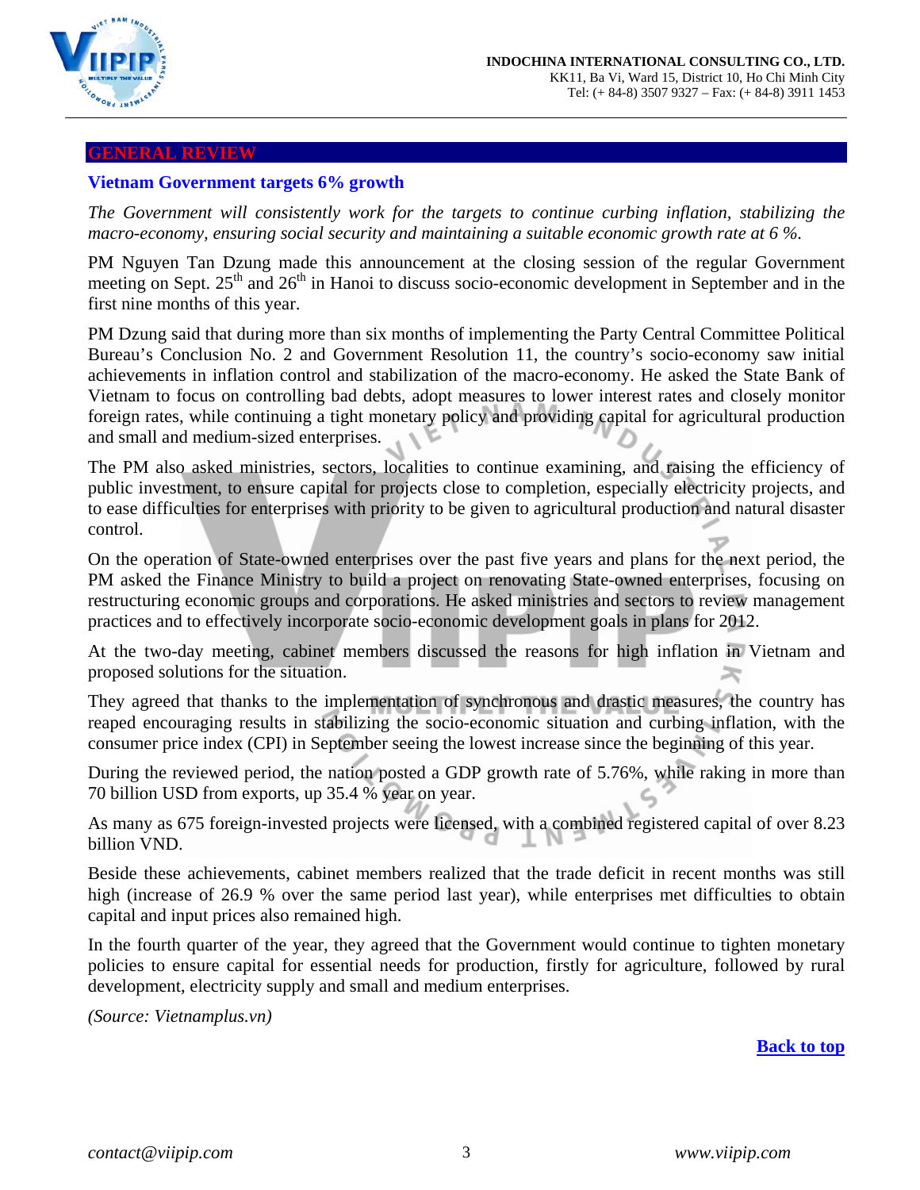## GENERAL REVIEW

### Vietnam Government targets 6% growth

*The Government will consistently work for the targets to continue curbing inflation, stabilizing the macro-economy, ensuring social security and maintaining a suitable economic growth rate at 6 %.*

PM Nguyen Tan Dzung made this announcement at the closing session of the regular Government meeting on Sept. 25th and 26th in Hanoi to discuss socio-economic development in September and in the first nine months of this year.

PM Dzung said that during more than six months of implementing the Party Central Committee Political Bureau's Conclusion No. 2 and Government Resolution 11, the country's socio-economy saw initial achievements in inflation control and stabilization of the macro-economy. He asked the State Bank of Vietnam to focus on controlling bad debts, adopt measures to lower interest rates and closely monitor foreign rates, while continuing a tight monetary policy and providing capital for agricultural production and small and medium-sized enterprises.

The PM also asked ministries, sectors, localities to continue examining, and raising the efficiency of public investment, to ensure capital for projects close to completion, especially electricity projects, and to ease difficulties for enterprises with priority to be given to agricultural production and natural disaster control.

On the operation of State-owned enterprises over the past five years and plans for the next period, the PM asked the Finance Ministry to build a project on renovating State-owned enterprises, focusing on restructuring economic groups and corporations. He asked ministries and sectors to review management practices and to effectively incorporate socio-economic development goals in plans for 2012.

At the two-day meeting, cabinet members discussed the reasons for high inflation in Vietnam and proposed solutions for the situation.

They agreed that thanks to the implementation of synchronous and drastic measures, the country has reaped encouraging results in stabilizing the socio-economic situation and curbing inflation, with the consumer price index (CPI) in September seeing the lowest increase since the beginning of this year.

During the reviewed period, the nation posted a GDP growth rate of 5.76%, while raking in more than 70 billion USD from exports, up 35.4 % year on year.

As many as 675 foreign-invested projects were licensed, with a combined registered capital of over 8.23 billion VND.

Beside these achievements, cabinet members realized that the trade deficit in recent months was still high (increase of 26.9 % over the same period last year), while enterprises met difficulties to obtain capital and input prices also remained high.

In the fourth quarter of the year, they agreed that the Government would continue to tighten monetary policies to ensure capital for essential needs for production, firstly for agriculture, followed by rural development, electricity supply and small and medium enterprises.

*(Source: Vietnamplus.vn)*

[Back to top]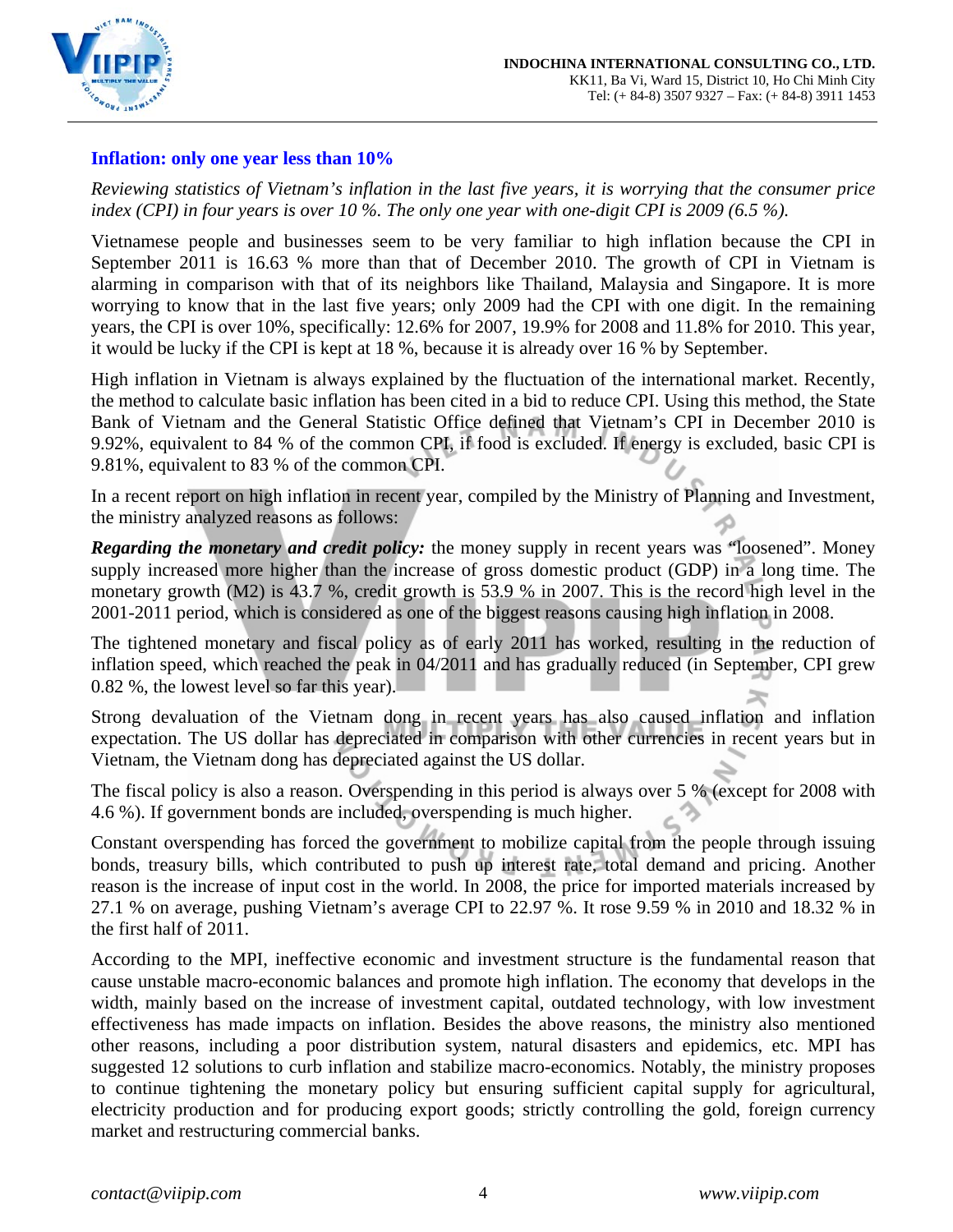## Inflation: only one year less than 10%

*Reviewing statistics of Vietnam's inflation in the last five years, it is worrying that the consumer price index (CPI) in four years is over 10 %. The only one year with one-digit CPI is 2009 (6.5 %).*

Vietnamese people and businesses seem to be very familiar to high inflation because the CPI in September 2011 is 16.63 % more than that of December 2010. The growth of CPI in Vietnam is alarming in comparison with that of its neighbors like Thailand, Malaysia and Singapore. It is more worrying to know that in the last five years; only 2009 had the CPI with one digit. In the remaining years, the CPI is over 10%, specifically: 12.6% for 2007, 19.9% for 2008 and 11.8% for 2010. This year, it would be lucky if the CPI is kept at 18 %, because it is already over 16 % by September.

High inflation in Vietnam is always explained by the fluctuation of the international market. Recently, the method to calculate basic inflation has been cited in a bid to reduce CPI. Using this method, the State Bank of Vietnam and the General Statistic Office defined that Vietnam's CPI in December 2010 is 9.92%, equivalent to 84 % of the common CPI, if food is excluded. If energy is excluded, basic CPI is 9.81%, equivalent to 83 % of the common CPI.

In a recent report on high inflation in recent year, compiled by the Ministry of Planning and Investment, the ministry analyzed reasons as follows:

***Regarding the monetary and credit policy:*** the money supply in recent years was "loosened". Money supply increased more higher than the increase of gross domestic product (GDP) in a long time. The monetary growth (M2) is 43.7 %, credit growth is 53.9 % in 2007. This is the record high level in the 2001-2011 period, which is considered as one of the biggest reasons causing high inflation in 2008.

The tightened monetary and fiscal policy as of early 2011 has worked, resulting in the reduction of inflation speed, which reached the peak in 04/2011 and has gradually reduced (in September, CPI grew 0.82 %, the lowest level so far this year).

Strong devaluation of the Vietnam dong in recent years has also caused inflation and inflation expectation. The US dollar has depreciated in comparison with other currencies in recent years but in Vietnam, the Vietnam dong has depreciated against the US dollar.

The fiscal policy is also a reason. Overspending in this period is always over 5 % (except for 2008 with 4.6 %). If government bonds are included, overspending is much higher.

Constant overspending has forced the government to mobilize capital from the people through issuing bonds, treasury bills, which contributed to push up interest rate, total demand and pricing. Another reason is the increase of input cost in the world. In 2008, the price for imported materials increased by 27.1 % on average, pushing Vietnam's average CPI to 22.97 %. It rose 9.59 % in 2010 and 18.32 % in the first half of 2011.

According to the MPI, ineffective economic and investment structure is the fundamental reason that cause unstable macro-economic balances and promote high inflation. The economy that develops in the width, mainly based on the increase of investment capital, outdated technology, with low investment effectiveness has made impacts on inflation. Besides the above reasons, the ministry also mentioned other reasons, including a poor distribution system, natural disasters and epidemics, etc. MPI has suggested 12 solutions to curb inflation and stabilize macro-economics. Notably, the ministry proposes to continue tightening the monetary policy but ensuring sufficient capital supply for agricultural, electricity production and for producing export goods; strictly controlling the gold, foreign currency market and restructuring commercial banks.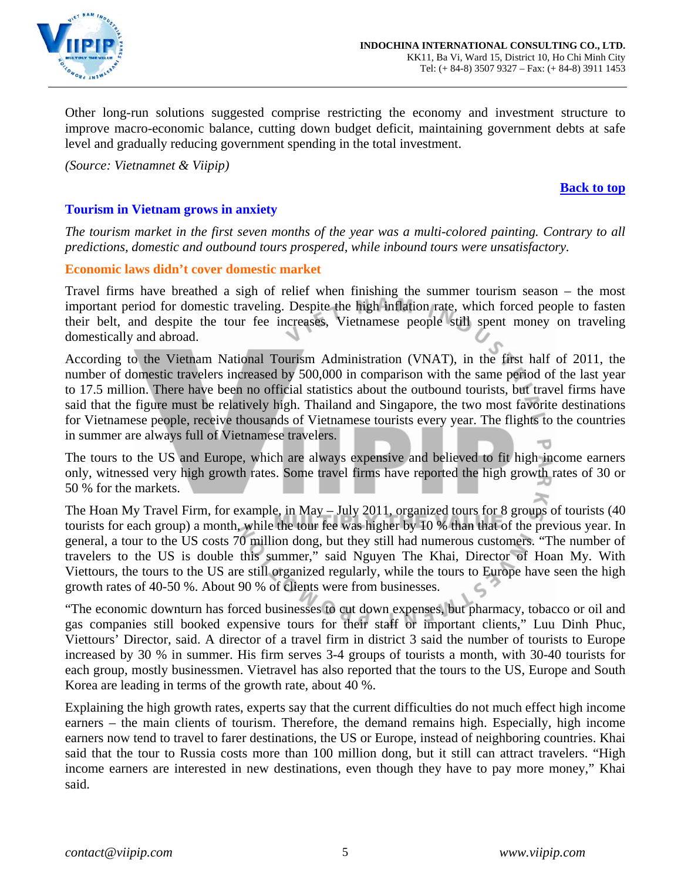Other long-run solutions suggested comprise restricting the economy and investment structure to improve macro-economic balance, cutting down budget deficit, maintaining government debts at safe level and gradually reducing government spending in the total investment.

*(Source: Vietnamnet & Viipip)*

**Back to top**

## Tourism in Vietnam grows in anxiety

*The tourism market in the first seven months of the year was a multi-colored painting. Contrary to all predictions, domestic and outbound tours prospered, while inbound tours were unsatisfactory.*

### Economic laws didn't cover domestic market

Travel firms have breathed a sigh of relief when finishing the summer tourism season – the most important period for domestic traveling. Despite the high inflation rate, which forced people to fasten their belt, and despite the tour fee increases, Vietnamese people still spent money on traveling domestically and abroad.

According to the Vietnam National Tourism Administration (VNAT), in the first half of 2011, the number of domestic travelers increased by 500,000 in comparison with the same period of the last year to 17.5 million. There have been no official statistics about the outbound tourists, but travel firms have said that the figure must be relatively high. Thailand and Singapore, the two most favorite destinations for Vietnamese people, receive thousands of Vietnamese tourists every year. The flights to the countries in summer are always full of Vietnamese travelers.

The tours to the US and Europe, which are always expensive and believed to fit high income earners only, witnessed very high growth rates. Some travel firms have reported the high growth rates of 30 or 50 % for the markets.

The Hoan My Travel Firm, for example, in May – July 2011, organized tours for 8 groups of tourists (40 tourists for each group) a month, while the tour fee was higher by 10 % than that of the previous year. In general, a tour to the US costs 70 million dong, but they still had numerous customers. "The number of travelers to the US is double this summer," said Nguyen The Khai, Director of Hoan My. With Viettours, the tours to the US are still organized regularly, while the tours to Europe have seen the high growth rates of 40-50 %. About 90 % of clients were from businesses.

"The economic downturn has forced businesses to cut down expenses, but pharmacy, tobacco or oil and gas companies still booked expensive tours for their staff or important clients," Luu Dinh Phuc, Viettours' Director, said. A director of a travel firm in district 3 said the number of tourists to Europe increased by 30 % in summer. His firm serves 3-4 groups of tourists a month, with 30-40 tourists for each group, mostly businessmen. Vietravel has also reported that the tours to the US, Europe and South Korea are leading in terms of the growth rate, about 40 %.

Explaining the high growth rates, experts say that the current difficulties do not much effect high income earners – the main clients of tourism. Therefore, the demand remains high. Especially, high income earners now tend to travel to farer destinations, the US or Europe, instead of neighboring countries. Khai said that the tour to Russia costs more than 100 million dong, but it still can attract travelers. "High income earners are interested in new destinations, even though they have to pay more money," Khai said.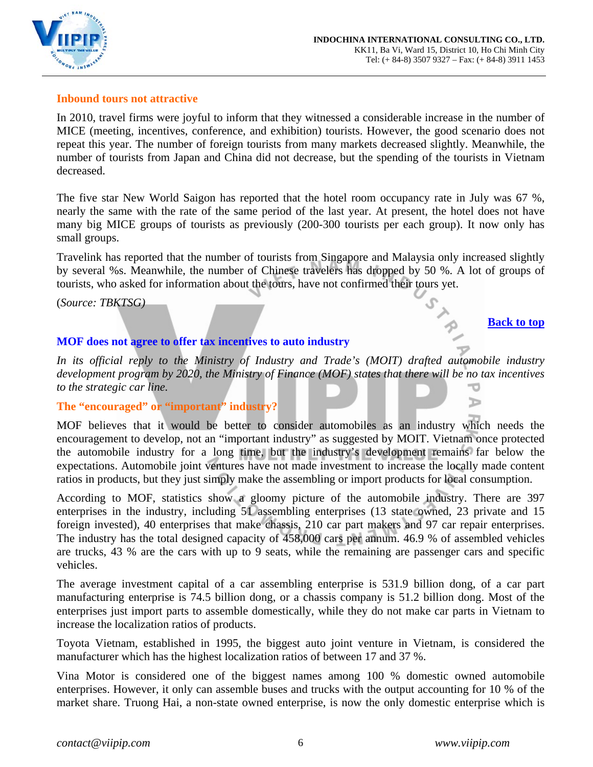## Inbound tours not attractive

In 2010, travel firms were joyful to inform that they witnessed a considerable increase in the number of MICE (meeting, incentives, conference, and exhibition) tourists. However, the good scenario does not repeat this year. The number of foreign tourists from many markets decreased slightly. Meanwhile, the number of tourists from Japan and China did not decrease, but the spending of the tourists in Vietnam decreased.

The five star New World Saigon has reported that the hotel room occupancy rate in July was 67 %, nearly the same with the rate of the same period of the last year. At present, the hotel does not have many big MICE groups of tourists as previously (200-300 tourists per each group). It now only has small groups.

Travelink has reported that the number of tourists from Singapore and Malaysia only increased slightly by several %s. Meanwhile, the number of Chinese travelers has dropped by 50 %. A lot of groups of tourists, who asked for information about the tours, have not confirmed their tours yet.

(*Source: TBKTSG*)

Back to top

## MOF does not agree to offer tax incentives to auto industry

*In its official reply to the Ministry of Industry and Trade's (MOIT) drafted automobile industry development program by 2020, the Ministry of Finance (MOF) states that there will be no tax incentives to the strategic car line.*

### The "encouraged" or "important" industry?

MOF believes that it would be better to consider automobiles as an industry which needs the encouragement to develop, not an "important industry" as suggested by MOIT. Vietnam once protected the automobile industry for a long time, but the industry's development remains far below the expectations. Automobile joint ventures have not made investment to increase the locally made content ratios in products, but they just simply make the assembling or import products for local consumption.

According to MOF, statistics show a gloomy picture of the automobile industry. There are 397 enterprises in the industry, including 51 assembling enterprises (13 state owned, 23 private and 15 foreign invested), 40 enterprises that make chassis, 210 car part makers and 97 car repair enterprises. The industry has the total designed capacity of 458,000 cars per annum. 46.9 % of assembled vehicles are trucks, 43 % are the cars with up to 9 seats, while the remaining are passenger cars and specific vehicles.

The average investment capital of a car assembling enterprise is 531.9 billion dong, of a car part manufacturing enterprise is 74.5 billion dong, or a chassis company is 51.2 billion dong. Most of the enterprises just import parts to assemble domestically, while they do not make car parts in Vietnam to increase the localization ratios of products.

Toyota Vietnam, established in 1995, the biggest auto joint venture in Vietnam, is considered the manufacturer which has the highest localization ratios of between 17 and 37 %.

Vina Motor is considered one of the biggest names among 100 % domestic owned automobile enterprises. However, it only can assemble buses and trucks with the output accounting for 10 % of the market share. Truong Hai, a non-state owned enterprise, is now the only domestic enterprise which is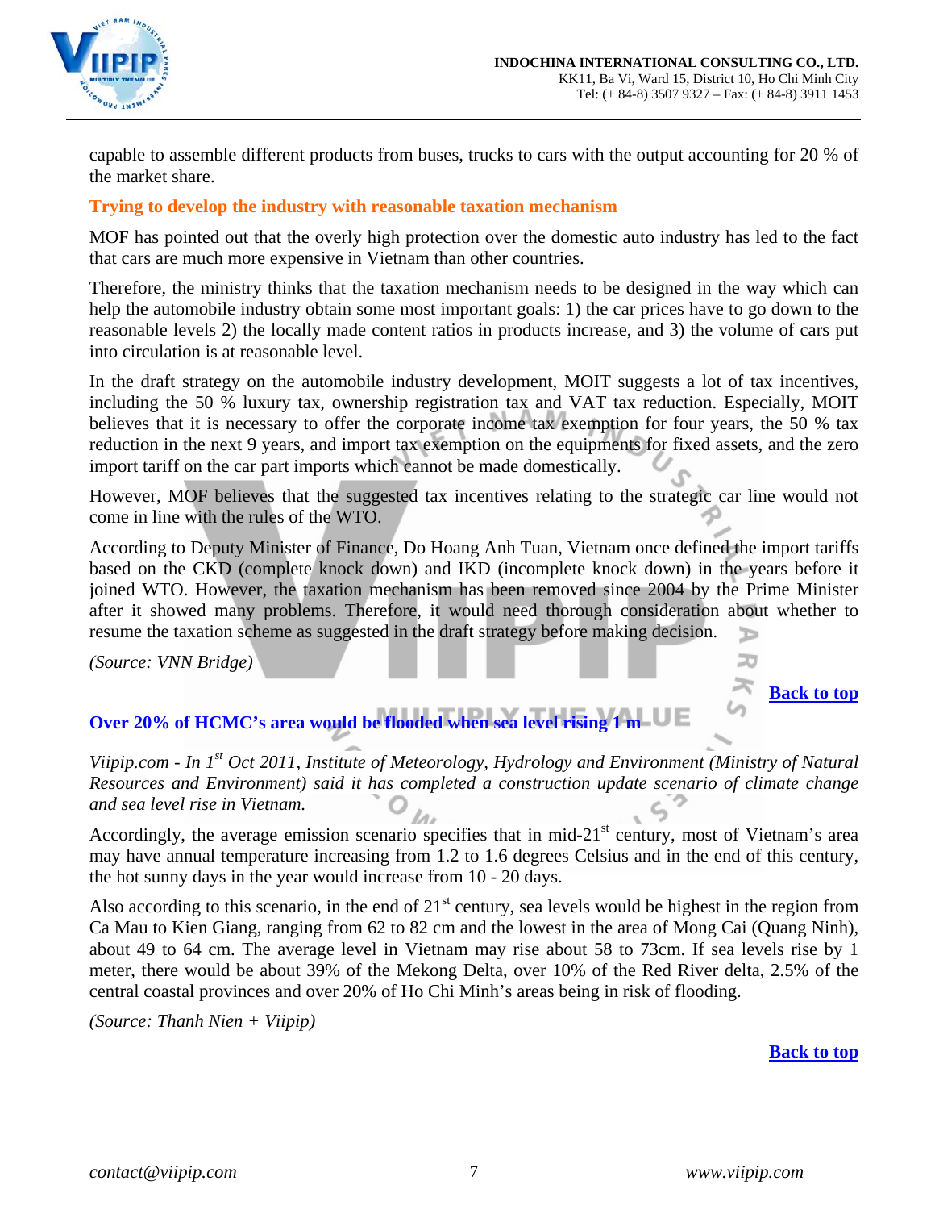capable to assemble different products from buses, trucks to cars with the output accounting for 20 % of the market share.

### Trying to develop the industry with reasonable taxation mechanism

MOF has pointed out that the overly high protection over the domestic auto industry has led to the fact that cars are much more expensive in Vietnam than other countries.

Therefore, the ministry thinks that the taxation mechanism needs to be designed in the way which can help the automobile industry obtain some most important goals: 1) the car prices have to go down to the reasonable levels 2) the locally made content ratios in products increase, and 3) the volume of cars put into circulation is at reasonable level.

In the draft strategy on the automobile industry development, MOIT suggests a lot of tax incentives, including the 50 % luxury tax, ownership registration tax and VAT tax reduction. Especially, MOIT believes that it is necessary to offer the corporate income tax exemption for four years, the 50 % tax reduction in the next 9 years, and import tax exemption on the equipments for fixed assets, and the zero import tariff on the car part imports which cannot be made domestically.

However, MOF believes that the suggested tax incentives relating to the strategic car line would not come in line with the rules of the WTO.

According to Deputy Minister of Finance, Do Hoang Anh Tuan, Vietnam once defined the import tariffs based on the CKD (complete knock down) and IKD (incomplete knock down) in the years before it joined WTO. However, the taxation mechanism has been removed since 2004 by the Prime Minister after it showed many problems. Therefore, it would need thorough consideration about whether to resume the taxation scheme as suggested in the draft strategy before making decision.

*(Source: VNN Bridge)*

**Back to top**

### Over 20% of HCMC's area would be flooded when sea level rising 1 m

*Viipip.com - In 1st Oct 2011, Institute of Meteorology, Hydrology and Environment (Ministry of Natural Resources and Environment) said it has completed a construction update scenario of climate change and sea level rise in Vietnam.*

Accordingly, the average emission scenario specifies that in mid-21st century, most of Vietnam's area may have annual temperature increasing from 1.2 to 1.6 degrees Celsius and in the end of this century, the hot sunny days in the year would increase from 10 - 20 days.

Also according to this scenario, in the end of 21st century, sea levels would be highest in the region from Ca Mau to Kien Giang, ranging from 62 to 82 cm and the lowest in the area of Mong Cai (Quang Ninh), about 49 to 64 cm. The average level in Vietnam may rise about 58 to 73cm. If sea levels rise by 1 meter, there would be about 39% of the Mekong Delta, over 10% of the Red River delta, 2.5% of the central coastal provinces and over 20% of Ho Chi Minh's areas being in risk of flooding.

*(Source: Thanh Nien + Viipip)*

**Back to top**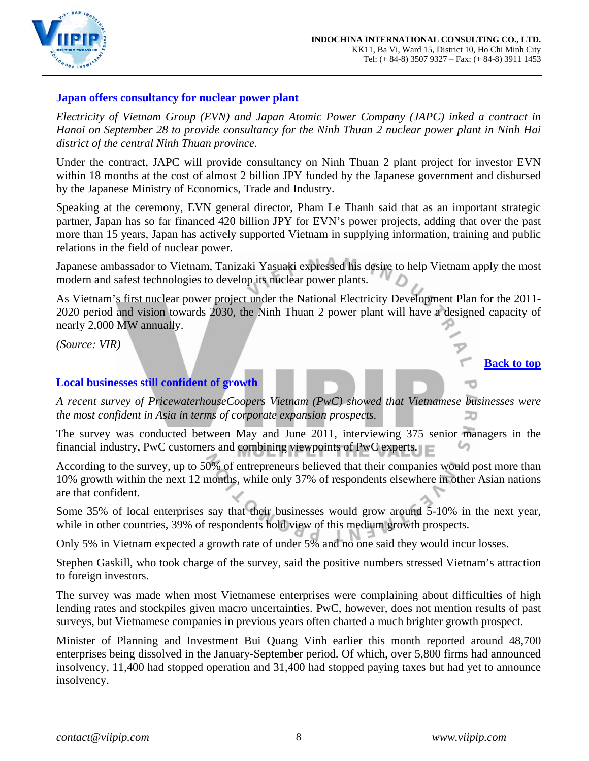## Japan offers consultancy for nuclear power plant

*Electricity of Vietnam Group (EVN) and Japan Atomic Power Company (JAPC) inked a contract in Hanoi on September 28 to provide consultancy for the Ninh Thuan 2 nuclear power plant in Ninh Hai district of the central Ninh Thuan province.*

Under the contract, JAPC will provide consultancy on Ninh Thuan 2 plant project for investor EVN within 18 months at the cost of almost 2 billion JPY funded by the Japanese government and disbursed by the Japanese Ministry of Economics, Trade and Industry.

Speaking at the ceremony, EVN general director, Pham Le Thanh said that as an important strategic partner, Japan has so far financed 420 billion JPY for EVN's power projects, adding that over the past more than 15 years, Japan has actively supported Vietnam in supplying information, training and public relations in the field of nuclear power.

Japanese ambassador to Vietnam, Tanizaki Yasuaki expressed his desire to help Vietnam apply the most modern and safest technologies to develop its nuclear power plants.

As Vietnam's first nuclear power project under the National Electricity Development Plan for the 2011-2020 period and vision towards 2030, the Ninh Thuan 2 power plant will have a designed capacity of nearly 2,000 MW annually.

*(Source: VIR)*

**Back to top**

## Local businesses still confident of growth

*A recent survey of PricewaterhouseCoopers Vietnam (PwC) showed that Vietnamese businesses were the most confident in Asia in terms of corporate expansion prospects.*

The survey was conducted between May and June 2011, interviewing 375 senior managers in the financial industry, PwC customers and combining viewpoints of PwC experts.

According to the survey, up to 50% of entrepreneurs believed that their companies would post more than 10% growth within the next 12 months, while only 37% of respondents elsewhere in other Asian nations are that confident.

Some 35% of local enterprises say that their businesses would grow around 5-10% in the next year, while in other countries, 39% of respondents hold view of this medium growth prospects.

Only 5% in Vietnam expected a growth rate of under 5% and no one said they would incur losses.

Stephen Gaskill, who took charge of the survey, said the positive numbers stressed Vietnam's attraction to foreign investors.

The survey was made when most Vietnamese enterprises were complaining about difficulties of high lending rates and stockpiles given macro uncertainties. PwC, however, does not mention results of past surveys, but Vietnamese companies in previous years often charted a much brighter growth prospect.

Minister of Planning and Investment Bui Quang Vinh earlier this month reported around 48,700 enterprises being dissolved in the January-September period. Of which, over 5,800 firms had announced insolvency, 11,400 had stopped operation and 31,400 had stopped paying taxes but had yet to announce insolvency.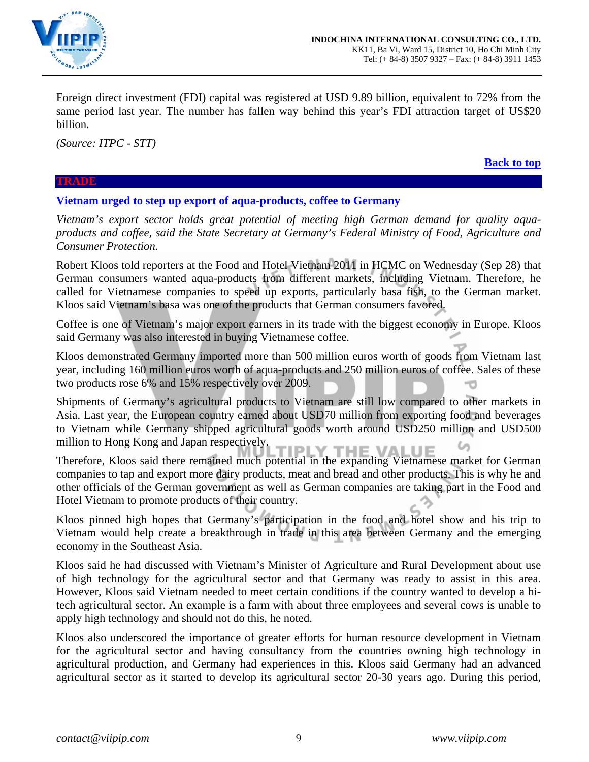Foreign direct investment (FDI) capital was registered at USD 9.89 billion, equivalent to 72% from the same period last year. The number has fallen way behind this year's FDI attraction target of US$20 billion.

*(Source: ITPC - STT)*

**Back to top**

## TRADE

### Vietnam urged to step up export of aqua-products, coffee to Germany

*Vietnam's export sector holds great potential of meeting high German demand for quality aqua-products and coffee, said the State Secretary at Germany's Federal Ministry of Food, Agriculture and Consumer Protection.*

Robert Kloos told reporters at the Food and Hotel Vietnam 2011 in HCMC on Wednesday (Sep 28) that German consumers wanted aqua-products from different markets, including Vietnam. Therefore, he called for Vietnamese companies to speed up exports, particularly basa fish, to the German market. Kloos said Vietnam's basa was one of the products that German consumers favored.

Coffee is one of Vietnam's major export earners in its trade with the biggest economy in Europe. Kloos said Germany was also interested in buying Vietnamese coffee.

Kloos demonstrated Germany imported more than 500 million euros worth of goods from Vietnam last year, including 160 million euros worth of aqua-products and 250 million euros of coffee. Sales of these two products rose 6% and 15% respectively over 2009.

Shipments of Germany's agricultural products to Vietnam are still low compared to other markets in Asia. Last year, the European country earned about USD70 million from exporting food and beverages to Vietnam while Germany shipped agricultural goods worth around USD250 million and USD500 million to Hong Kong and Japan respectively.

Therefore, Kloos said there remained much potential in the expanding Vietnamese market for German companies to tap and export more dairy products, meat and bread and other products. This is why he and other officials of the German government as well as German companies are taking part in the Food and Hotel Vietnam to promote products of their country.

Kloos pinned high hopes that Germany's participation in the food and hotel show and his trip to Vietnam would help create a breakthrough in trade in this area between Germany and the emerging economy in the Southeast Asia.

Kloos said he had discussed with Vietnam's Minister of Agriculture and Rural Development about use of high technology for the agricultural sector and that Germany was ready to assist in this area. However, Kloos said Vietnam needed to meet certain conditions if the country wanted to develop a hi-tech agricultural sector. An example is a farm with about three employees and several cows is unable to apply high technology and should not do this, he noted.

Kloos also underscored the importance of greater efforts for human resource development in Vietnam for the agricultural sector and having consultancy from the countries owning high technology in agricultural production, and Germany had experiences in this. Kloos said Germany had an advanced agricultural sector as it started to develop its agricultural sector 20-30 years ago. During this period,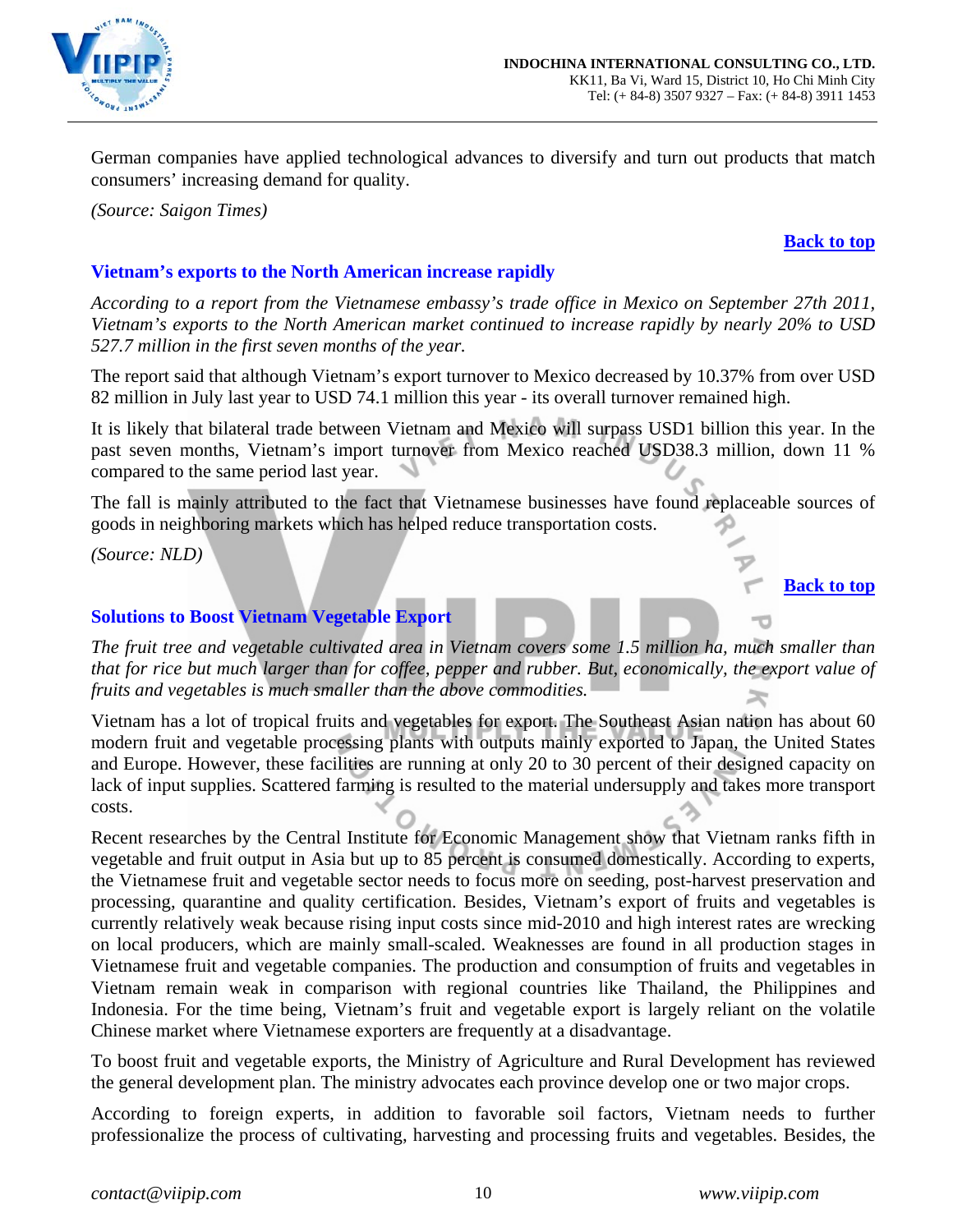German companies have applied technological advances to diversify and turn out products that match consumers' increasing demand for quality.

*(Source: Saigon Times)*

**Back to top**

### Vietnam's exports to the North American increase rapidly

*According to a report from the Vietnamese embassy's trade office in Mexico on September 27th 2011, Vietnam's exports to the North American market continued to increase rapidly by nearly 20% to USD 527.7 million in the first seven months of the year.*

The report said that although Vietnam's export turnover to Mexico decreased by 10.37% from over USD 82 million in July last year to USD 74.1 million this year - its overall turnover remained high.

It is likely that bilateral trade between Vietnam and Mexico will surpass USD1 billion this year. In the past seven months, Vietnam's import turnover from Mexico reached USD38.3 million, down 11 % compared to the same period last year.

The fall is mainly attributed to the fact that Vietnamese businesses have found replaceable sources of goods in neighboring markets which has helped reduce transportation costs.

*(Source: NLD)*

**Back to top**

### Solutions to Boost Vietnam Vegetable Export

*The fruit tree and vegetable cultivated area in Vietnam covers some 1.5 million ha, much smaller than that for rice but much larger than for coffee, pepper and rubber. But, economically, the export value of fruits and vegetables is much smaller than the above commodities.*

Vietnam has a lot of tropical fruits and vegetables for export. The Southeast Asian nation has about 60 modern fruit and vegetable processing plants with outputs mainly exported to Japan, the United States and Europe. However, these facilities are running at only 20 to 30 percent of their designed capacity on lack of input supplies. Scattered farming is resulted to the material undersupply and takes more transport costs.

Recent researches by the Central Institute for Economic Management show that Vietnam ranks fifth in vegetable and fruit output in Asia but up to 85 percent is consumed domestically. According to experts, the Vietnamese fruit and vegetable sector needs to focus more on seeding, post-harvest preservation and processing, quarantine and quality certification. Besides, Vietnam's export of fruits and vegetables is currently relatively weak because rising input costs since mid-2010 and high interest rates are wrecking on local producers, which are mainly small-scaled. Weaknesses are found in all production stages in Vietnamese fruit and vegetable companies. The production and consumption of fruits and vegetables in Vietnam remain weak in comparison with regional countries like Thailand, the Philippines and Indonesia. For the time being, Vietnam's fruit and vegetable export is largely reliant on the volatile Chinese market where Vietnamese exporters are frequently at a disadvantage.

To boost fruit and vegetable exports, the Ministry of Agriculture and Rural Development has reviewed the general development plan. The ministry advocates each province develop one or two major crops.

According to foreign experts, in addition to favorable soil factors, Vietnam needs to further professionalize the process of cultivating, harvesting and processing fruits and vegetables. Besides, the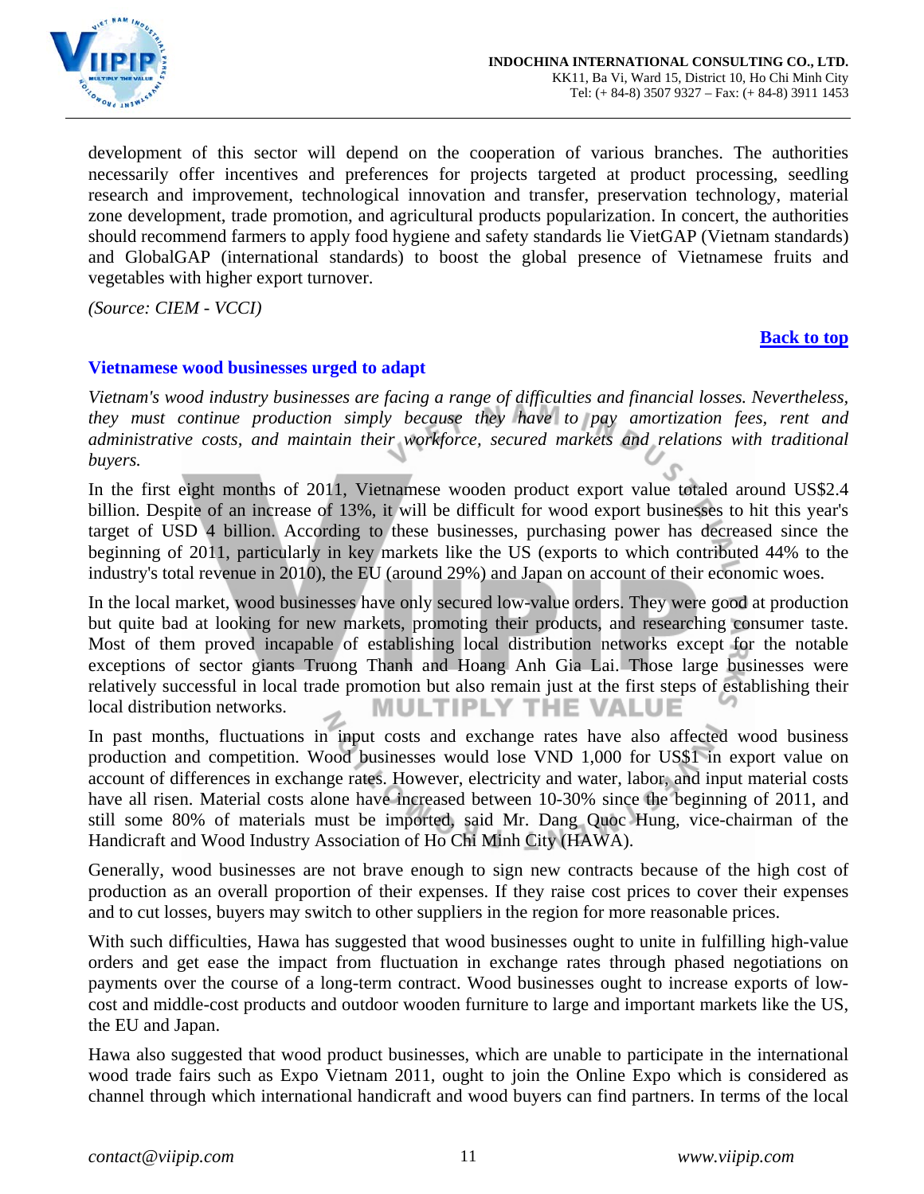development of this sector will depend on the cooperation of various branches. The authorities necessarily offer incentives and preferences for projects targeted at product processing, seedling research and improvement, technological innovation and transfer, preservation technology, material zone development, trade promotion, and agricultural products popularization. In concert, the authorities should recommend farmers to apply food hygiene and safety standards lie VietGAP (Vietnam standards) and GlobalGAP (international standards) to boost the global presence of Vietnamese fruits and vegetables with higher export turnover.

*(Source: CIEM - VCCI)*

**Back to top**

### Vietnamese wood businesses urged to adapt

*Vietnam's wood industry businesses are facing a range of difficulties and financial losses. Nevertheless, they must continue production simply because they have to pay amortization fees, rent and administrative costs, and maintain their workforce, secured markets and relations with traditional buyers.*

In the first eight months of 2011, Vietnamese wooden product export value totaled around US$2.4 billion. Despite of an increase of 13%, it will be difficult for wood export businesses to hit this year's target of USD 4 billion. According to these businesses, purchasing power has decreased since the beginning of 2011, particularly in key markets like the US (exports to which contributed 44% to the industry's total revenue in 2010), the EU (around 29%) and Japan on account of their economic woes.

In the local market, wood businesses have only secured low-value orders. They were good at production but quite bad at looking for new markets, promoting their products, and researching consumer taste. Most of them proved incapable of establishing local distribution networks except for the notable exceptions of sector giants Truong Thanh and Hoang Anh Gia Lai. Those large businesses were relatively successful in local trade promotion but also remain just at the first steps of establishing their local distribution networks.

In past months, fluctuations in input costs and exchange rates have also affected wood business production and competition. Wood businesses would lose VND 1,000 for US$1 in export value on account of differences in exchange rates. However, electricity and water, labor, and input material costs have all risen. Material costs alone have increased between 10-30% since the beginning of 2011, and still some 80% of materials must be imported, said Mr. Dang Quoc Hung, vice-chairman of the Handicraft and Wood Industry Association of Ho Chi Minh City (HAWA).

Generally, wood businesses are not brave enough to sign new contracts because of the high cost of production as an overall proportion of their expenses. If they raise cost prices to cover their expenses and to cut losses, buyers may switch to other suppliers in the region for more reasonable prices.

With such difficulties, Hawa has suggested that wood businesses ought to unite in fulfilling high-value orders and get ease the impact from fluctuation in exchange rates through phased negotiations on payments over the course of a long-term contract. Wood businesses ought to increase exports of low-cost and middle-cost products and outdoor wooden furniture to large and important markets like the US, the EU and Japan.

Hawa also suggested that wood product businesses, which are unable to participate in the international wood trade fairs such as Expo Vietnam 2011, ought to join the Online Expo which is considered as channel through which international handicraft and wood buyers can find partners. In terms of the local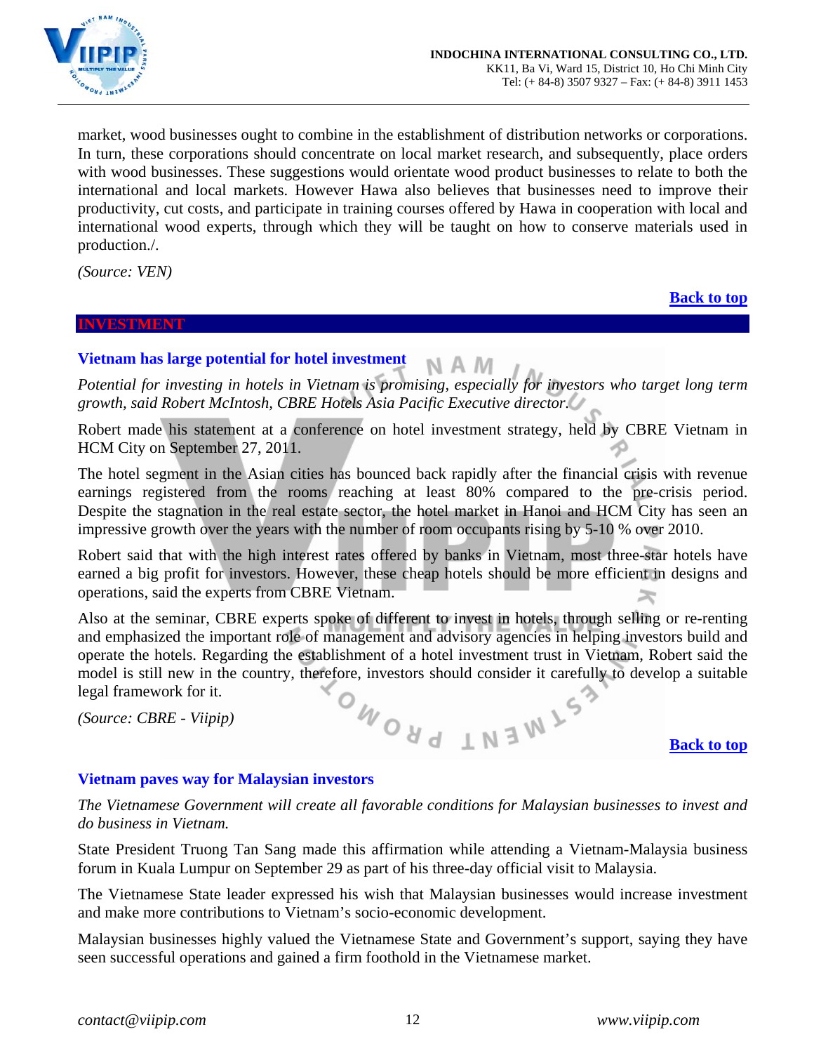market, wood businesses ought to combine in the establishment of distribution networks or corporations. In turn, these corporations should concentrate on local market research, and subsequently, place orders with wood businesses. These suggestions would orientate wood product businesses to relate to both the international and local markets. However Hawa also believes that businesses need to improve their productivity, cut costs, and participate in training courses offered by Hawa in cooperation with local and international wood experts, through which they will be taught on how to conserve materials used in production./.

*(Source: VEN)*

**Back to top**

## INVESTMENT

### Vietnam has large potential for hotel investment

*Potential for investing in hotels in Vietnam is promising, especially for investors who target long term growth, said Robert McIntosh, CBRE Hotels Asia Pacific Executive director.*

Robert made his statement at a conference on hotel investment strategy, held by CBRE Vietnam in HCM City on September 27, 2011.

The hotel segment in the Asian cities has bounced back rapidly after the financial crisis with revenue earnings registered from the rooms reaching at least 80% compared to the pre-crisis period. Despite the stagnation in the real estate sector, the hotel market in Hanoi and HCM City has seen an impressive growth over the years with the number of room occupants rising by 5-10 % over 2010.

Robert said that with the high interest rates offered by banks in Vietnam, most three-star hotels have earned a big profit for investors. However, these cheap hotels should be more efficient in designs and operations, said the experts from CBRE Vietnam.

Also at the seminar, CBRE experts spoke of different to invest in hotels, through selling or re-renting and emphasized the important role of management and advisory agencies in helping investors build and operate the hotels. Regarding the establishment of a hotel investment trust in Vietnam, Robert said the model is still new in the country, therefore, investors should consider it carefully to develop a suitable legal framework for it.

*(Source: CBRE - Viipip)*

**Back to top**

### Vietnam paves way for Malaysian investors

*The Vietnamese Government will create all favorable conditions for Malaysian businesses to invest and do business in Vietnam.*

State President Truong Tan Sang made this affirmation while attending a Vietnam-Malaysia business forum in Kuala Lumpur on September 29 as part of his three-day official visit to Malaysia.

The Vietnamese State leader expressed his wish that Malaysian businesses would increase investment and make more contributions to Vietnam's socio-economic development.

Malaysian businesses highly valued the Vietnamese State and Government's support, saying they have seen successful operations and gained a firm foothold in the Vietnamese market.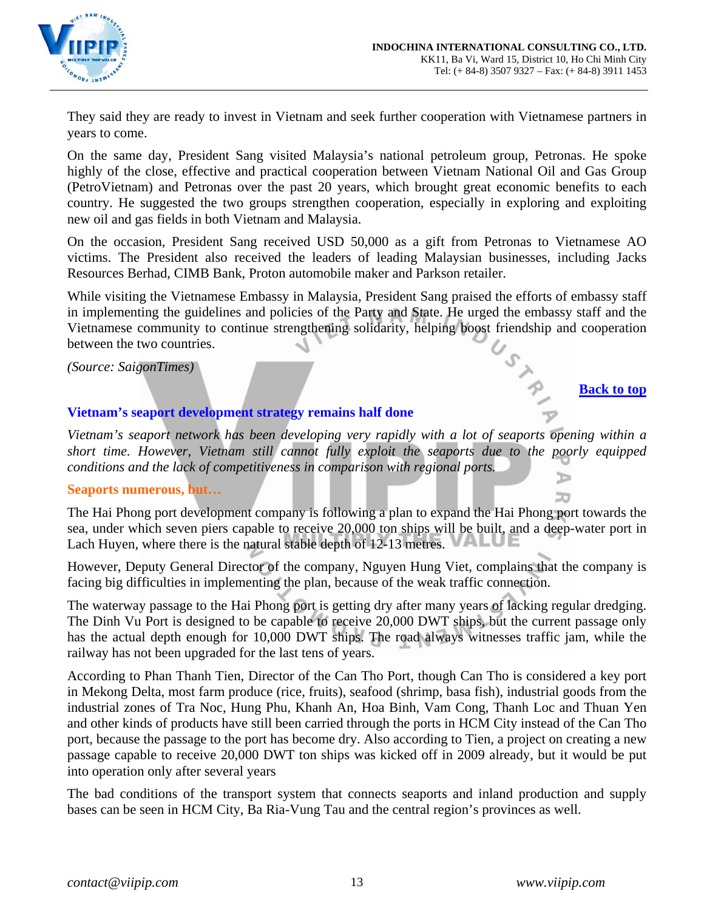They said they are ready to invest in Vietnam and seek further cooperation with Vietnamese partners in years to come.

On the same day, President Sang visited Malaysia's national petroleum group, Petronas. He spoke highly of the close, effective and practical cooperation between Vietnam National Oil and Gas Group (PetroVietnam) and Petronas over the past 20 years, which brought great economic benefits to each country. He suggested the two groups strengthen cooperation, especially in exploring and exploiting new oil and gas fields in both Vietnam and Malaysia.

On the occasion, President Sang received USD 50,000 as a gift from Petronas to Vietnamese AO victims. The President also received the leaders of leading Malaysian businesses, including Jacks Resources Berhad, CIMB Bank, Proton automobile maker and Parkson retailer.

While visiting the Vietnamese Embassy in Malaysia, President Sang praised the efforts of embassy staff in implementing the guidelines and policies of the Party and State. He urged the embassy staff and the Vietnamese community to continue strengthening solidarity, helping boost friendship and cooperation between the two countries.

*(Source: SaigonTimes)*

**Back to top**

## Vietnam's seaport development strategy remains half done

*Vietnam's seaport network has been developing very rapidly with a lot of seaports opening within a short time. However, Vietnam still cannot fully exploit the seaports due to the poorly equipped conditions and the lack of competitiveness in comparison with regional ports.*

### Seaports numerous, but…

The Hai Phong port development company is following a plan to expand the Hai Phong port towards the sea, under which seven piers capable to receive 20,000 ton ships will be built, and a deep-water port in Lach Huyen, where there is the natural stable depth of 12-13 metres.

However, Deputy General Director of the company, Nguyen Hung Viet, complains that the company is facing big difficulties in implementing the plan, because of the weak traffic connection.

The waterway passage to the Hai Phong port is getting dry after many years of lacking regular dredging. The Dinh Vu Port is designed to be capable to receive 20,000 DWT ships, but the current passage only has the actual depth enough for 10,000 DWT ships. The road always witnesses traffic jam, while the railway has not been upgraded for the last tens of years.

According to Phan Thanh Tien, Director of the Can Tho Port, though Can Tho is considered a key port in Mekong Delta, most farm produce (rice, fruits), seafood (shrimp, basa fish), industrial goods from the industrial zones of Tra Noc, Hung Phu, Khanh An, Hoa Binh, Vam Cong, Thanh Loc and Thuan Yen and other kinds of products have still been carried through the ports in HCM City instead of the Can Tho port, because the passage to the port has become dry. Also according to Tien, a project on creating a new passage capable to receive 20,000 DWT ton ships was kicked off in 2009 already, but it would be put into operation only after several years

The bad conditions of the transport system that connects seaports and inland production and supply bases can be seen in HCM City, Ba Ria-Vung Tau and the central region's provinces as well.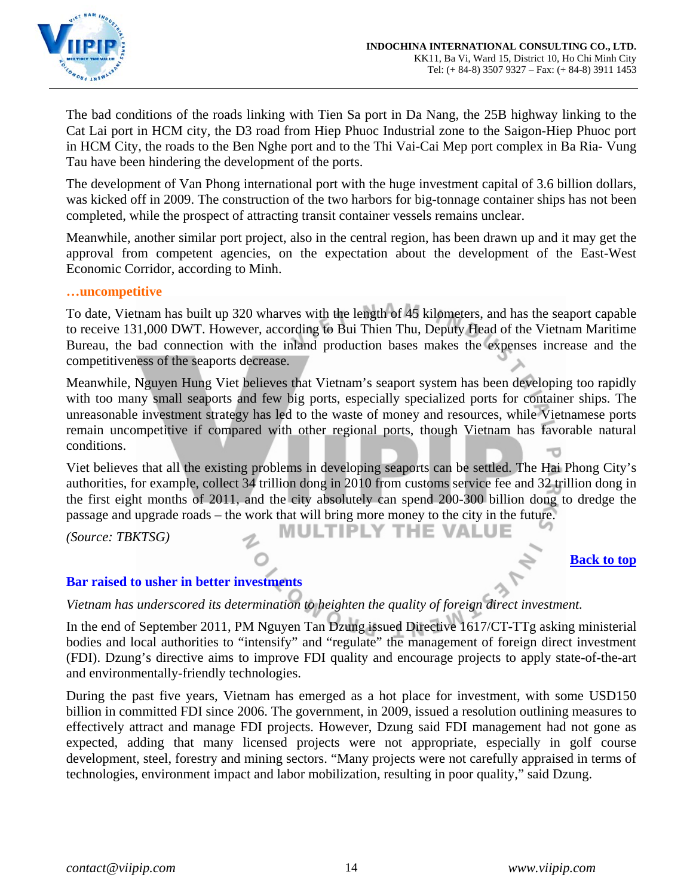The bad conditions of the roads linking with Tien Sa port in Da Nang, the 25B highway linking to the Cat Lai port in HCM city, the D3 road from Hiep Phuoc Industrial zone to the Saigon-Hiep Phuoc port in HCM City, the roads to the Ben Nghe port and to the Thi Vai-Cai Mep port complex in Ba Ria- Vung Tau have been hindering the development of the ports.

The development of Van Phong international port with the huge investment capital of 3.6 billion dollars, was kicked off in 2009. The construction of the two harbors for big-tonnage container ships has not been completed, while the prospect of attracting transit container vessels remains unclear.

Meanwhile, another similar port project, also in the central region, has been drawn up and it may get the approval from competent agencies, on the expectation about the development of the East-West Economic Corridor, according to Minh.

**…uncompetitive**

To date, Vietnam has built up 320 wharves with the length of 45 kilometers, and has the seaport capable to receive 131,000 DWT. However, according to Bui Thien Thu, Deputy Head of the Vietnam Maritime Bureau, the bad connection with the inland production bases makes the expenses increase and the competitiveness of the seaports decrease.

Meanwhile, Nguyen Hung Viet believes that Vietnam's seaport system has been developing too rapidly with too many small seaports and few big ports, especially specialized ports for container ships. The unreasonable investment strategy has led to the waste of money and resources, while Vietnamese ports remain uncompetitive if compared with other regional ports, though Vietnam has favorable natural conditions.

Viet believes that all the existing problems in developing seaports can be settled. The Hai Phong City's authorities, for example, collect 34 trillion dong in 2010 from customs service fee and 32 trillion dong in the first eight months of 2011, and the city absolutely can spend 200-300 billion dong to dredge the passage and upgrade roads – the work that will bring more money to the city in the future.

*(Source: TBKTSG)*

Back to top

## Bar raised to usher in better investments

*Vietnam has underscored its determination to heighten the quality of foreign direct investment.*

In the end of September 2011, PM Nguyen Tan Dzung issued Directive 1617/CT-TTg asking ministerial bodies and local authorities to "intensify" and "regulate" the management of foreign direct investment (FDI). Dzung's directive aims to improve FDI quality and encourage projects to apply state-of-the-art and environmentally-friendly technologies.

During the past five years, Vietnam has emerged as a hot place for investment, with some USD150 billion in committed FDI since 2006. The government, in 2009, issued a resolution outlining measures to effectively attract and manage FDI projects. However, Dzung said FDI management had not gone as expected, adding that many licensed projects were not appropriate, especially in golf course development, steel, forestry and mining sectors. "Many projects were not carefully appraised in terms of technologies, environment impact and labor mobilization, resulting in poor quality," said Dzung.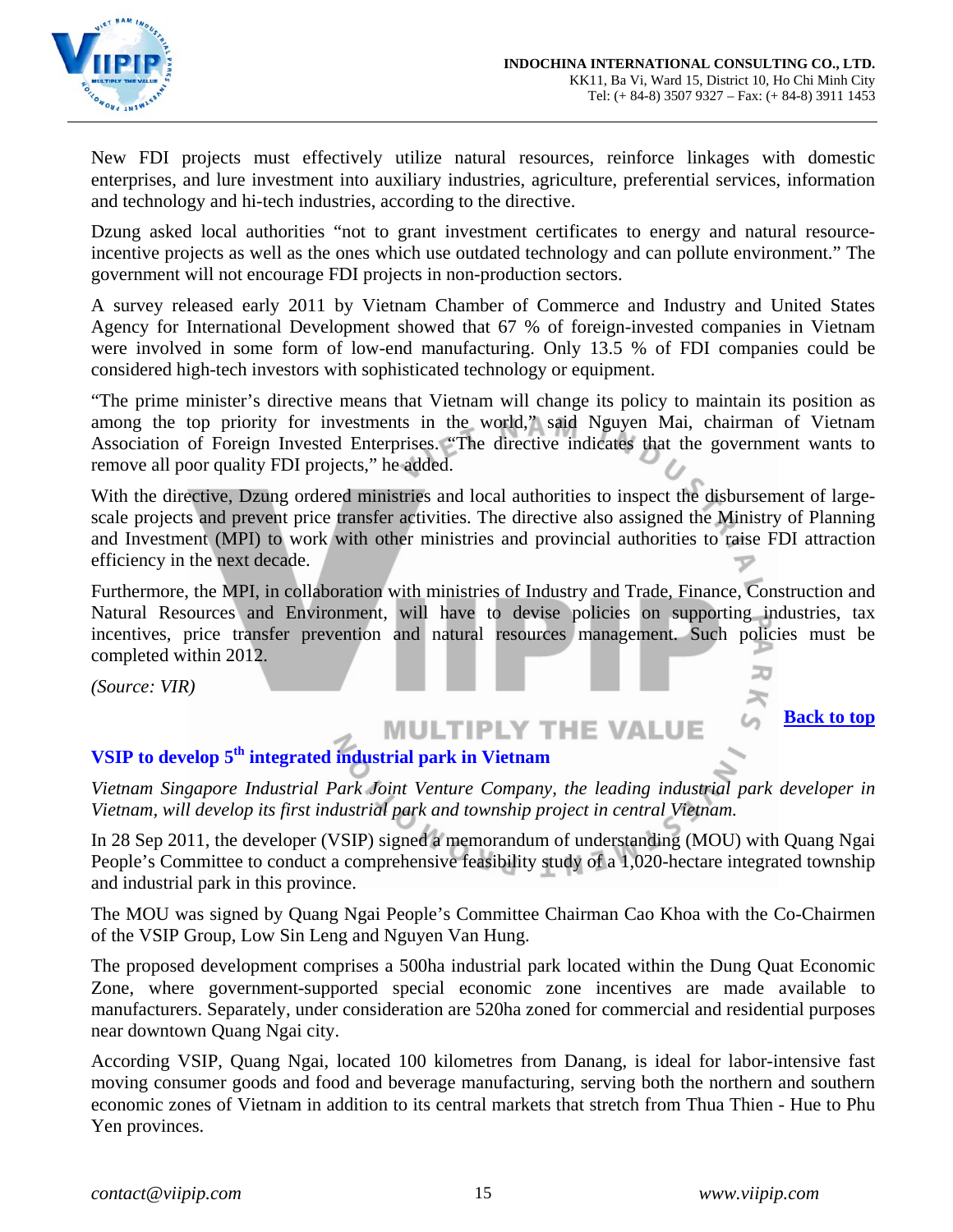New FDI projects must effectively utilize natural resources, reinforce linkages with domestic enterprises, and lure investment into auxiliary industries, agriculture, preferential services, information and technology and hi-tech industries, according to the directive.

Dzung asked local authorities "not to grant investment certificates to energy and natural resource-incentive projects as well as the ones which use outdated technology and can pollute environment." The government will not encourage FDI projects in non-production sectors.

A survey released early 2011 by Vietnam Chamber of Commerce and Industry and United States Agency for International Development showed that 67 % of foreign-invested companies in Vietnam were involved in some form of low-end manufacturing. Only 13.5 % of FDI companies could be considered high-tech investors with sophisticated technology or equipment.

"The prime minister's directive means that Vietnam will change its policy to maintain its position as among the top priority for investments in the world," said Nguyen Mai, chairman of Vietnam Association of Foreign Invested Enterprises. "The directive indicates that the government wants to remove all poor quality FDI projects," he added.

With the directive, Dzung ordered ministries and local authorities to inspect the disbursement of large-scale projects and prevent price transfer activities. The directive also assigned the Ministry of Planning and Investment (MPI) to work with other ministries and provincial authorities to raise FDI attraction efficiency in the next decade.

Furthermore, the MPI, in collaboration with ministries of Industry and Trade, Finance, Construction and Natural Resources and Environment, will have to devise policies on supporting industries, tax incentives, price transfer prevention and natural resources management. Such policies must be completed within 2012.

*(Source: VIR)*

**Back to top**

## VSIP to develop 5th integrated industrial park in Vietnam

*Vietnam Singapore Industrial Park Joint Venture Company, the leading industrial park developer in Vietnam, will develop its first industrial park and township project in central Vietnam.*

In 28 Sep 2011, the developer (VSIP) signed a memorandum of understanding (MOU) with Quang Ngai People's Committee to conduct a comprehensive feasibility study of a 1,020-hectare integrated township and industrial park in this province.

The MOU was signed by Quang Ngai People's Committee Chairman Cao Khoa with the Co-Chairmen of the VSIP Group, Low Sin Leng and Nguyen Van Hung.

The proposed development comprises a 500ha industrial park located within the Dung Quat Economic Zone, where government-supported special economic zone incentives are made available to manufacturers. Separately, under consideration are 520ha zoned for commercial and residential purposes near downtown Quang Ngai city.

According VSIP, Quang Ngai, located 100 kilometres from Danang, is ideal for labor-intensive fast moving consumer goods and food and beverage manufacturing, serving both the northern and southern economic zones of Vietnam in addition to its central markets that stretch from Thua Thien - Hue to Phu Yen provinces.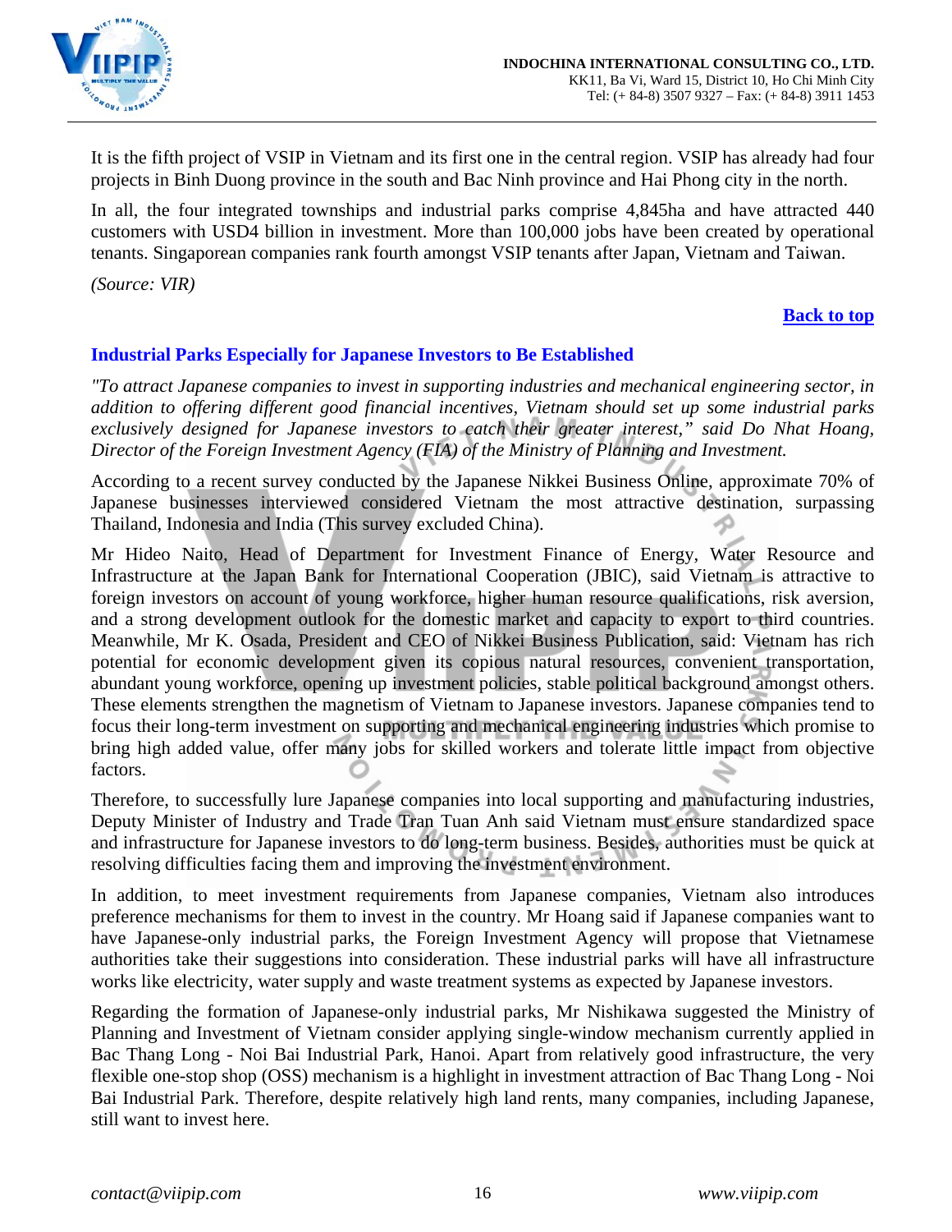It is the fifth project of VSIP in Vietnam and its first one in the central region. VSIP has already had four projects in Binh Duong province in the south and Bac Ninh province and Hai Phong city in the north.

In all, the four integrated townships and industrial parks comprise 4,845ha and have attracted 440 customers with USD4 billion in investment. More than 100,000 jobs have been created by operational tenants. Singaporean companies rank fourth amongst VSIP tenants after Japan, Vietnam and Taiwan.

*(Source: VIR)*

**Back to top**

## Industrial Parks Especially for Japanese Investors to Be Established

*"To attract Japanese companies to invest in supporting industries and mechanical engineering sector, in addition to offering different good financial incentives, Vietnam should set up some industrial parks exclusively designed for Japanese investors to catch their greater interest," said Do Nhat Hoang, Director of the Foreign Investment Agency (FIA) of the Ministry of Planning and Investment.*

According to a recent survey conducted by the Japanese Nikkei Business Online, approximate 70% of Japanese businesses interviewed considered Vietnam the most attractive destination, surpassing Thailand, Indonesia and India (This survey excluded China).

Mr Hideo Naito, Head of Department for Investment Finance of Energy, Water Resource and Infrastructure at the Japan Bank for International Cooperation (JBIC), said Vietnam is attractive to foreign investors on account of young workforce, higher human resource qualifications, risk aversion, and a strong development outlook for the domestic market and capacity to export to third countries. Meanwhile, Mr K. Osada, President and CEO of Nikkei Business Publication, said: Vietnam has rich potential for economic development given its copious natural resources, convenient transportation, abundant young workforce, opening up investment policies, stable political background amongst others. These elements strengthen the magnetism of Vietnam to Japanese investors. Japanese companies tend to focus their long-term investment on supporting and mechanical engineering industries which promise to bring high added value, offer many jobs for skilled workers and tolerate little impact from objective factors.

Therefore, to successfully lure Japanese companies into local supporting and manufacturing industries, Deputy Minister of Industry and Trade Tran Tuan Anh said Vietnam must ensure standardized space and infrastructure for Japanese investors to do long-term business. Besides, authorities must be quick at resolving difficulties facing them and improving the investment environment.

In addition, to meet investment requirements from Japanese companies, Vietnam also introduces preference mechanisms for them to invest in the country. Mr Hoang said if Japanese companies want to have Japanese-only industrial parks, the Foreign Investment Agency will propose that Vietnamese authorities take their suggestions into consideration. These industrial parks will have all infrastructure works like electricity, water supply and waste treatment systems as expected by Japanese investors.

Regarding the formation of Japanese-only industrial parks, Mr Nishikawa suggested the Ministry of Planning and Investment of Vietnam consider applying single-window mechanism currently applied in Bac Thang Long - Noi Bai Industrial Park, Hanoi. Apart from relatively good infrastructure, the very flexible one-stop shop (OSS) mechanism is a highlight in investment attraction of Bac Thang Long - Noi Bai Industrial Park. Therefore, despite relatively high land rents, many companies, including Japanese, still want to invest here.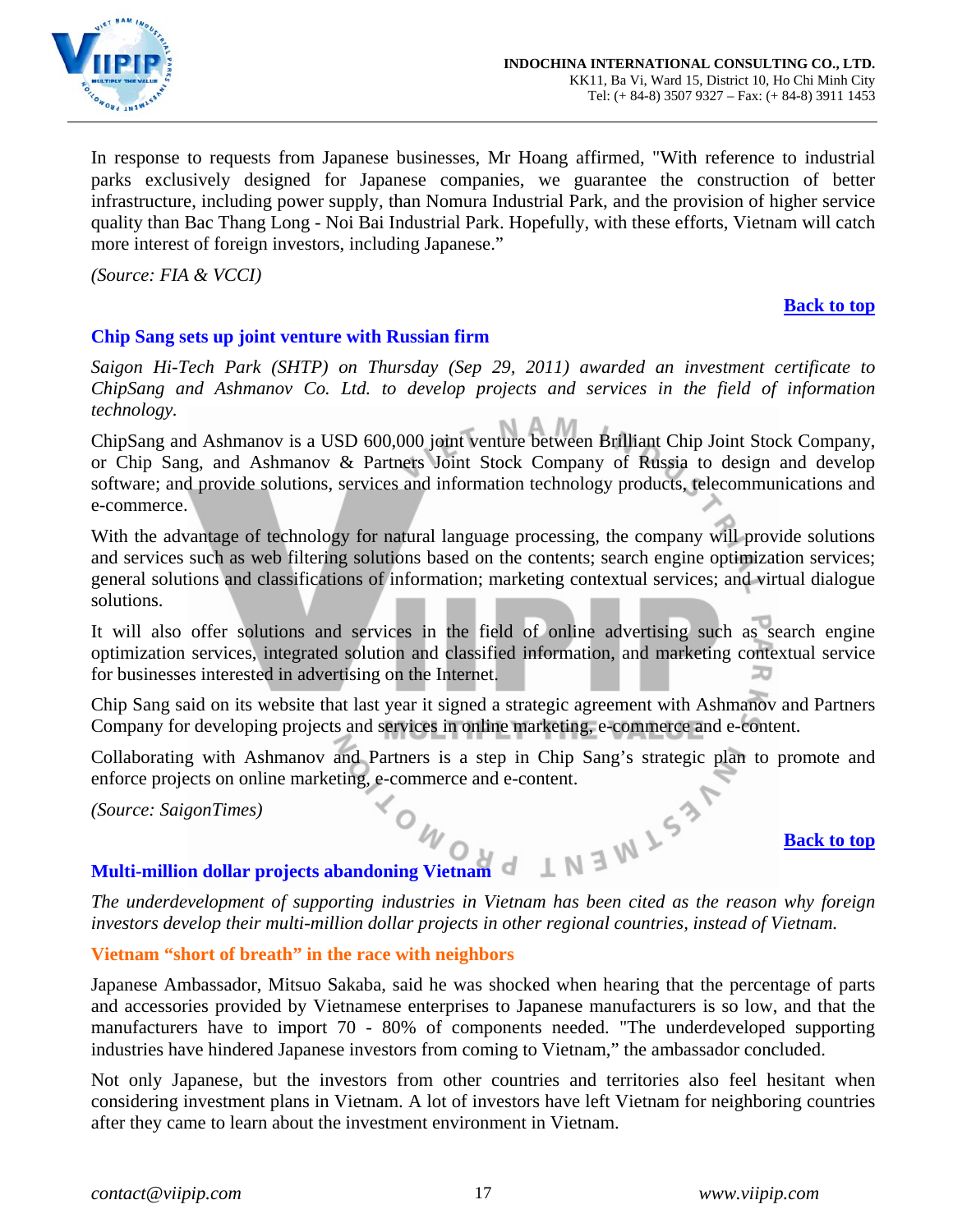In response to requests from Japanese businesses, Mr Hoang affirmed, "With reference to industrial parks exclusively designed for Japanese companies, we guarantee the construction of better infrastructure, including power supply, than Nomura Industrial Park, and the provision of higher service quality than Bac Thang Long - Noi Bai Industrial Park. Hopefully, with these efforts, Vietnam will catch more interest of foreign investors, including Japanese."

*(Source: FIA & VCCI)*

**Back to top**

## Chip Sang sets up joint venture with Russian firm

*Saigon Hi-Tech Park (SHTP) on Thursday (Sep 29, 2011) awarded an investment certificate to ChipSang and Ashmanov Co. Ltd. to develop projects and services in the field of information technology.*

ChipSang and Ashmanov is a USD 600,000 joint venture between Brilliant Chip Joint Stock Company, or Chip Sang, and Ashmanov & Partners Joint Stock Company of Russia to design and develop software; and provide solutions, services and information technology products, telecommunications and e-commerce.

With the advantage of technology for natural language processing, the company will provide solutions and services such as web filtering solutions based on the contents; search engine optimization services; general solutions and classifications of information; marketing contextual services; and virtual dialogue solutions.

It will also offer solutions and services in the field of online advertising such as search engine optimization services, integrated solution and classified information, and marketing contextual service for businesses interested in advertising on the Internet.

Chip Sang said on its website that last year it signed a strategic agreement with Ashmanov and Partners Company for developing projects and services in online marketing, e-commerce and e-content.

Collaborating with Ashmanov and Partners is a step in Chip Sang's strategic plan to promote and enforce projects on online marketing, e-commerce and e-content.

*(Source: SaigonTimes)*

**Back to top**

## Multi-million dollar projects abandoning Vietnam

*The underdevelopment of supporting industries in Vietnam has been cited as the reason why foreign investors develop their multi-million dollar projects in other regional countries, instead of Vietnam.*

### Vietnam "short of breath" in the race with neighbors

Japanese Ambassador, Mitsuo Sakaba, said he was shocked when hearing that the percentage of parts and accessories provided by Vietnamese enterprises to Japanese manufacturers is so low, and that the manufacturers have to import 70 - 80% of components needed. "The underdeveloped supporting industries have hindered Japanese investors from coming to Vietnam," the ambassador concluded.

Not only Japanese, but the investors from other countries and territories also feel hesitant when considering investment plans in Vietnam. A lot of investors have left Vietnam for neighboring countries after they came to learn about the investment environment in Vietnam.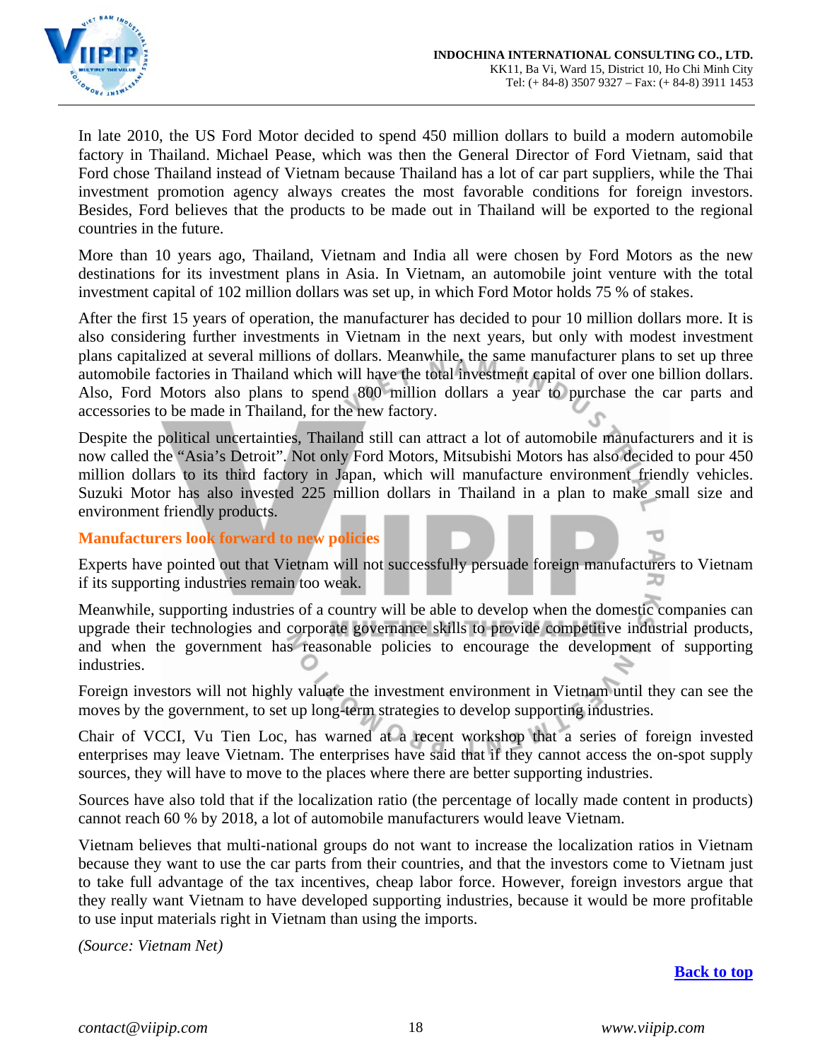In late 2010, the US Ford Motor decided to spend 450 million dollars to build a modern automobile factory in Thailand. Michael Pease, which was then the General Director of Ford Vietnam, said that Ford chose Thailand instead of Vietnam because Thailand has a lot of car part suppliers, while the Thai investment promotion agency always creates the most favorable conditions for foreign investors. Besides, Ford believes that the products to be made out in Thailand will be exported to the regional countries in the future.

More than 10 years ago, Thailand, Vietnam and India all were chosen by Ford Motors as the new destinations for its investment plans in Asia. In Vietnam, an automobile joint venture with the total investment capital of 102 million dollars was set up, in which Ford Motor holds 75 % of stakes.

After the first 15 years of operation, the manufacturer has decided to pour 10 million dollars more. It is also considering further investments in Vietnam in the next years, but only with modest investment plans capitalized at several millions of dollars. Meanwhile, the same manufacturer plans to set up three automobile factories in Thailand which will have the total investment capital of over one billion dollars. Also, Ford Motors also plans to spend 800 million dollars a year to purchase the car parts and accessories to be made in Thailand, for the new factory.

Despite the political uncertainties, Thailand still can attract a lot of automobile manufacturers and it is now called the "Asia's Detroit". Not only Ford Motors, Mitsubishi Motors has also decided to pour 450 million dollars to its third factory in Japan, which will manufacture environment friendly vehicles. Suzuki Motor has also invested 225 million dollars in Thailand in a plan to make small size and environment friendly products.

**Manufacturers look forward to new policies**

Experts have pointed out that Vietnam will not successfully persuade foreign manufacturers to Vietnam if its supporting industries remain too weak.

Meanwhile, supporting industries of a country will be able to develop when the domestic companies can upgrade their technologies and corporate governance skills to provide competitive industrial products, and when the government has reasonable policies to encourage the development of supporting industries.

Foreign investors will not highly valuate the investment environment in Vietnam until they can see the moves by the government, to set up long-term strategies to develop supporting industries.

Chair of VCCI, Vu Tien Loc, has warned at a recent workshop that a series of foreign invested enterprises may leave Vietnam. The enterprises have said that if they cannot access the on-spot supply sources, they will have to move to the places where there are better supporting industries.

Sources have also told that if the localization ratio (the percentage of locally made content in products) cannot reach 60 % by 2018, a lot of automobile manufacturers would leave Vietnam.

Vietnam believes that multi-national groups do not want to increase the localization ratios in Vietnam because they want to use the car parts from their countries, and that the investors come to Vietnam just to take full advantage of the tax incentives, cheap labor force. However, foreign investors argue that they really want Vietnam to have developed supporting industries, because it would be more profitable to use input materials right in Vietnam than using the imports.

*(Source: Vietnam Net)*

**Back to top**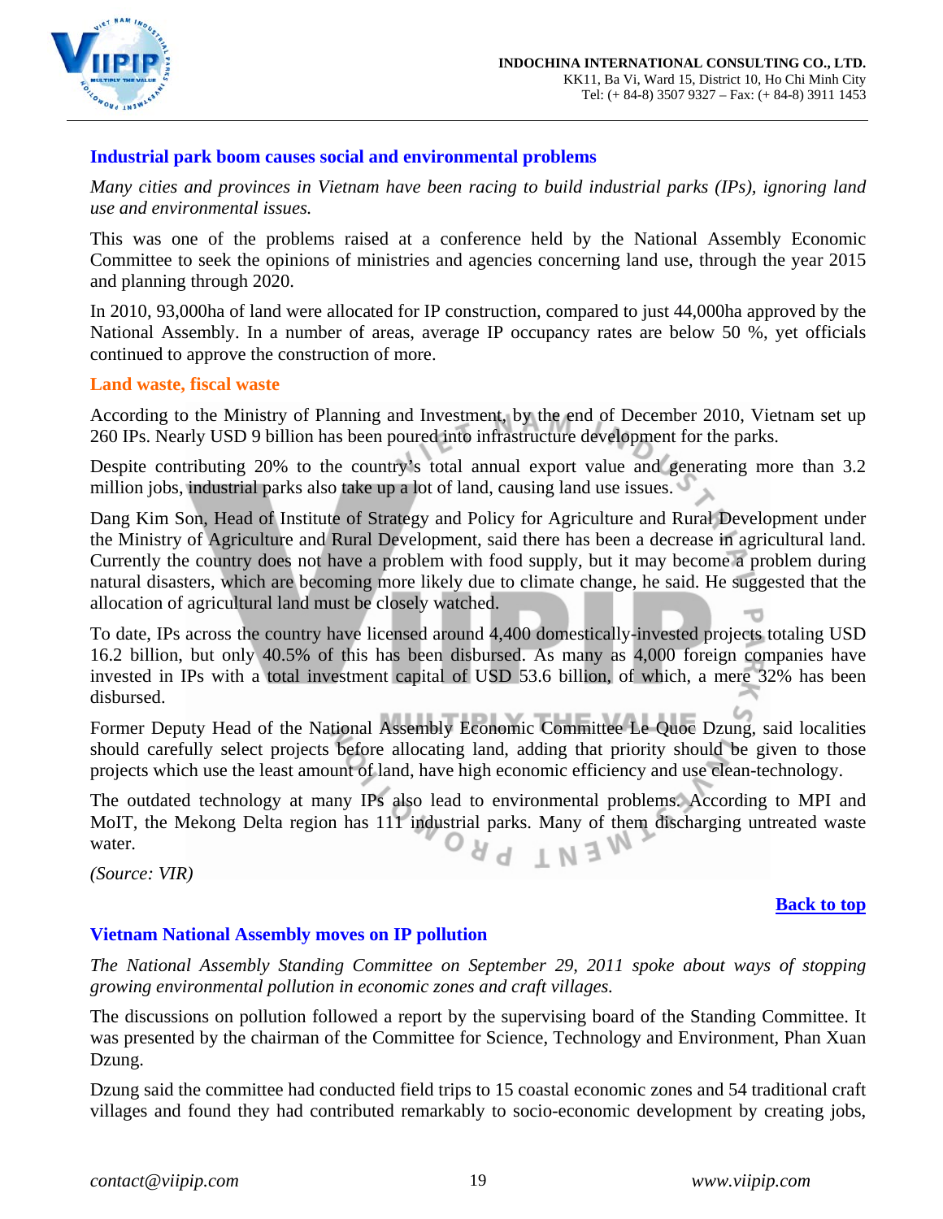## Industrial park boom causes social and environmental problems

*Many cities and provinces in Vietnam have been racing to build industrial parks (IPs), ignoring land use and environmental issues.*

This was one of the problems raised at a conference held by the National Assembly Economic Committee to seek the opinions of ministries and agencies concerning land use, through the year 2015 and planning through 2020.

In 2010, 93,000ha of land were allocated for IP construction, compared to just 44,000ha approved by the National Assembly. In a number of areas, average IP occupancy rates are below 50 %, yet officials continued to approve the construction of more.

### Land waste, fiscal waste

According to the Ministry of Planning and Investment, by the end of December 2010, Vietnam set up 260 IPs. Nearly USD 9 billion has been poured into infrastructure development for the parks.

Despite contributing 20% to the country's total annual export value and generating more than 3.2 million jobs, industrial parks also take up a lot of land, causing land use issues.

Dang Kim Son, Head of Institute of Strategy and Policy for Agriculture and Rural Development under the Ministry of Agriculture and Rural Development, said there has been a decrease in agricultural land. Currently the country does not have a problem with food supply, but it may become a problem during natural disasters, which are becoming more likely due to climate change, he said. He suggested that the allocation of agricultural land must be closely watched.

To date, IPs across the country have licensed around 4,400 domestically-invested projects totaling USD 16.2 billion, but only 40.5% of this has been disbursed. As many as 4,000 foreign companies have invested in IPs with a total investment capital of USD 53.6 billion, of which, a mere 32% has been disbursed.

Former Deputy Head of the National Assembly Economic Committee Le Quoc Dzung, said localities should carefully select projects before allocating land, adding that priority should be given to those projects which use the least amount of land, have high economic efficiency and use clean-technology.

The outdated technology at many IPs also lead to environmental problems. According to MPI and MoIT, the Mekong Delta region has 111 industrial parks. Many of them discharging untreated waste water.

*(Source: VIR)*

**Back to top**

## Vietnam National Assembly moves on IP pollution

*The National Assembly Standing Committee on September 29, 2011 spoke about ways of stopping growing environmental pollution in economic zones and craft villages.*

The discussions on pollution followed a report by the supervising board of the Standing Committee. It was presented by the chairman of the Committee for Science, Technology and Environment, Phan Xuan Dzung.

Dzung said the committee had conducted field trips to 15 coastal economic zones and 54 traditional craft villages and found they had contributed remarkably to socio-economic development by creating jobs,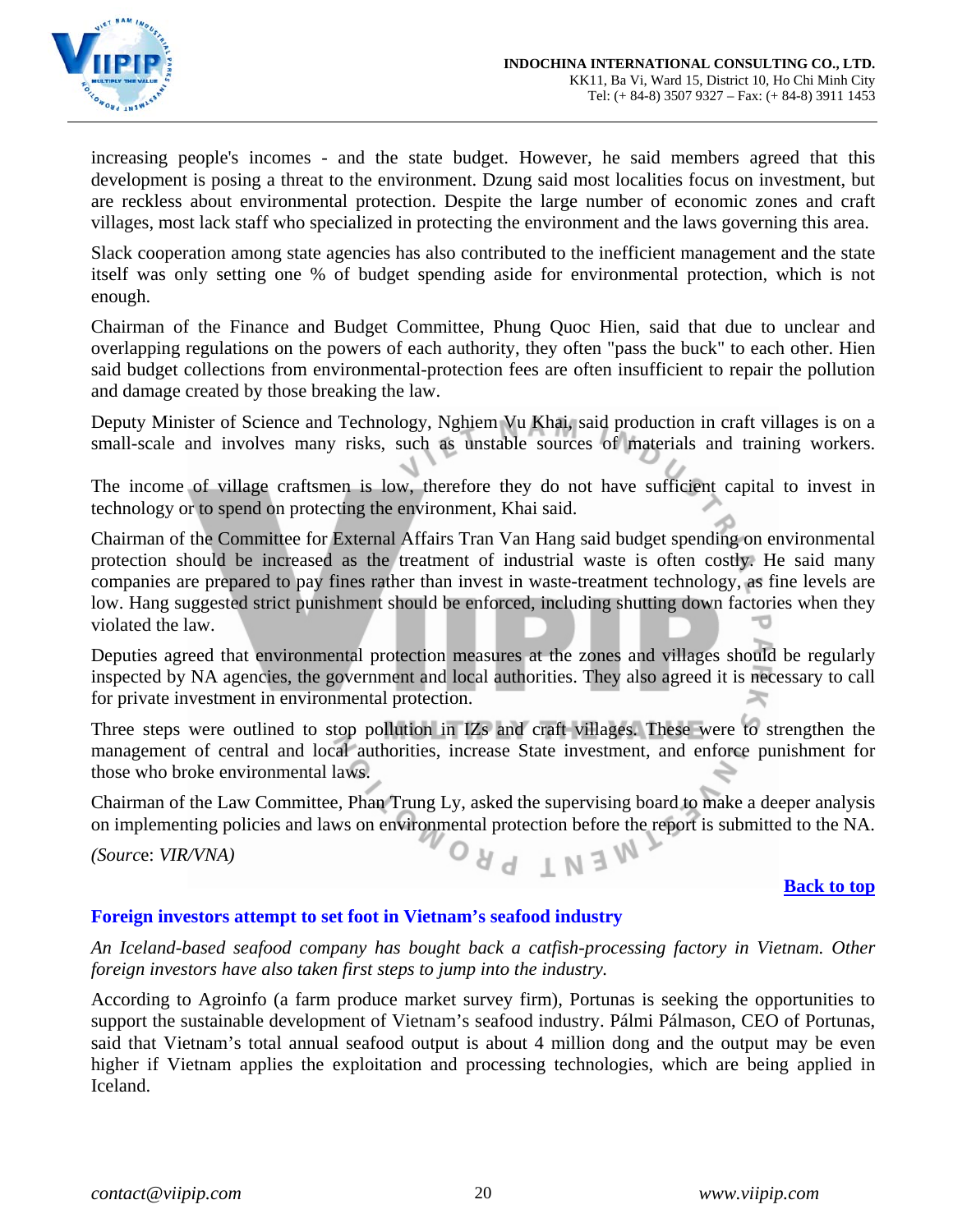increasing people's incomes - and the state budget. However, he said members agreed that this development is posing a threat to the environment. Dzung said most localities focus on investment, but are reckless about environmental protection. Despite the large number of economic zones and craft villages, most lack staff who specialized in protecting the environment and the laws governing this area.

Slack cooperation among state agencies has also contributed to the inefficient management and the state itself was only setting one % of budget spending aside for environmental protection, which is not enough.

Chairman of the Finance and Budget Committee, Phung Quoc Hien, said that due to unclear and overlapping regulations on the powers of each authority, they often "pass the buck" to each other. Hien said budget collections from environmental-protection fees are often insufficient to repair the pollution and damage created by those breaking the law.

Deputy Minister of Science and Technology, Nghiem Vu Khai, said production in craft villages is on a small-scale and involves many risks, such as unstable sources of materials and training workers.

The income of village craftsmen is low, therefore they do not have sufficient capital to invest in technology or to spend on protecting the environment, Khai said.

Chairman of the Committee for External Affairs Tran Van Hang said budget spending on environmental protection should be increased as the treatment of industrial waste is often costly. He said many companies are prepared to pay fines rather than invest in waste-treatment technology, as fine levels are low. Hang suggested strict punishment should be enforced, including shutting down factories when they violated the law.

Deputies agreed that environmental protection measures at the zones and villages should be regularly inspected by NA agencies, the government and local authorities. They also agreed it is necessary to call for private investment in environmental protection.

Three steps were outlined to stop pollution in IZs and craft villages. These were to strengthen the management of central and local authorities, increase State investment, and enforce punishment for those who broke environmental laws.

Chairman of the Law Committee, Phan Trung Ly, asked the supervising board to make a deeper analysis on implementing policies and laws on environmental protection before the report is submitted to the NA.

*(Source: VIR/VNA)*

**Back to top**

## Foreign investors attempt to set foot in Vietnam's seafood industry

*An Iceland-based seafood company has bought back a catfish-processing factory in Vietnam. Other foreign investors have also taken first steps to jump into the industry.*

According to Agroinfo (a farm produce market survey firm), Portunas is seeking the opportunities to support the sustainable development of Vietnam's seafood industry. Pálmi Pálmason, CEO of Portunas, said that Vietnam's total annual seafood output is about 4 million dong and the output may be even higher if Vietnam applies the exploitation and processing technologies, which are being applied in Iceland.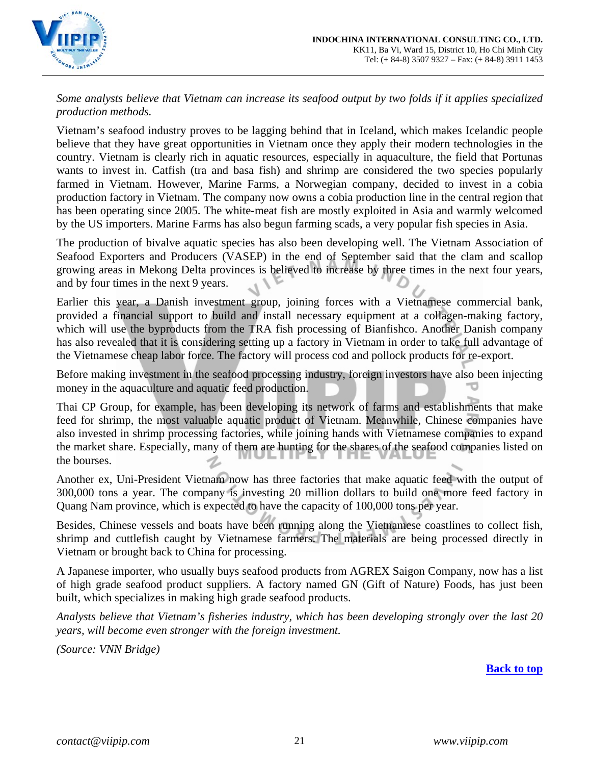*Some analysts believe that Vietnam can increase its seafood output by two folds if it applies specialized production methods.*

Vietnam's seafood industry proves to be lagging behind that in Iceland, which makes Icelandic people believe that they have great opportunities in Vietnam once they apply their modern technologies in the country. Vietnam is clearly rich in aquatic resources, especially in aquaculture, the field that Portunas wants to invest in. Catfish (tra and basa fish) and shrimp are considered the two species popularly farmed in Vietnam. However, Marine Farms, a Norwegian company, decided to invest in a cobia production factory in Vietnam. The company now owns a cobia production line in the central region that has been operating since 2005. The white-meat fish are mostly exploited in Asia and warmly welcomed by the US importers. Marine Farms has also begun farming scads, a very popular fish species in Asia.

The production of bivalve aquatic species has also been developing well. The Vietnam Association of Seafood Exporters and Producers (VASEP) in the end of September said that the clam and scallop growing areas in Mekong Delta provinces is believed to increase by three times in the next four years, and by four times in the next 9 years.

Earlier this year, a Danish investment group, joining forces with a Vietnamese commercial bank, provided a financial support to build and install necessary equipment at a collagen-making factory, which will use the byproducts from the TRA fish processing of Bianfishco. Another Danish company has also revealed that it is considering setting up a factory in Vietnam in order to take full advantage of the Vietnamese cheap labor force. The factory will process cod and pollock products for re-export.

Before making investment in the seafood processing industry, foreign investors have also been injecting money in the aquaculture and aquatic feed production.

Thai CP Group, for example, has been developing its network of farms and establishments that make feed for shrimp, the most valuable aquatic product of Vietnam. Meanwhile, Chinese companies have also invested in shrimp processing factories, while joining hands with Vietnamese companies to expand the market share. Especially, many of them are hunting for the shares of the seafood companies listed on the bourses.

Another ex, Uni-President Vietnam now has three factories that make aquatic feed with the output of 300,000 tons a year. The company is investing 20 million dollars to build one more feed factory in Quang Nam province, which is expected to have the capacity of 100,000 tons per year.

Besides, Chinese vessels and boats have been running along the Vietnamese coastlines to collect fish, shrimp and cuttlefish caught by Vietnamese farmers. The materials are being processed directly in Vietnam or brought back to China for processing.

A Japanese importer, who usually buys seafood products from AGREX Saigon Company, now has a list of high grade seafood product suppliers. A factory named GN (Gift of Nature) Foods, has just been built, which specializes in making high grade seafood products.

*Analysts believe that Vietnam's fisheries industry, which has been developing strongly over the last 20 years, will become even stronger with the foreign investment.*

*(Source: VNN Bridge)*

**Back to top**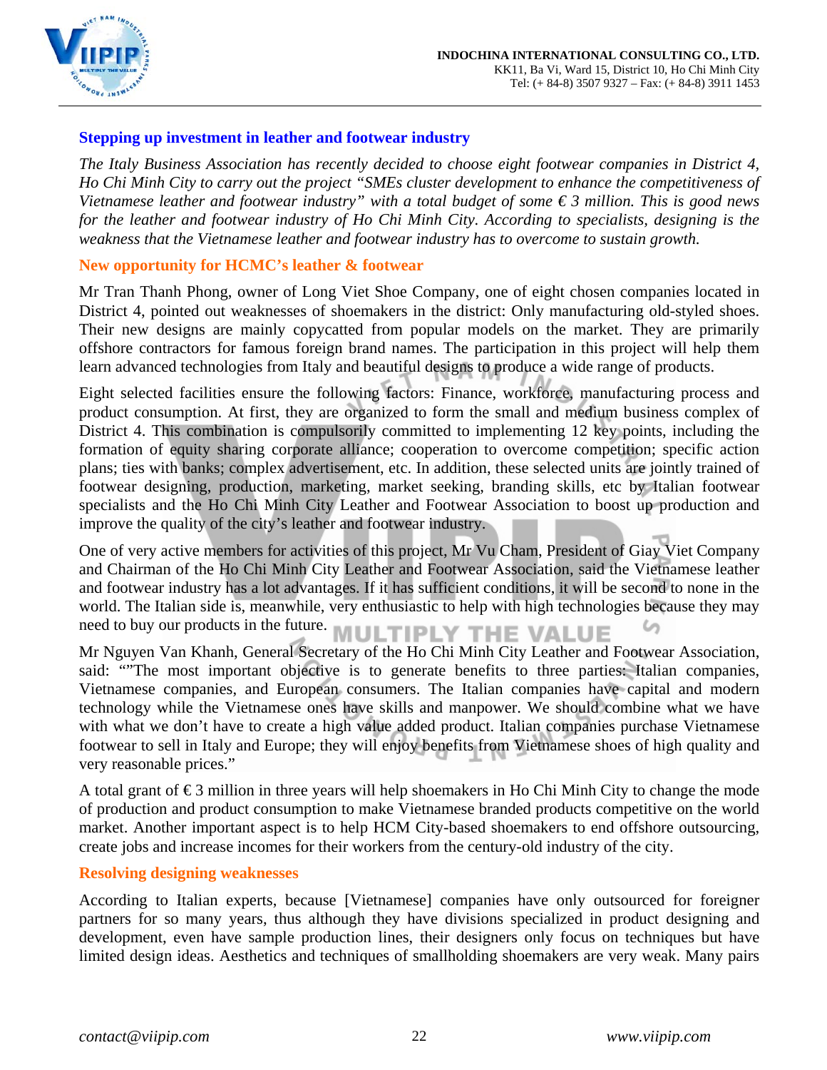## Stepping up investment in leather and footwear industry

*The Italy Business Association has recently decided to choose eight footwear companies in District 4, Ho Chi Minh City to carry out the project "SMEs cluster development to enhance the competitiveness of Vietnamese leather and footwear industry" with a total budget of some € 3 million. This is good news for the leather and footwear industry of Ho Chi Minh City. According to specialists, designing is the weakness that the Vietnamese leather and footwear industry has to overcome to sustain growth.*

### New opportunity for HCMC's leather & footwear

Mr Tran Thanh Phong, owner of Long Viet Shoe Company, one of eight chosen companies located in District 4, pointed out weaknesses of shoemakers in the district: Only manufacturing old-styled shoes. Their new designs are mainly copycatted from popular models on the market. They are primarily offshore contractors for famous foreign brand names. The participation in this project will help them learn advanced technologies from Italy and beautiful designs to produce a wide range of products.

Eight selected facilities ensure the following factors: Finance, workforce, manufacturing process and product consumption. At first, they are organized to form the small and medium business complex of District 4. This combination is compulsorily committed to implementing 12 key points, including the formation of equity sharing corporate alliance; cooperation to overcome competition; specific action plans; ties with banks; complex advertisement, etc. In addition, these selected units are jointly trained of footwear designing, production, marketing, market seeking, branding skills, etc by Italian footwear specialists and the Ho Chi Minh City Leather and Footwear Association to boost up production and improve the quality of the city's leather and footwear industry.

One of very active members for activities of this project, Mr Vu Cham, President of Giay Viet Company and Chairman of the Ho Chi Minh City Leather and Footwear Association, said the Vietnamese leather and footwear industry has a lot advantages. If it has sufficient conditions, it will be second to none in the world. The Italian side is, meanwhile, very enthusiastic to help with high technologies because they may need to buy our products in the future.

Mr Nguyen Van Khanh, General Secretary of the Ho Chi Minh City Leather and Footwear Association, said: ""The most important objective is to generate benefits to three parties: Italian companies, Vietnamese companies, and European consumers. The Italian companies have capital and modern technology while the Vietnamese ones have skills and manpower. We should combine what we have with what we don't have to create a high value added product. Italian companies purchase Vietnamese footwear to sell in Italy and Europe; they will enjoy benefits from Vietnamese shoes of high quality and very reasonable prices."

A total grant of € 3 million in three years will help shoemakers in Ho Chi Minh City to change the mode of production and product consumption to make Vietnamese branded products competitive on the world market. Another important aspect is to help HCM City-based shoemakers to end offshore outsourcing, create jobs and increase incomes for their workers from the century-old industry of the city.

### Resolving designing weaknesses

According to Italian experts, because [Vietnamese] companies have only outsourced for foreigner partners for so many years, thus although they have divisions specialized in product designing and development, even have sample production lines, their designers only focus on techniques but have limited design ideas. Aesthetics and techniques of smallholding shoemakers are very weak. Many pairs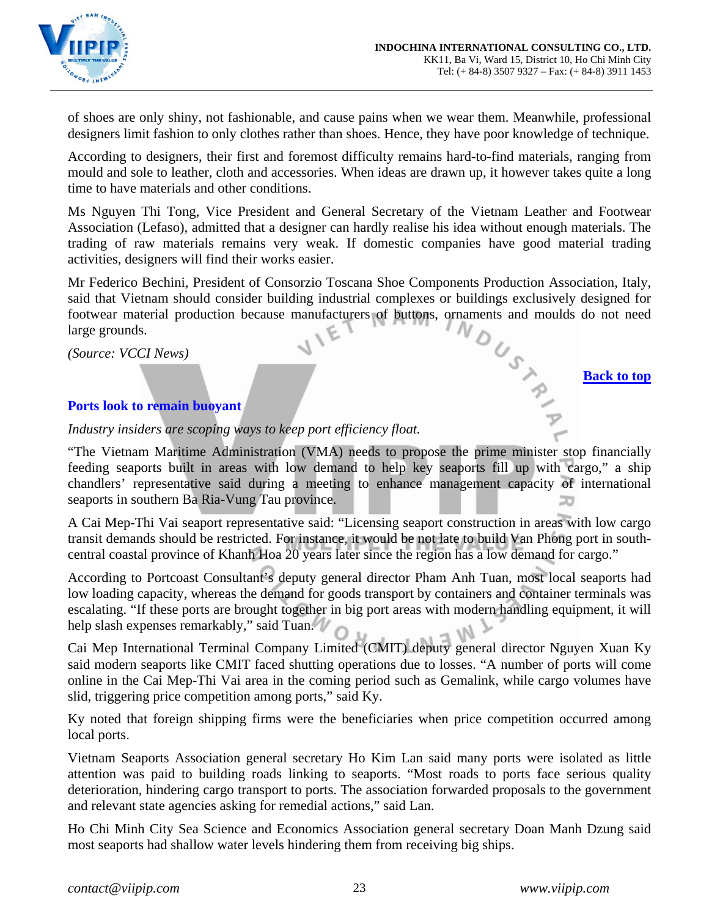of shoes are only shiny, not fashionable, and cause pains when we wear them. Meanwhile, professional designers limit fashion to only clothes rather than shoes. Hence, they have poor knowledge of technique.

According to designers, their first and foremost difficulty remains hard-to-find materials, ranging from mould and sole to leather, cloth and accessories. When ideas are drawn up, it however takes quite a long time to have materials and other conditions.

Ms Nguyen Thi Tong, Vice President and General Secretary of the Vietnam Leather and Footwear Association (Lefaso), admitted that a designer can hardly realise his idea without enough materials. The trading of raw materials remains very weak. If domestic companies have good material trading activities, designers will find their works easier.

Mr Federico Bechini, President of Consorzio Toscana Shoe Components Production Association, Italy, said that Vietnam should consider building industrial complexes or buildings exclusively designed for footwear material production because manufacturers of buttons, ornaments and moulds do not need large grounds.

*(Source: VCCI News)*

Back to top

## Ports look to remain buoyant

*Industry insiders are scoping ways to keep port efficiency float.*

"The Vietnam Maritime Administration (VMA) needs to propose the prime minister stop financially feeding seaports built in areas with low demand to help key seaports fill up with cargo," a ship chandlers' representative said during a meeting to enhance management capacity of international seaports in southern Ba Ria-Vung Tau province.

A Cai Mep-Thi Vai seaport representative said: "Licensing seaport construction in areas with low cargo transit demands should be restricted. For instance, it would be not late to build Van Phong port in south-central coastal province of Khanh Hoa 20 years later since the region has a low demand for cargo."

According to Portcoast Consultant's deputy general director Pham Anh Tuan, most local seaports had low loading capacity, whereas the demand for goods transport by containers and container terminals was escalating. "If these ports are brought together in big port areas with modern handling equipment, it will help slash expenses remarkably," said Tuan.

Cai Mep International Terminal Company Limited (CMIT) deputy general director Nguyen Xuan Ky said modern seaports like CMIT faced shutting operations due to losses. "A number of ports will come online in the Cai Mep-Thi Vai area in the coming period such as Gemalink, while cargo volumes have slid, triggering price competition among ports," said Ky.

Ky noted that foreign shipping firms were the beneficiaries when price competition occurred among local ports.

Vietnam Seaports Association general secretary Ho Kim Lan said many ports were isolated as little attention was paid to building roads linking to seaports. "Most roads to ports face serious quality deterioration, hindering cargo transport to ports. The association forwarded proposals to the government and relevant state agencies asking for remedial actions," said Lan.

Ho Chi Minh City Sea Science and Economics Association general secretary Doan Manh Dzung said most seaports had shallow water levels hindering them from receiving big ships.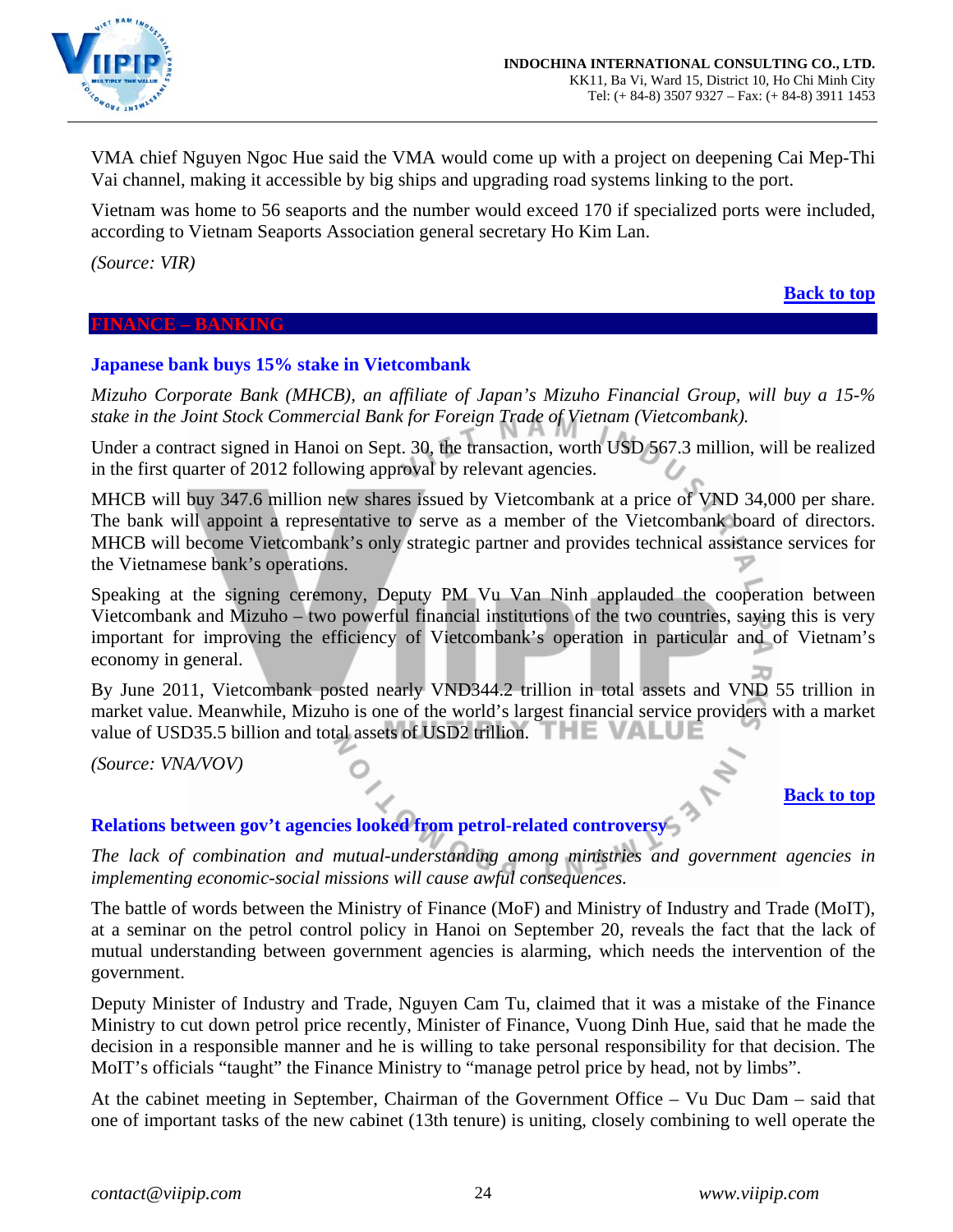VMA chief Nguyen Ngoc Hue said the VMA would come up with a project on deepening Cai Mep-Thi Vai channel, making it accessible by big ships and upgrading road systems linking to the port.

Vietnam was home to 56 seaports and the number would exceed 170 if specialized ports were included, according to Vietnam Seaports Association general secretary Ho Kim Lan.

*(Source: VIR)*

**Back to top**

## FINANCE – BANKING

### Japanese bank buys 15% stake in Vietcombank

*Mizuho Corporate Bank (MHCB), an affiliate of Japan's Mizuho Financial Group, will buy a 15-% stake in the Joint Stock Commercial Bank for Foreign Trade of Vietnam (Vietcombank).*

Under a contract signed in Hanoi on Sept. 30, the transaction, worth USD 567.3 million, will be realized in the first quarter of 2012 following approval by relevant agencies.

MHCB will buy 347.6 million new shares issued by Vietcombank at a price of VND 34,000 per share. The bank will appoint a representative to serve as a member of the Vietcombank board of directors. MHCB will become Vietcombank's only strategic partner and provides technical assistance services for the Vietnamese bank's operations.

Speaking at the signing ceremony, Deputy PM Vu Van Ninh applauded the cooperation between Vietcombank and Mizuho – two powerful financial institutions of the two countries, saying this is very important for improving the efficiency of Vietcombank's operation in particular and of Vietnam's economy in general.

By June 2011, Vietcombank posted nearly VND344.2 trillion in total assets and VND 55 trillion in market value. Meanwhile, Mizuho is one of the world's largest financial service providers with a market value of USD35.5 billion and total assets of USD2 trillion.

*(Source: VNA/VOV)*

**Back to top**

### Relations between gov't agencies looked from petrol-related controversy

*The lack of combination and mutual-understanding among ministries and government agencies in implementing economic-social missions will cause awful consequences.*

The battle of words between the Ministry of Finance (MoF) and Ministry of Industry and Trade (MoIT), at a seminar on the petrol control policy in Hanoi on September 20, reveals the fact that the lack of mutual understanding between government agencies is alarming, which needs the intervention of the government.

Deputy Minister of Industry and Trade, Nguyen Cam Tu, claimed that it was a mistake of the Finance Ministry to cut down petrol price recently, Minister of Finance, Vuong Dinh Hue, said that he made the decision in a responsible manner and he is willing to take personal responsibility for that decision. The MoIT's officials "taught" the Finance Ministry to "manage petrol price by head, not by limbs".

At the cabinet meeting in September, Chairman of the Government Office – Vu Duc Dam – said that one of important tasks of the new cabinet (13th tenure) is uniting, closely combining to well operate the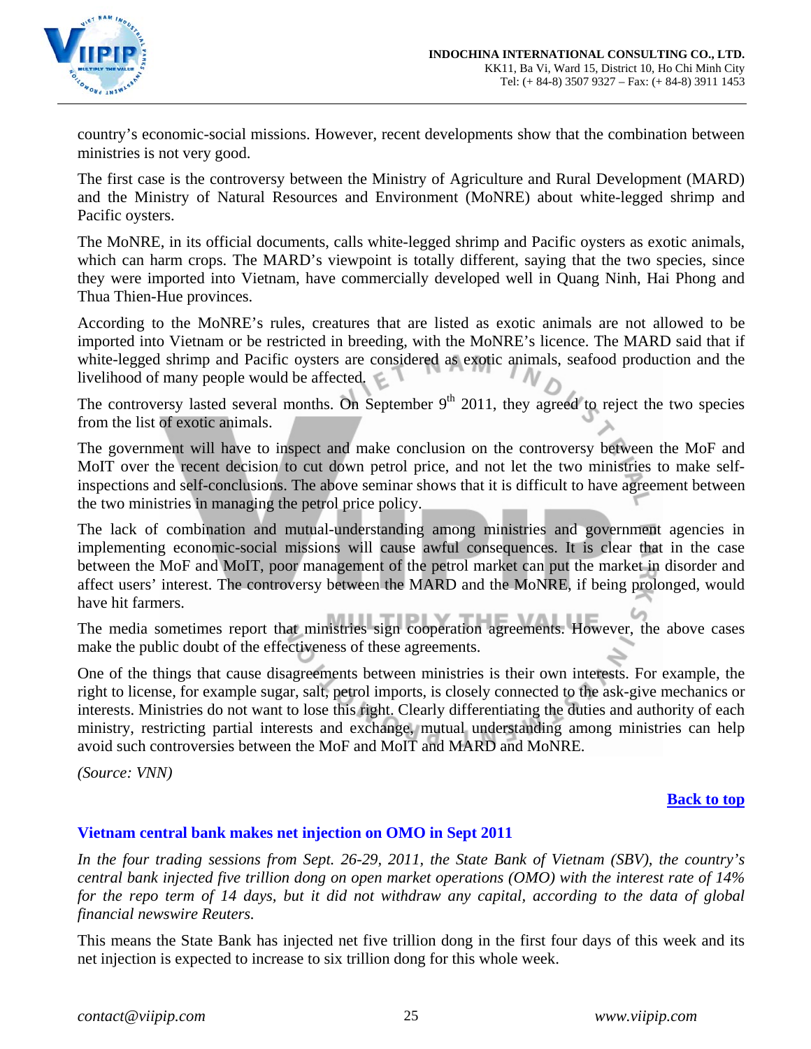country's economic-social missions. However, recent developments show that the combination between ministries is not very good.

The first case is the controversy between the Ministry of Agriculture and Rural Development (MARD) and the Ministry of Natural Resources and Environment (MoNRE) about white-legged shrimp and Pacific oysters.

The MoNRE, in its official documents, calls white-legged shrimp and Pacific oysters as exotic animals, which can harm crops. The MARD's viewpoint is totally different, saying that the two species, since they were imported into Vietnam, have commercially developed well in Quang Ninh, Hai Phong and Thua Thien-Hue provinces.

According to the MoNRE's rules, creatures that are listed as exotic animals are not allowed to be imported into Vietnam or be restricted in breeding, with the MoNRE's licence. The MARD said that if white-legged shrimp and Pacific oysters are considered as exotic animals, seafood production and the livelihood of many people would be affected.

The controversy lasted several months. On September 9th 2011, they agreed to reject the two species from the list of exotic animals.

The government will have to inspect and make conclusion on the controversy between the MoF and MoIT over the recent decision to cut down petrol price, and not let the two ministries to make self-inspections and self-conclusions. The above seminar shows that it is difficult to have agreement between the two ministries in managing the petrol price policy.

The lack of combination and mutual-understanding among ministries and government agencies in implementing economic-social missions will cause awful consequences. It is clear that in the case between the MoF and MoIT, poor management of the petrol market can put the market in disorder and affect users' interest. The controversy between the MARD and the MoNRE, if being prolonged, would have hit farmers.

The media sometimes report that ministries sign cooperation agreements. However, the above cases make the public doubt of the effectiveness of these agreements.

One of the things that cause disagreements between ministries is their own interests. For example, the right to license, for example sugar, salt, petrol imports, is closely connected to the ask-give mechanics or interests. Ministries do not want to lose this right. Clearly differentiating the duties and authority of each ministry, restricting partial interests and exchange, mutual understanding among ministries can help avoid such controversies between the MoF and MoIT and MARD and MoNRE.

*(Source: VNN)*

**Back to top**

## Vietnam central bank makes net injection on OMO in Sept 2011

*In the four trading sessions from Sept. 26-29, 2011, the State Bank of Vietnam (SBV), the country's central bank injected five trillion dong on open market operations (OMO) with the interest rate of 14% for the repo term of 14 days, but it did not withdraw any capital, according to the data of global financial newswire Reuters.*

This means the State Bank has injected net five trillion dong in the first four days of this week and its net injection is expected to increase to six trillion dong for this whole week.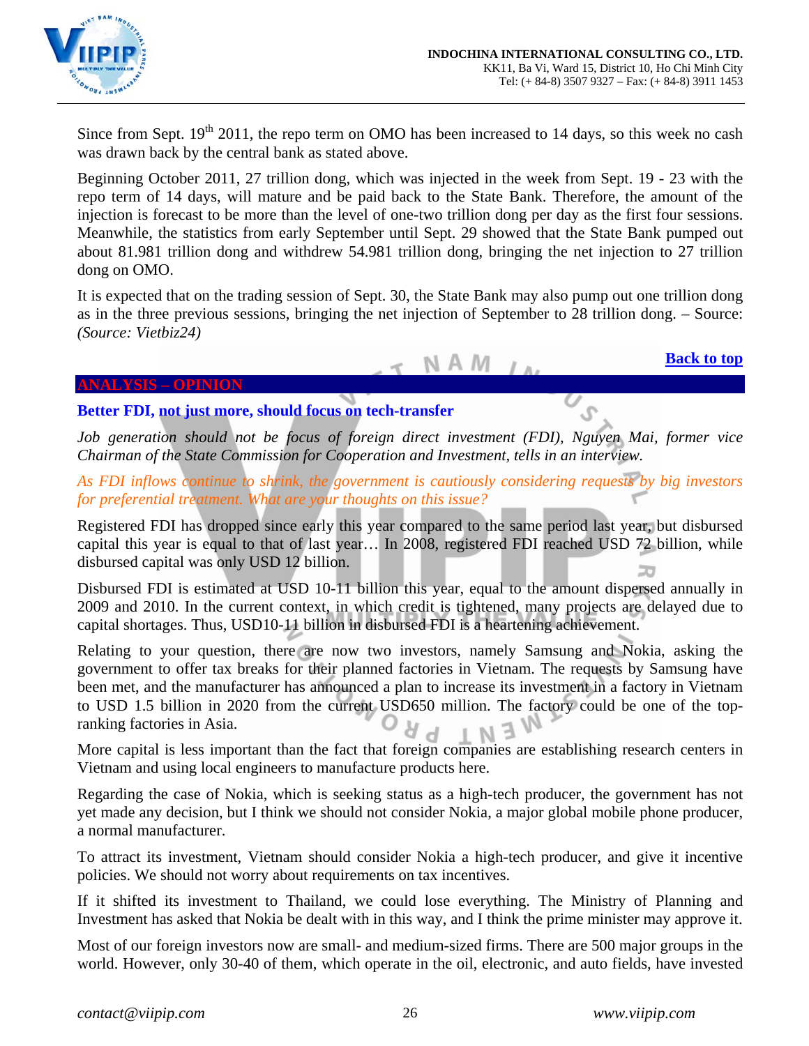Since from Sept. 19th 2011, the repo term on OMO has been increased to 14 days, so this week no cash was drawn back by the central bank as stated above.

Beginning October 2011, 27 trillion dong, which was injected in the week from Sept. 19 - 23 with the repo term of 14 days, will mature and be paid back to the State Bank. Therefore, the amount of the injection is forecast to be more than the level of one-two trillion dong per day as the first four sessions. Meanwhile, the statistics from early September until Sept. 29 showed that the State Bank pumped out about 81.981 trillion dong and withdrew 54.981 trillion dong, bringing the net injection to 27 trillion dong on OMO.

It is expected that on the trading session of Sept. 30, the State Bank may also pump out one trillion dong as in the three previous sessions, bringing the net injection of September to 28 trillion dong. – Source: *(Source: Vietbiz24)*

**Back to top**

## ANALYSIS – OPINION

### Better FDI, not just more, should focus on tech-transfer

*Job generation should not be focus of foreign direct investment (FDI), Nguyen Mai, former vice Chairman of the State Commission for Cooperation and Investment, tells in an interview.*

*As FDI inflows continue to shrink, the government is cautiously considering requests by big investors for preferential treatment. What are your thoughts on this issue?*

Registered FDI has dropped since early this year compared to the same period last year, but disbursed capital this year is equal to that of last year… In 2008, registered FDI reached USD 72 billion, while disbursed capital was only USD 12 billion.

Disbursed FDI is estimated at USD 10-11 billion this year, equal to the amount dispersed annually in 2009 and 2010. In the current context, in which credit is tightened, many projects are delayed due to capital shortages. Thus, USD10-11 billion in disbursed FDI is a heartening achievement.

Relating to your question, there are now two investors, namely Samsung and Nokia, asking the government to offer tax breaks for their planned factories in Vietnam. The requests by Samsung have been met, and the manufacturer has announced a plan to increase its investment in a factory in Vietnam to USD 1.5 billion in 2020 from the current USD650 million. The factory could be one of the top-ranking factories in Asia.

More capital is less important than the fact that foreign companies are establishing research centers in Vietnam and using local engineers to manufacture products here.

Regarding the case of Nokia, which is seeking status as a high-tech producer, the government has not yet made any decision, but I think we should not consider Nokia, a major global mobile phone producer, a normal manufacturer.

To attract its investment, Vietnam should consider Nokia a high-tech producer, and give it incentive policies. We should not worry about requirements on tax incentives.

If it shifted its investment to Thailand, we could lose everything. The Ministry of Planning and Investment has asked that Nokia be dealt with in this way, and I think the prime minister may approve it.

Most of our foreign investors now are small- and medium-sized firms. There are 500 major groups in the world. However, only 30-40 of them, which operate in the oil, electronic, and auto fields, have invested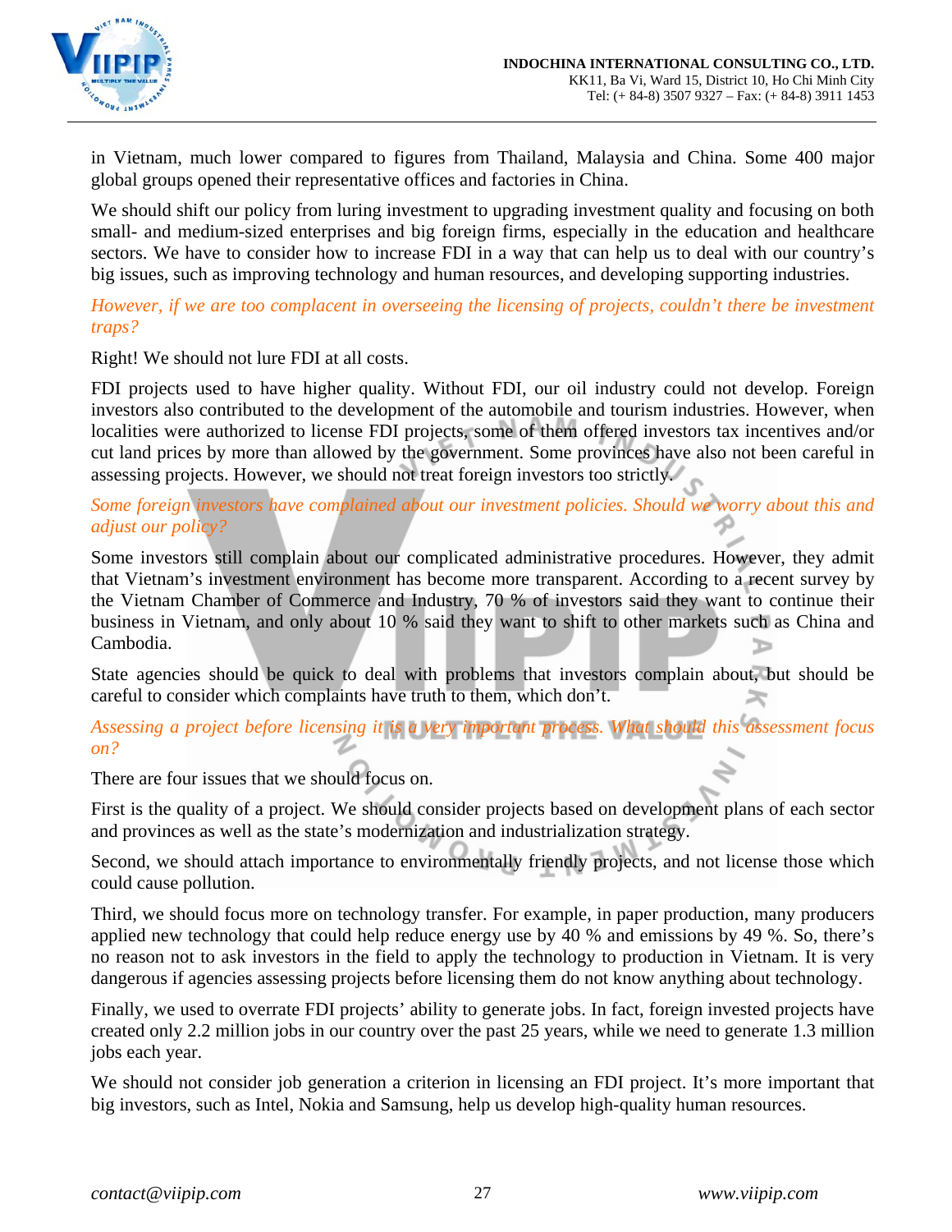in Vietnam, much lower compared to figures from Thailand, Malaysia and China. Some 400 major global groups opened their representative offices and factories in China.

We should shift our policy from luring investment to upgrading investment quality and focusing on both small- and medium-sized enterprises and big foreign firms, especially in the education and healthcare sectors. We have to consider how to increase FDI in a way that can help us to deal with our country's big issues, such as improving technology and human resources, and developing supporting industries.

*However, if we are too complacent in overseeing the licensing of projects, couldn't there be investment traps?*

Right! We should not lure FDI at all costs.

FDI projects used to have higher quality. Without FDI, our oil industry could not develop. Foreign investors also contributed to the development of the automobile and tourism industries. However, when localities were authorized to license FDI projects, some of them offered investors tax incentives and/or cut land prices by more than allowed by the government. Some provinces have also not been careful in assessing projects. However, we should not treat foreign investors too strictly.

*Some foreign investors have complained about our investment policies. Should we worry about this and adjust our policy?*

Some investors still complain about our complicated administrative procedures. However, they admit that Vietnam's investment environment has become more transparent. According to a recent survey by the Vietnam Chamber of Commerce and Industry, 70 % of investors said they want to continue their business in Vietnam, and only about 10 % said they want to shift to other markets such as China and Cambodia.

State agencies should be quick to deal with problems that investors complain about, but should be careful to consider which complaints have truth to them, which don't.

*Assessing a project before licensing it is a very important process. What should this assessment focus on?*

There are four issues that we should focus on.

First is the quality of a project. We should consider projects based on development plans of each sector and provinces as well as the state's modernization and industrialization strategy.

Second, we should attach importance to environmentally friendly projects, and not license those which could cause pollution.

Third, we should focus more on technology transfer. For example, in paper production, many producers applied new technology that could help reduce energy use by 40 % and emissions by 49 %. So, there's no reason not to ask investors in the field to apply the technology to production in Vietnam. It is very dangerous if agencies assessing projects before licensing them do not know anything about technology.

Finally, we used to overrate FDI projects' ability to generate jobs. In fact, foreign invested projects have created only 2.2 million jobs in our country over the past 25 years, while we need to generate 1.3 million jobs each year.

We should not consider job generation a criterion in licensing an FDI project. It's more important that big investors, such as Intel, Nokia and Samsung, help us develop high-quality human resources.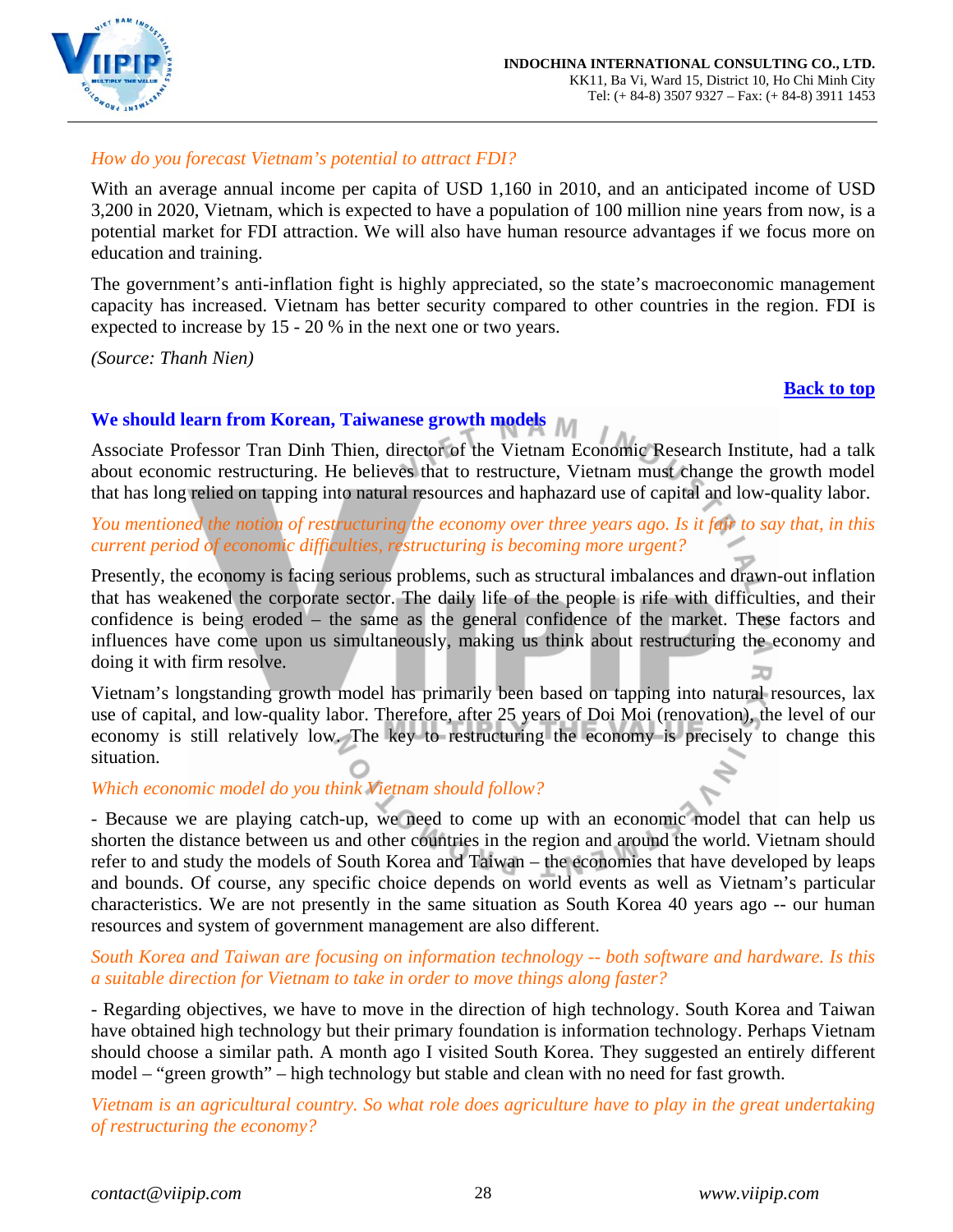*How do you forecast Vietnam's potential to attract FDI?*

With an average annual income per capita of USD 1,160 in 2010, and an anticipated income of USD 3,200 in 2020, Vietnam, which is expected to have a population of 100 million nine years from now, is a potential market for FDI attraction. We will also have human resource advantages if we focus more on education and training.

The government's anti-inflation fight is highly appreciated, so the state's macroeconomic management capacity has increased. Vietnam has better security compared to other countries in the region. FDI is expected to increase by 15 - 20 % in the next one or two years.

*(Source: Thanh Nien)*

**Back to top**

## We should learn from Korean, Taiwanese growth models

Associate Professor Tran Dinh Thien, director of the Vietnam Economic Research Institute, had a talk about economic restructuring. He believes that to restructure, Vietnam must change the growth model that has long relied on tapping into natural resources and haphazard use of capital and low-quality labor.

*You mentioned the notion of restructuring the economy over three years ago. Is it fair to say that, in this current period of economic difficulties, restructuring is becoming more urgent?*

Presently, the economy is facing serious problems, such as structural imbalances and drawn-out inflation that has weakened the corporate sector. The daily life of the people is rife with difficulties, and their confidence is being eroded – the same as the general confidence of the market. These factors and influences have come upon us simultaneously, making us think about restructuring the economy and doing it with firm resolve.

Vietnam's longstanding growth model has primarily been based on tapping into natural resources, lax use of capital, and low-quality labor. Therefore, after 25 years of Doi Moi (renovation), the level of our economy is still relatively low. The key to restructuring the economy is precisely to change this situation.

*Which economic model do you think Vietnam should follow?*

- Because we are playing catch-up, we need to come up with an economic model that can help us shorten the distance between us and other countries in the region and around the world. Vietnam should refer to and study the models of South Korea and Taiwan – the economies that have developed by leaps and bounds. Of course, any specific choice depends on world events as well as Vietnam's particular characteristics. We are not presently in the same situation as South Korea 40 years ago -- our human resources and system of government management are also different.

*South Korea and Taiwan are focusing on information technology -- both software and hardware. Is this a suitable direction for Vietnam to take in order to move things along faster?*

- Regarding objectives, we have to move in the direction of high technology. South Korea and Taiwan have obtained high technology but their primary foundation is information technology. Perhaps Vietnam should choose a similar path. A month ago I visited South Korea. They suggested an entirely different model – "green growth" – high technology but stable and clean with no need for fast growth.

*Vietnam is an agricultural country. So what role does agriculture have to play in the great undertaking of restructuring the economy?*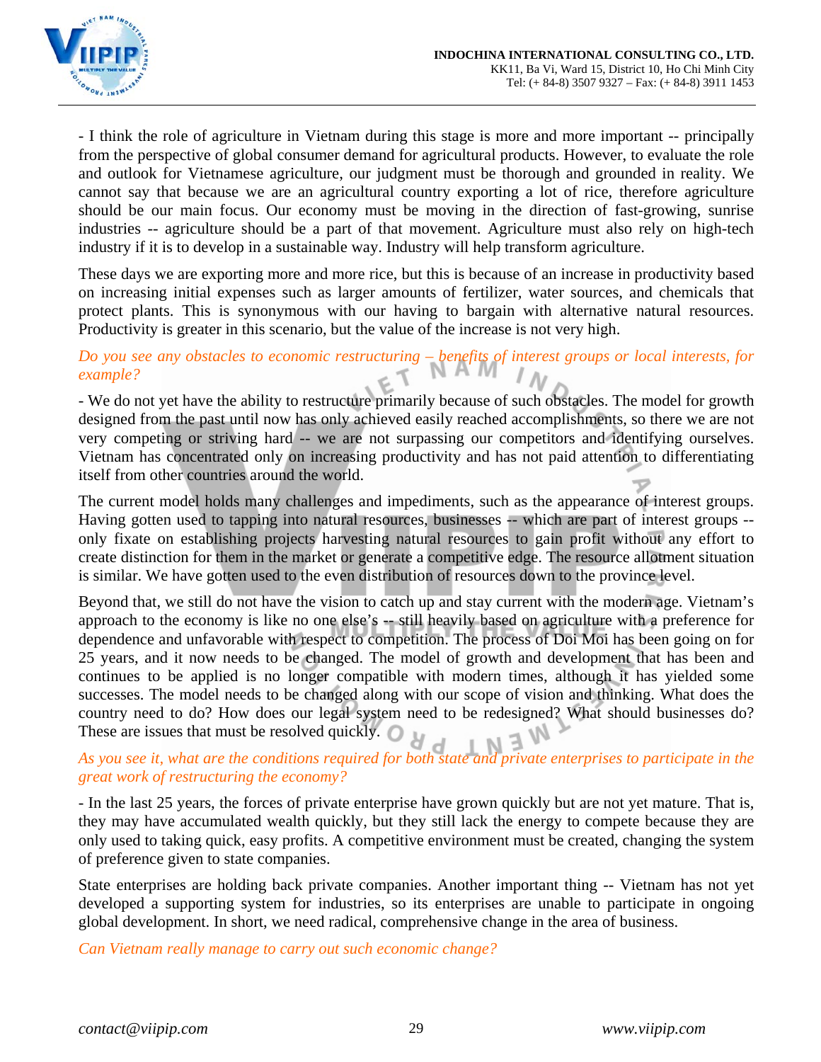- I think the role of agriculture in Vietnam during this stage is more and more important -- principally from the perspective of global consumer demand for agricultural products. However, to evaluate the role and outlook for Vietnamese agriculture, our judgment must be thorough and grounded in reality. We cannot say that because we are an agricultural country exporting a lot of rice, therefore agriculture should be our main focus. Our economy must be moving in the direction of fast-growing, sunrise industries -- agriculture should be a part of that movement. Agriculture must also rely on high-tech industry if it is to develop in a sustainable way. Industry will help transform agriculture.

These days we are exporting more and more rice, but this is because of an increase in productivity based on increasing initial expenses such as larger amounts of fertilizer, water sources, and chemicals that protect plants. This is synonymous with our having to bargain with alternative natural resources. Productivity is greater in this scenario, but the value of the increase is not very high.

*Do you see any obstacles to economic restructuring – benefits of interest groups or local interests, for example?*

- We do not yet have the ability to restructure primarily because of such obstacles. The model for growth designed from the past until now has only achieved easily reached accomplishments, so there we are not very competing or striving hard -- we are not surpassing our competitors and identifying ourselves. Vietnam has concentrated only on increasing productivity and has not paid attention to differentiating itself from other countries around the world.

The current model holds many challenges and impediments, such as the appearance of interest groups. Having gotten used to tapping into natural resources, businesses -- which are part of interest groups -- only fixate on establishing projects harvesting natural resources to gain profit without any effort to create distinction for them in the market or generate a competitive edge. The resource allotment situation is similar. We have gotten used to the even distribution of resources down to the province level.

Beyond that, we still do not have the vision to catch up and stay current with the modern age. Vietnam's approach to the economy is like no one else's -- still heavily based on agriculture with a preference for dependence and unfavorable with respect to competition. The process of Doi Moi has been going on for 25 years, and it now needs to be changed. The model of growth and development that has been and continues to be applied is no longer compatible with modern times, although it has yielded some successes. The model needs to be changed along with our scope of vision and thinking. What does the country need to do? How does our legal system need to be redesigned? What should businesses do? These are issues that must be resolved quickly.

*As you see it, what are the conditions required for both state and private enterprises to participate in the great work of restructuring the economy?*

- In the last 25 years, the forces of private enterprise have grown quickly but are not yet mature. That is, they may have accumulated wealth quickly, but they still lack the energy to compete because they are only used to taking quick, easy profits. A competitive environment must be created, changing the system of preference given to state companies.

State enterprises are holding back private companies. Another important thing -- Vietnam has not yet developed a supporting system for industries, so its enterprises are unable to participate in ongoing global development. In short, we need radical, comprehensive change in the area of business.

*Can Vietnam really manage to carry out such economic change?*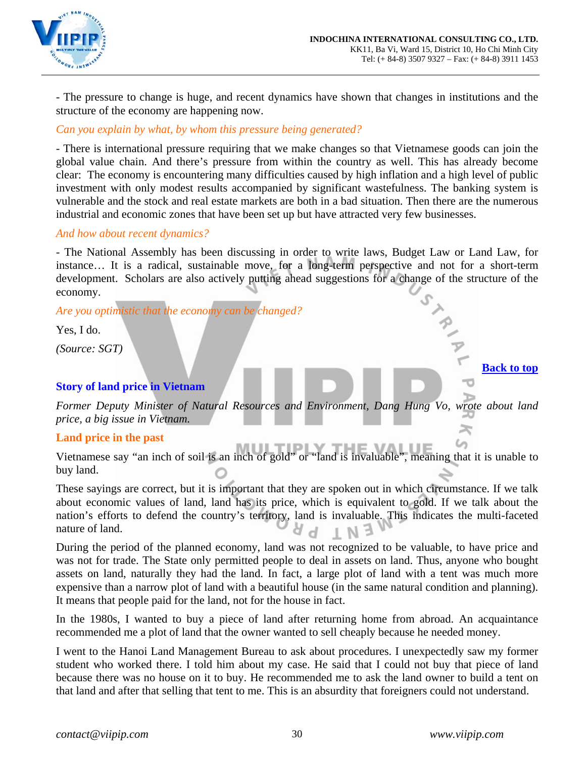- The pressure to change is huge, and recent dynamics have shown that changes in institutions and the structure of the economy are happening now.

*Can you explain by what, by whom this pressure being generated?*

- There is international pressure requiring that we make changes so that Vietnamese goods can join the global value chain. And there's pressure from within the country as well. This has already become clear: The economy is encountering many difficulties caused by high inflation and a high level of public investment with only modest results accompanied by significant wastefulness. The banking system is vulnerable and the stock and real estate markets are both in a bad situation. Then there are the numerous industrial and economic zones that have been set up but have attracted very few businesses.

*And how about recent dynamics?*

- The National Assembly has been discussing in order to write laws, Budget Law or Land Law, for instance… It is a radical, sustainable move, for a long-term perspective and not for a short-term development. Scholars are also actively putting ahead suggestions for a change of the structure of the economy.

*Are you optimistic that the economy can be changed?*

Yes, I do.

*(Source: SGT)*

Back to top

## Story of land price in Vietnam

*Former Deputy Minister of Natural Resources and Environment, Dang Hung Vo, wrote about land price, a big issue in Vietnam.*

### Land price in the past

Vietnamese say "an inch of soil is an inch of gold" or "land is invaluable", meaning that it is unable to buy land.

These sayings are correct, but it is important that they are spoken out in which circumstance. If we talk about economic values of land, land has its price, which is equivalent to gold. If we talk about the nation's efforts to defend the country's territory, land is invaluable. This indicates the multi-faceted nature of land.

During the period of the planned economy, land was not recognized to be valuable, to have price and was not for trade. The State only permitted people to deal in assets on land. Thus, anyone who bought assets on land, naturally they had the land. In fact, a large plot of land with a tent was much more expensive than a narrow plot of land with a beautiful house (in the same natural condition and planning). It means that people paid for the land, not for the house in fact.

In the 1980s, I wanted to buy a piece of land after returning home from abroad. An acquaintance recommended me a plot of land that the owner wanted to sell cheaply because he needed money.

I went to the Hanoi Land Management Bureau to ask about procedures. I unexpectedly saw my former student who worked there. I told him about my case. He said that I could not buy that piece of land because there was no house on it to buy. He recommended me to ask the land owner to build a tent on that land and after that selling that tent to me. This is an absurdity that foreigners could not understand.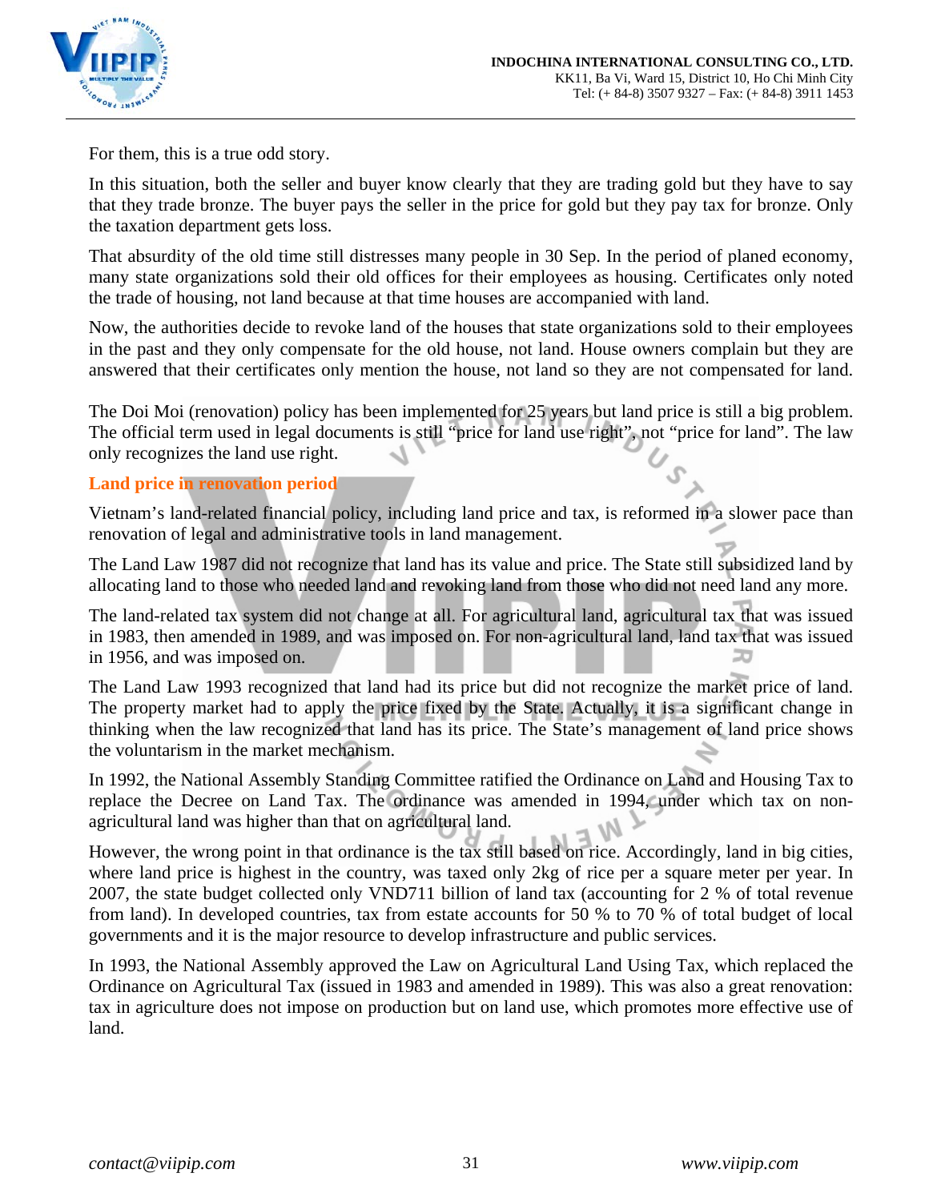For them, this is a true odd story.

In this situation, both the seller and buyer know clearly that they are trading gold but they have to say that they trade bronze. The buyer pays the seller in the price for gold but they pay tax for bronze. Only the taxation department gets loss.

That absurdity of the old time still distresses many people in 30 Sep. In the period of planed economy, many state organizations sold their old offices for their employees as housing. Certificates only noted the trade of housing, not land because at that time houses are accompanied with land.

Now, the authorities decide to revoke land of the houses that state organizations sold to their employees in the past and they only compensate for the old house, not land. House owners complain but they are answered that their certificates only mention the house, not land so they are not compensated for land.

The Doi Moi (renovation) policy has been implemented for 25 years but land price is still a big problem. The official term used in legal documents is still "price for land use right", not "price for land". The law only recognizes the land use right.

## Land price in renovation period

Vietnam's land-related financial policy, including land price and tax, is reformed in a slower pace than renovation of legal and administrative tools in land management.

The Land Law 1987 did not recognize that land has its value and price. The State still subsidized land by allocating land to those who needed land and revoking land from those who did not need land any more.

The land-related tax system did not change at all. For agricultural land, agricultural tax that was issued in 1983, then amended in 1989, and was imposed on. For non-agricultural land, land tax that was issued in 1956, and was imposed on.

The Land Law 1993 recognized that land had its price but did not recognize the market price of land. The property market had to apply the price fixed by the State. Actually, it is a significant change in thinking when the law recognized that land has its price. The State's management of land price shows the voluntarism in the market mechanism.

In 1992, the National Assembly Standing Committee ratified the Ordinance on Land and Housing Tax to replace the Decree on Land Tax. The ordinance was amended in 1994, under which tax on non-agricultural land was higher than that on agricultural land.

However, the wrong point in that ordinance is the tax still based on rice. Accordingly, land in big cities, where land price is highest in the country, was taxed only 2kg of rice per a square meter per year. In 2007, the state budget collected only VND711 billion of land tax (accounting for 2 % of total revenue from land). In developed countries, tax from estate accounts for 50 % to 70 % of total budget of local governments and it is the major resource to develop infrastructure and public services.

In 1993, the National Assembly approved the Law on Agricultural Land Using Tax, which replaced the Ordinance on Agricultural Tax (issued in 1983 and amended in 1989). This was also a great renovation: tax in agriculture does not impose on production but on land use, which promotes more effective use of land.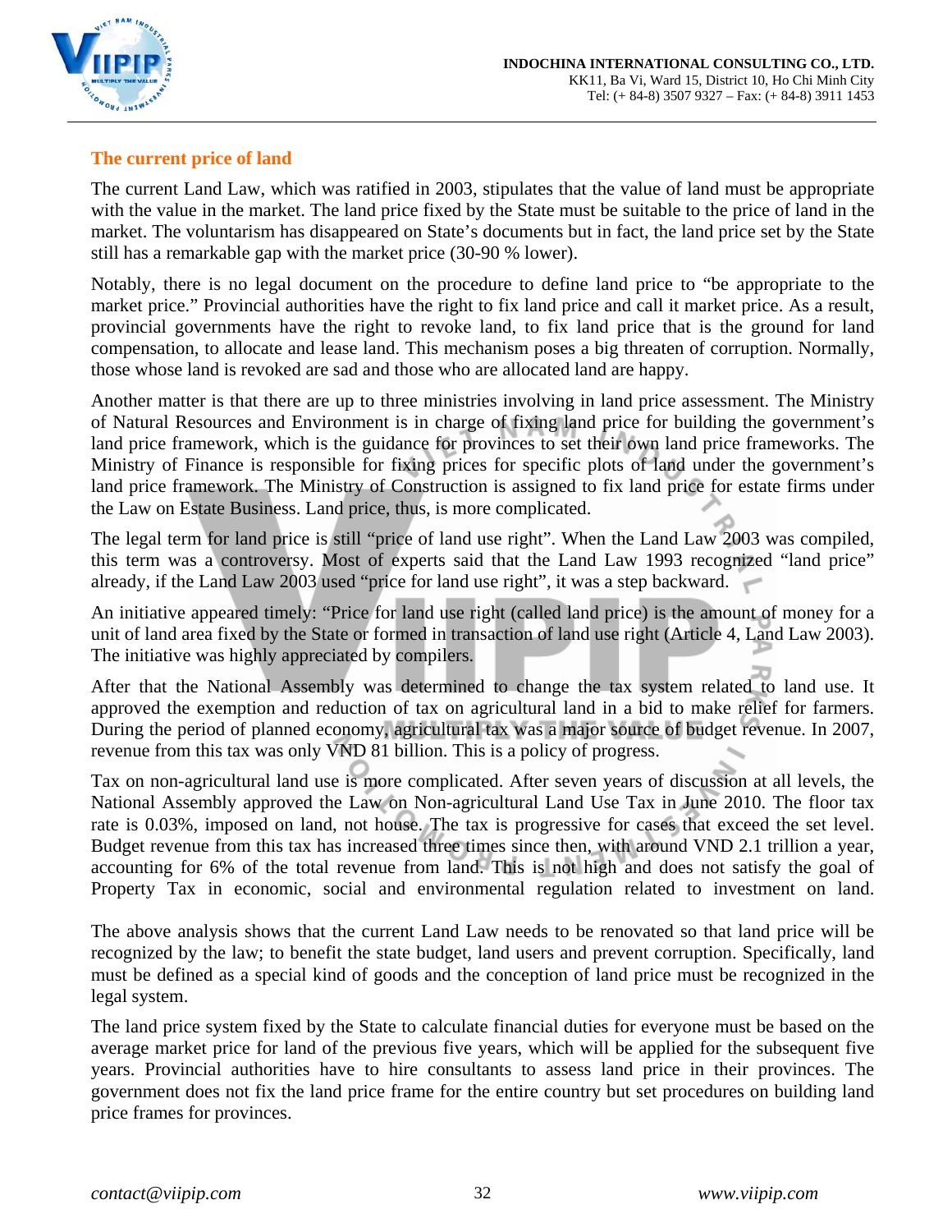## The current price of land

The current Land Law, which was ratified in 2003, stipulates that the value of land must be appropriate with the value in the market. The land price fixed by the State must be suitable to the price of land in the market. The voluntarism has disappeared on State's documents but in fact, the land price set by the State still has a remarkable gap with the market price (30-90 % lower).

Notably, there is no legal document on the procedure to define land price to "be appropriate to the market price." Provincial authorities have the right to fix land price and call it market price. As a result, provincial governments have the right to revoke land, to fix land price that is the ground for land compensation, to allocate and lease land. This mechanism poses a big threaten of corruption. Normally, those whose land is revoked are sad and those who are allocated land are happy.

Another matter is that there are up to three ministries involving in land price assessment. The Ministry of Natural Resources and Environment is in charge of fixing land price for building the government's land price framework, which is the guidance for provinces to set their own land price frameworks. The Ministry of Finance is responsible for fixing prices for specific plots of land under the government's land price framework. The Ministry of Construction is assigned to fix land price for estate firms under the Law on Estate Business. Land price, thus, is more complicated.

The legal term for land price is still "price of land use right". When the Land Law 2003 was compiled, this term was a controversy. Most of experts said that the Land Law 1993 recognized "land price" already, if the Land Law 2003 used "price for land use right", it was a step backward.

An initiative appeared timely: "Price for land use right (called land price) is the amount of money for a unit of land area fixed by the State or formed in transaction of land use right (Article 4, Land Law 2003). The initiative was highly appreciated by compilers.

After that the National Assembly was determined to change the tax system related to land use. It approved the exemption and reduction of tax on agricultural land in a bid to make relief for farmers. During the period of planned economy, agricultural tax was a major source of budget revenue. In 2007, revenue from this tax was only VND 81 billion. This is a policy of progress.

Tax on non-agricultural land use is more complicated. After seven years of discussion at all levels, the National Assembly approved the Law on Non-agricultural Land Use Tax in June 2010. The floor tax rate is 0.03%, imposed on land, not house. The tax is progressive for cases that exceed the set level. Budget revenue from this tax has increased three times since then, with around VND 2.1 trillion a year, accounting for 6% of the total revenue from land. This is not high and does not satisfy the goal of Property Tax in economic, social and environmental regulation related to investment on land.

The above analysis shows that the current Land Law needs to be renovated so that land price will be recognized by the law; to benefit the state budget, land users and prevent corruption. Specifically, land must be defined as a special kind of goods and the conception of land price must be recognized in the legal system.

The land price system fixed by the State to calculate financial duties for everyone must be based on the average market price for land of the previous five years, which will be applied for the subsequent five years. Provincial authorities have to hire consultants to assess land price in their provinces. The government does not fix the land price frame for the entire country but set procedures on building land price frames for provinces.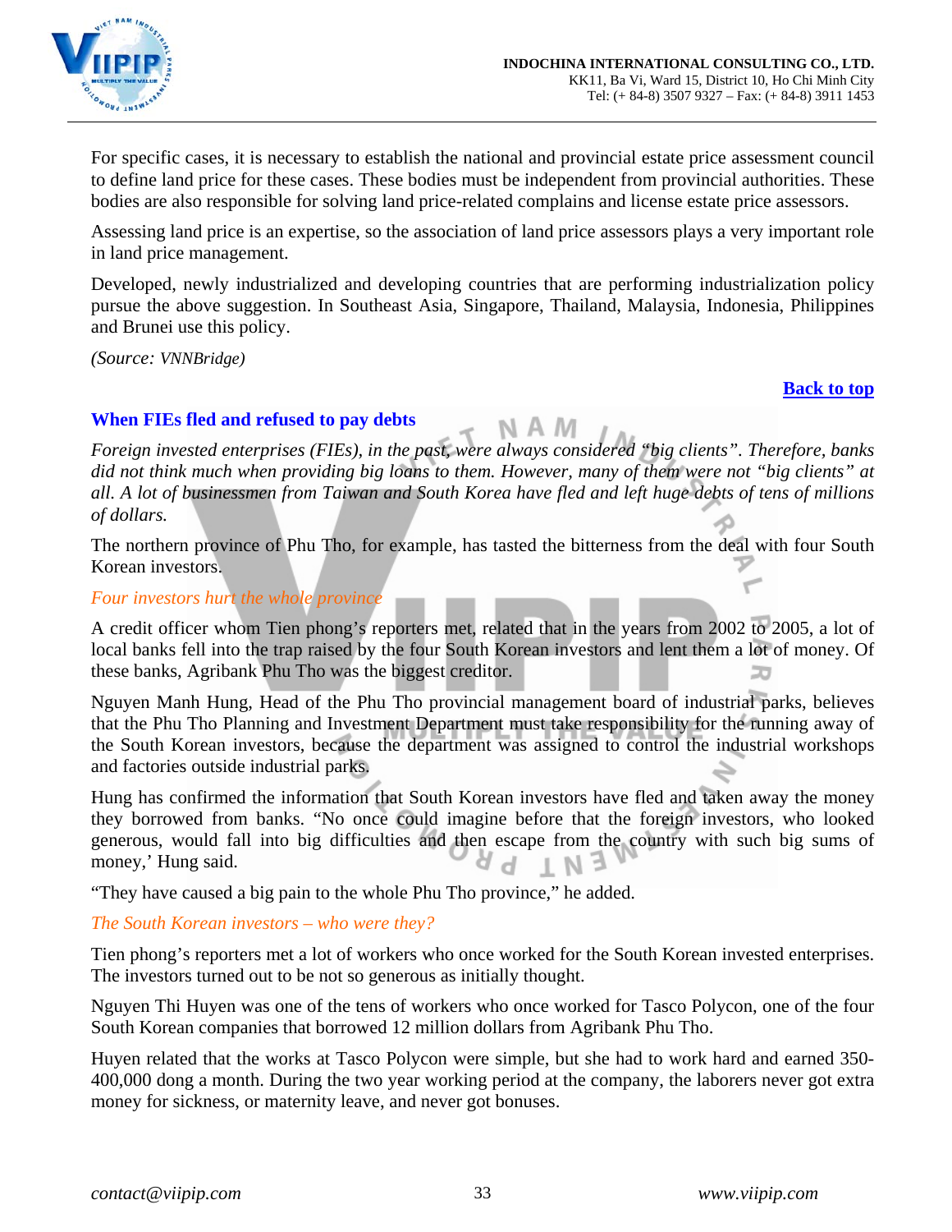For specific cases, it is necessary to establish the national and provincial estate price assessment council to define land price for these cases. These bodies must be independent from provincial authorities. These bodies are also responsible for solving land price-related complains and license estate price assessors.

Assessing land price is an expertise, so the association of land price assessors plays a very important role in land price management.

Developed, newly industrialized and developing countries that are performing industrialization policy pursue the above suggestion. In Southeast Asia, Singapore, Thailand, Malaysia, Indonesia, Philippines and Brunei use this policy.

*(Source: VNNBridge)*

**Back to top**

## When FIEs fled and refused to pay debts

*Foreign invested enterprises (FIEs), in the past, were always considered "big clients". Therefore, banks did not think much when providing big loans to them. However, many of them were not "big clients" at all. A lot of businessmen from Taiwan and South Korea have fled and left huge debts of tens of millions of dollars.*

The northern province of Phu Tho, for example, has tasted the bitterness from the deal with four South Korean investors.

### *Four investors hurt the whole province*

A credit officer whom Tien phong's reporters met, related that in the years from 2002 to 2005, a lot of local banks fell into the trap raised by the four South Korean investors and lent them a lot of money. Of these banks, Agribank Phu Tho was the biggest creditor.

Nguyen Manh Hung, Head of the Phu Tho provincial management board of industrial parks, believes that the Phu Tho Planning and Investment Department must take responsibility for the running away of the South Korean investors, because the department was assigned to control the industrial workshops and factories outside industrial parks.

Hung has confirmed the information that South Korean investors have fled and taken away the money they borrowed from banks. "No once could imagine before that the foreign investors, who looked generous, would fall into big difficulties and then escape from the country with such big sums of money,' Hung said.

"They have caused a big pain to the whole Phu Tho province," he added.

### *The South Korean investors – who were they?*

Tien phong's reporters met a lot of workers who once worked for the South Korean invested enterprises. The investors turned out to be not so generous as initially thought.

Nguyen Thi Huyen was one of the tens of workers who once worked for Tasco Polycon, one of the four South Korean companies that borrowed 12 million dollars from Agribank Phu Tho.

Huyen related that the works at Tasco Polycon were simple, but she had to work hard and earned 350-400,000 dong a month. During the two year working period at the company, the laborers never got extra money for sickness, or maternity leave, and never got bonuses.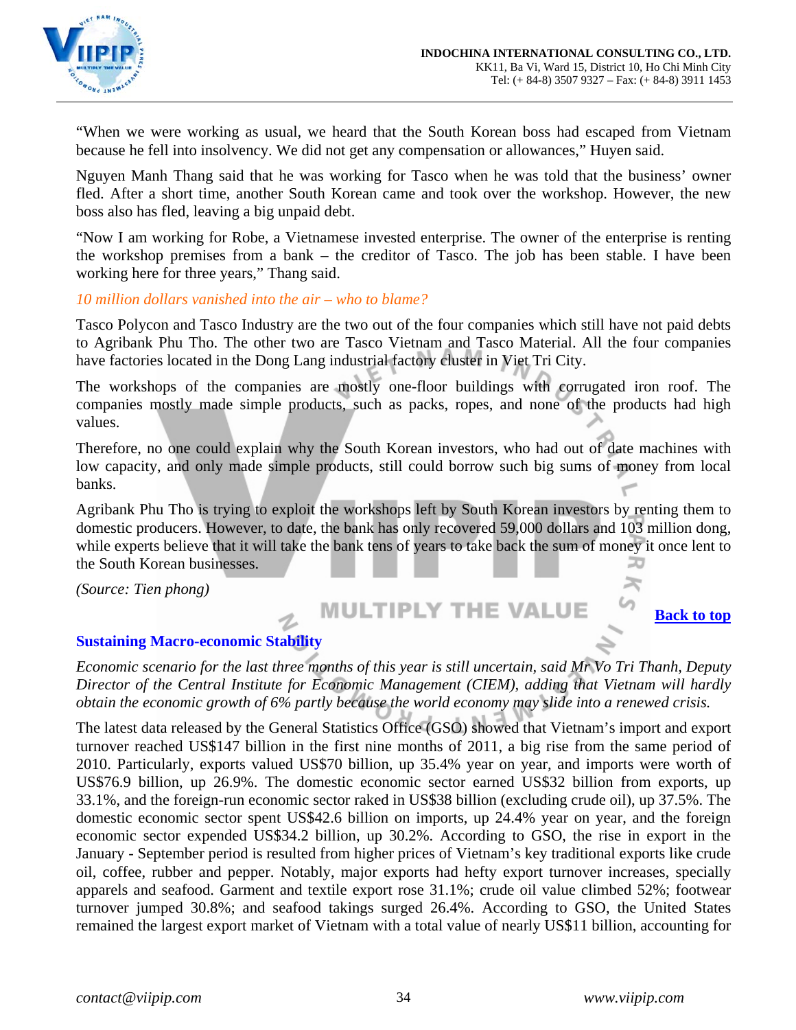"When we were working as usual, we heard that the South Korean boss had escaped from Vietnam because he fell into insolvency. We did not get any compensation or allowances," Huyen said.

Nguyen Manh Thang said that he was working for Tasco when he was told that the business' owner fled. After a short time, another South Korean came and took over the workshop. However, the new boss also has fled, leaving a big unpaid debt.

"Now I am working for Robe, a Vietnamese invested enterprise. The owner of the enterprise is renting the workshop premises from a bank – the creditor of Tasco. The job has been stable. I have been working here for three years," Thang said.

*10 million dollars vanished into the air – who to blame?*

Tasco Polycon and Tasco Industry are the two out of the four companies which still have not paid debts to Agribank Phu Tho. The other two are Tasco Vietnam and Tasco Material. All the four companies have factories located in the Dong Lang industrial factory cluster in Viet Tri City.

The workshops of the companies are mostly one-floor buildings with corrugated iron roof. The companies mostly made simple products, such as packs, ropes, and none of the products had high values.

Therefore, no one could explain why the South Korean investors, who had out of date machines with low capacity, and only made simple products, still could borrow such big sums of money from local banks.

Agribank Phu Tho is trying to exploit the workshops left by South Korean investors by renting them to domestic producers. However, to date, the bank has only recovered 59,000 dollars and 103 million dong, while experts believe that it will take the bank tens of years to take back the sum of money it once lent to the South Korean businesses.

*(Source: Tien phong)*

Back to top

## Sustaining Macro-economic Stability

*Economic scenario for the last three months of this year is still uncertain, said Mr Vo Tri Thanh, Deputy Director of the Central Institute for Economic Management (CIEM), adding that Vietnam will hardly obtain the economic growth of 6% partly because the world economy may slide into a renewed crisis.*

The latest data released by the General Statistics Office (GSO) showed that Vietnam's import and export turnover reached US$147 billion in the first nine months of 2011, a big rise from the same period of 2010. Particularly, exports valued US$70 billion, up 35.4% year on year, and imports were worth of US$76.9 billion, up 26.9%. The domestic economic sector earned US$32 billion from exports, up 33.1%, and the foreign-run economic sector raked in US$38 billion (excluding crude oil), up 37.5%. The domestic economic sector spent US$42.6 billion on imports, up 24.4% year on year, and the foreign economic sector expended US$34.2 billion, up 30.2%. According to GSO, the rise in export in the January - September period is resulted from higher prices of Vietnam's key traditional exports like crude oil, coffee, rubber and pepper. Notably, major exports had hefty export turnover increases, specially apparels and seafood. Garment and textile export rose 31.1%; crude oil value climbed 52%; footwear turnover jumped 30.8%; and seafood takings surged 26.4%. According to GSO, the United States remained the largest export market of Vietnam with a total value of nearly US$11 billion, accounting for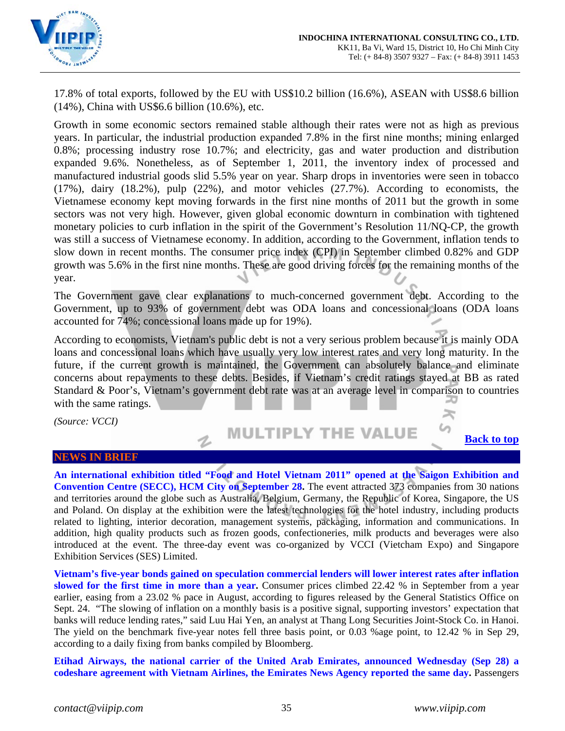17.8% of total exports, followed by the EU with US$10.2 billion (16.6%), ASEAN with US$8.6 billion (14%), China with US$6.6 billion (10.6%), etc.

Growth in some economic sectors remained stable although their rates were not as high as previous years. In particular, the industrial production expanded 7.8% in the first nine months; mining enlarged 0.8%; processing industry rose 10.7%; and electricity, gas and water production and distribution expanded 9.6%. Nonetheless, as of September 1, 2011, the inventory index of processed and manufactured industrial goods slid 5.5% year on year. Sharp drops in inventories were seen in tobacco (17%), dairy (18.2%), pulp (22%), and motor vehicles (27.7%). According to economists, the Vietnamese economy kept moving forwards in the first nine months of 2011 but the growth in some sectors was not very high. However, given global economic downturn in combination with tightened monetary policies to curb inflation in the spirit of the Government's Resolution 11/NQ-CP, the growth was still a success of Vietnamese economy. In addition, according to the Government, inflation tends to slow down in recent months. The consumer price index (CPI) in September climbed 0.82% and GDP growth was 5.6% in the first nine months. These are good driving forces for the remaining months of the year.

The Government gave clear explanations to much-concerned government debt. According to the Government, up to 93% of government debt was ODA loans and concessional loans (ODA loans accounted for 74%; concessional loans made up for 19%).

According to economists, Vietnam's public debt is not a very serious problem because it is mainly ODA loans and concessional loans which have usually very low interest rates and very long maturity. In the future, if the current growth is maintained, the Government can absolutely balance and eliminate concerns about repayments to these debts. Besides, if Vietnam's credit ratings stayed at BB as rated Standard & Poor's, Vietnam's government debt rate was at an average level in comparison to countries with the same ratings.

*(Source: VCCI)*

Back to top

## NEWS IN BRIEF

**An international exhibition titled "Food and Hotel Vietnam 2011" opened at the Saigon Exhibition and Convention Centre (SECC), HCM City on September 28.** The event attracted 373 companies from 30 nations and territories around the globe such as Australia, Belgium, Germany, the Republic of Korea, Singapore, the US and Poland. On display at the exhibition were the latest technologies for the hotel industry, including products related to lighting, interior decoration, management systems, packaging, information and communications. In addition, high quality products such as frozen goods, confectioneries, milk products and beverages were also introduced at the event. The three-day event was co-organized by VCCI (Vietcham Expo) and Singapore Exhibition Services (SES) Limited.

**Vietnam's five-year bonds gained on speculation commercial lenders will lower interest rates after inflation slowed for the first time in more than a year.** Consumer prices climbed 22.42 % in September from a year earlier, easing from a 23.02 % pace in August, according to figures released by the General Statistics Office on Sept. 24. "The slowing of inflation on a monthly basis is a positive signal, supporting investors' expectation that banks will reduce lending rates," said Luu Hai Yen, an analyst at Thang Long Securities Joint-Stock Co. in Hanoi. The yield on the benchmark five-year notes fell three basis point, or 0.03 %age point, to 12.42 % in Sep 29, according to a daily fixing from banks compiled by Bloomberg.

**Etihad Airways, the national carrier of the United Arab Emirates, announced Wednesday (Sep 28) a codeshare agreement with Vietnam Airlines, the Emirates News Agency reported the same day.** Passengers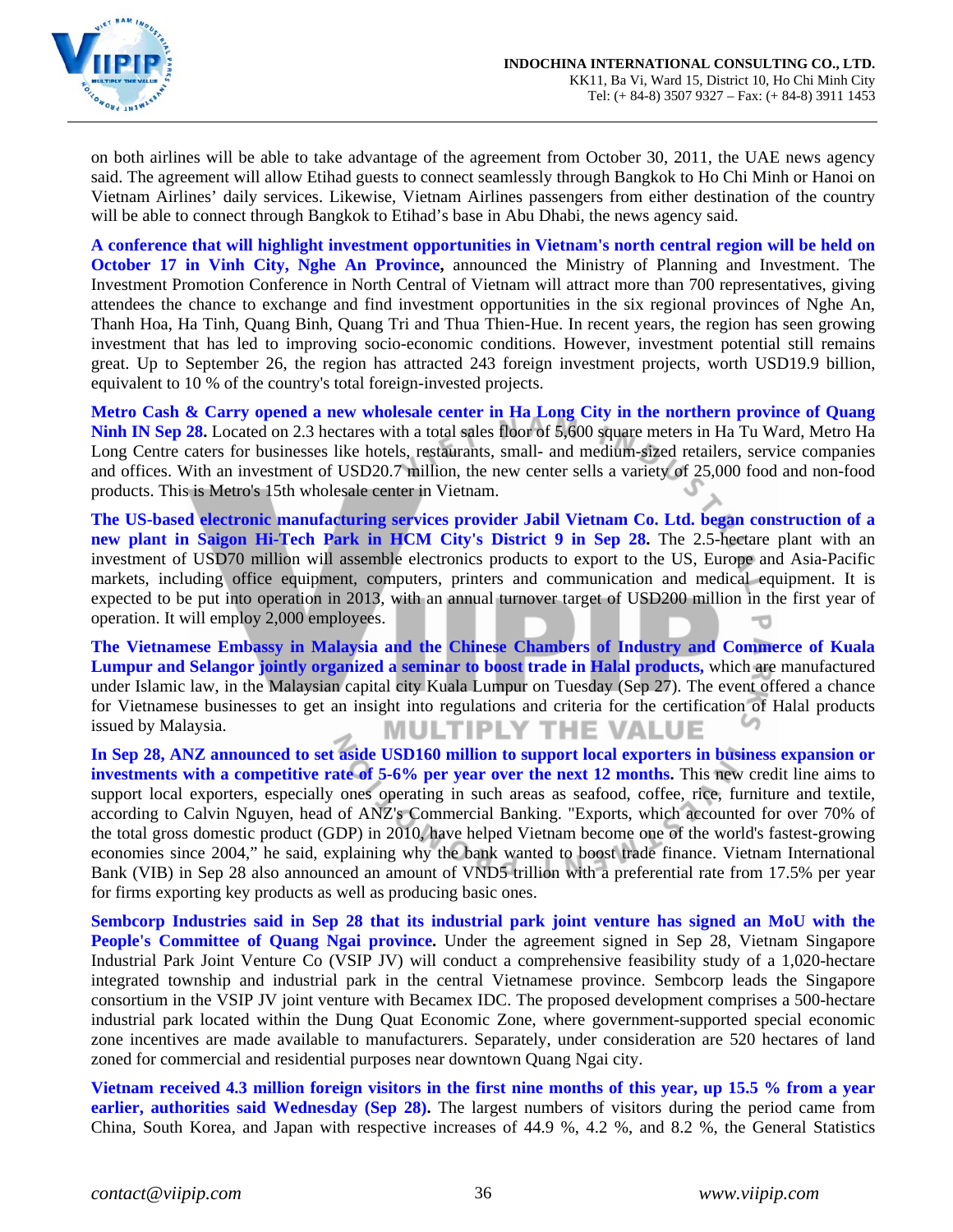on both airlines will be able to take advantage of the agreement from October 30, 2011, the UAE news agency said. The agreement will allow Etihad guests to connect seamlessly through Bangkok to Ho Chi Minh or Hanoi on Vietnam Airlines' daily services. Likewise, Vietnam Airlines passengers from either destination of the country will be able to connect through Bangkok to Etihad's base in Abu Dhabi, the news agency said.

**A conference that will highlight investment opportunities in Vietnam's north central region will be held on October 17 in Vinh City, Nghe An Province,** announced the Ministry of Planning and Investment. The Investment Promotion Conference in North Central of Vietnam will attract more than 700 representatives, giving attendees the chance to exchange and find investment opportunities in the six regional provinces of Nghe An, Thanh Hoa, Ha Tinh, Quang Binh, Quang Tri and Thua Thien-Hue. In recent years, the region has seen growing investment that has led to improving socio-economic conditions. However, investment potential still remains great. Up to September 26, the region has attracted 243 foreign investment projects, worth USD19.9 billion, equivalent to 10 % of the country's total foreign-invested projects.

**Metro Cash & Carry opened a new wholesale center in Ha Long City in the northern province of Quang Ninh IN Sep 28.** Located on 2.3 hectares with a total sales floor of 5,600 square meters in Ha Tu Ward, Metro Ha Long Centre caters for businesses like hotels, restaurants, small- and medium-sized retailers, service companies and offices. With an investment of USD20.7 million, the new center sells a variety of 25,000 food and non-food products. This is Metro's 15th wholesale center in Vietnam.

**The US-based electronic manufacturing services provider Jabil Vietnam Co. Ltd. began construction of a new plant in Saigon Hi-Tech Park in HCM City's District 9 in Sep 28.** The 2.5-hectare plant with an investment of USD70 million will assemble electronics products to export to the US, Europe and Asia-Pacific markets, including office equipment, computers, printers and communication and medical equipment. It is expected to be put into operation in 2013, with an annual turnover target of USD200 million in the first year of operation. It will employ 2,000 employees.

**The Vietnamese Embassy in Malaysia and the Chinese Chambers of Industry and Commerce of Kuala Lumpur and Selangor jointly organized a seminar to boost trade in Halal products,** which are manufactured under Islamic law, in the Malaysian capital city Kuala Lumpur on Tuesday (Sep 27). The event offered a chance for Vietnamese businesses to get an insight into regulations and criteria for the certification of Halal products issued by Malaysia.

**In Sep 28, ANZ announced to set aside USD160 million to support local exporters in business expansion or investments with a competitive rate of 5-6% per year over the next 12 months.** This new credit line aims to support local exporters, especially ones operating in such areas as seafood, coffee, rice, furniture and textile, according to Calvin Nguyen, head of ANZ's Commercial Banking. "Exports, which accounted for over 70% of the total gross domestic product (GDP) in 2010, have helped Vietnam become one of the world's fastest-growing economies since 2004," he said, explaining why the bank wanted to boost trade finance. Vietnam International Bank (VIB) in Sep 28 also announced an amount of VND5 trillion with a preferential rate from 17.5% per year for firms exporting key products as well as producing basic ones.

**Sembcorp Industries said in Sep 28 that its industrial park joint venture has signed an MoU with the People's Committee of Quang Ngai province.** Under the agreement signed in Sep 28, Vietnam Singapore Industrial Park Joint Venture Co (VSIP JV) will conduct a comprehensive feasibility study of a 1,020-hectare integrated township and industrial park in the central Vietnamese province. Sembcorp leads the Singapore consortium in the VSIP JV joint venture with Becamex IDC. The proposed development comprises a 500-hectare industrial park located within the Dung Quat Economic Zone, where government-supported special economic zone incentives are made available to manufacturers. Separately, under consideration are 520 hectares of land zoned for commercial and residential purposes near downtown Quang Ngai city.

**Vietnam received 4.3 million foreign visitors in the first nine months of this year, up 15.5 % from a year earlier, authorities said Wednesday (Sep 28).** The largest numbers of visitors during the period came from China, South Korea, and Japan with respective increases of 44.9 %, 4.2 %, and 8.2 %, the General Statistics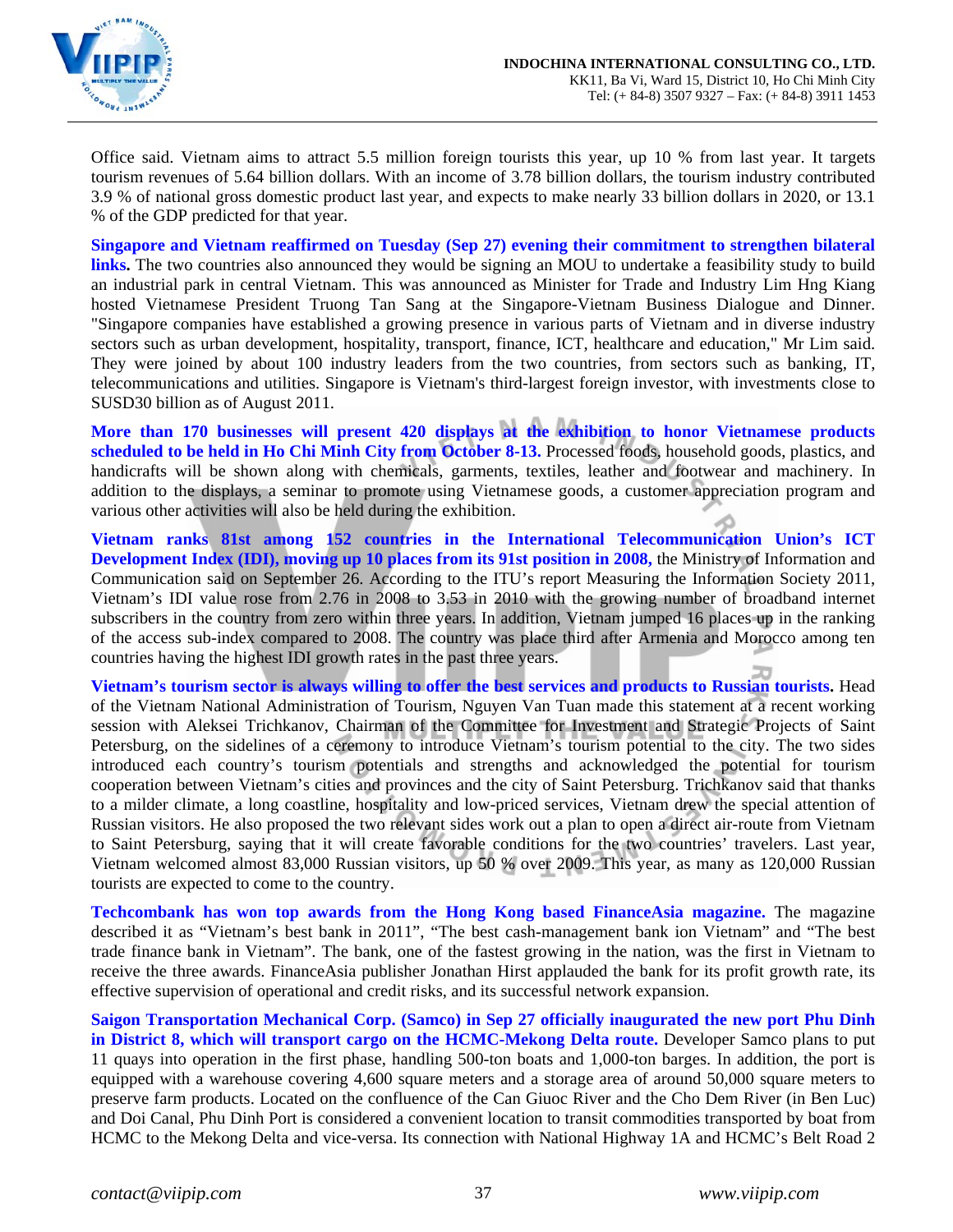Office said. Vietnam aims to attract 5.5 million foreign tourists this year, up 10 % from last year. It targets tourism revenues of 5.64 billion dollars. With an income of 3.78 billion dollars, the tourism industry contributed 3.9 % of national gross domestic product last year, and expects to make nearly 33 billion dollars in 2020, or 13.1 % of the GDP predicted for that year.

**Singapore and Vietnam reaffirmed on Tuesday (Sep 27) evening their commitment to strengthen bilateral links.** The two countries also announced they would be signing an MOU to undertake a feasibility study to build an industrial park in central Vietnam. This was announced as Minister for Trade and Industry Lim Hng Kiang hosted Vietnamese President Truong Tan Sang at the Singapore-Vietnam Business Dialogue and Dinner. "Singapore companies have established a growing presence in various parts of Vietnam and in diverse industry sectors such as urban development, hospitality, transport, finance, ICT, healthcare and education," Mr Lim said. They were joined by about 100 industry leaders from the two countries, from sectors such as banking, IT, telecommunications and utilities. Singapore is Vietnam's third-largest foreign investor, with investments close to SUSD30 billion as of August 2011.

**More than 170 businesses will present 420 displays at the exhibition to honor Vietnamese products scheduled to be held in Ho Chi Minh City from October 8-13.** Processed foods, household goods, plastics, and handicrafts will be shown along with chemicals, garments, textiles, leather and footwear and machinery. In addition to the displays, a seminar to promote using Vietnamese goods, a customer appreciation program and various other activities will also be held during the exhibition.

**Vietnam ranks 81st among 152 countries in the International Telecommunication Union's ICT Development Index (IDI), moving up 10 places from its 91st position in 2008,** the Ministry of Information and Communication said on September 26. According to the ITU's report Measuring the Information Society 2011, Vietnam's IDI value rose from 2.76 in 2008 to 3.53 in 2010 with the growing number of broadband internet subscribers in the country from zero within three years. In addition, Vietnam jumped 16 places up in the ranking of the access sub-index compared to 2008. The country was place third after Armenia and Morocco among ten countries having the highest IDI growth rates in the past three years.

**Vietnam's tourism sector is always willing to offer the best services and products to Russian tourists.** Head of the Vietnam National Administration of Tourism, Nguyen Van Tuan made this statement at a recent working session with Aleksei Trichkanov, Chairman of the Committee for Investment and Strategic Projects of Saint Petersburg, on the sidelines of a ceremony to introduce Vietnam's tourism potential to the city. The two sides introduced each country's tourism potentials and strengths and acknowledged the potential for tourism cooperation between Vietnam's cities and provinces and the city of Saint Petersburg. Trichkanov said that thanks to a milder climate, a long coastline, hospitality and low-priced services, Vietnam drew the special attention of Russian visitors. He also proposed the two relevant sides work out a plan to open a direct air-route from Vietnam to Saint Petersburg, saying that it will create favorable conditions for the two countries' travelers. Last year, Vietnam welcomed almost 83,000 Russian visitors, up 50 % over 2009. This year, as many as 120,000 Russian tourists are expected to come to the country.

**Techcombank has won top awards from the Hong Kong based FinanceAsia magazine.** The magazine described it as "Vietnam's best bank in 2011", "The best cash-management bank ion Vietnam" and "The best trade finance bank in Vietnam". The bank, one of the fastest growing in the nation, was the first in Vietnam to receive the three awards. FinanceAsia publisher Jonathan Hirst applauded the bank for its profit growth rate, its effective supervision of operational and credit risks, and its successful network expansion.

**Saigon Transportation Mechanical Corp. (Samco) in Sep 27 officially inaugurated the new port Phu Dinh in District 8, which will transport cargo on the HCMC-Mekong Delta route.** Developer Samco plans to put 11 quays into operation in the first phase, handling 500-ton boats and 1,000-ton barges. In addition, the port is equipped with a warehouse covering 4,600 square meters and a storage area of around 50,000 square meters to preserve farm products. Located on the confluence of the Can Giuoc River and the Cho Dem River (in Ben Luc) and Doi Canal, Phu Dinh Port is considered a convenient location to transit commodities transported by boat from HCMC to the Mekong Delta and vice-versa. Its connection with National Highway 1A and HCMC's Belt Road 2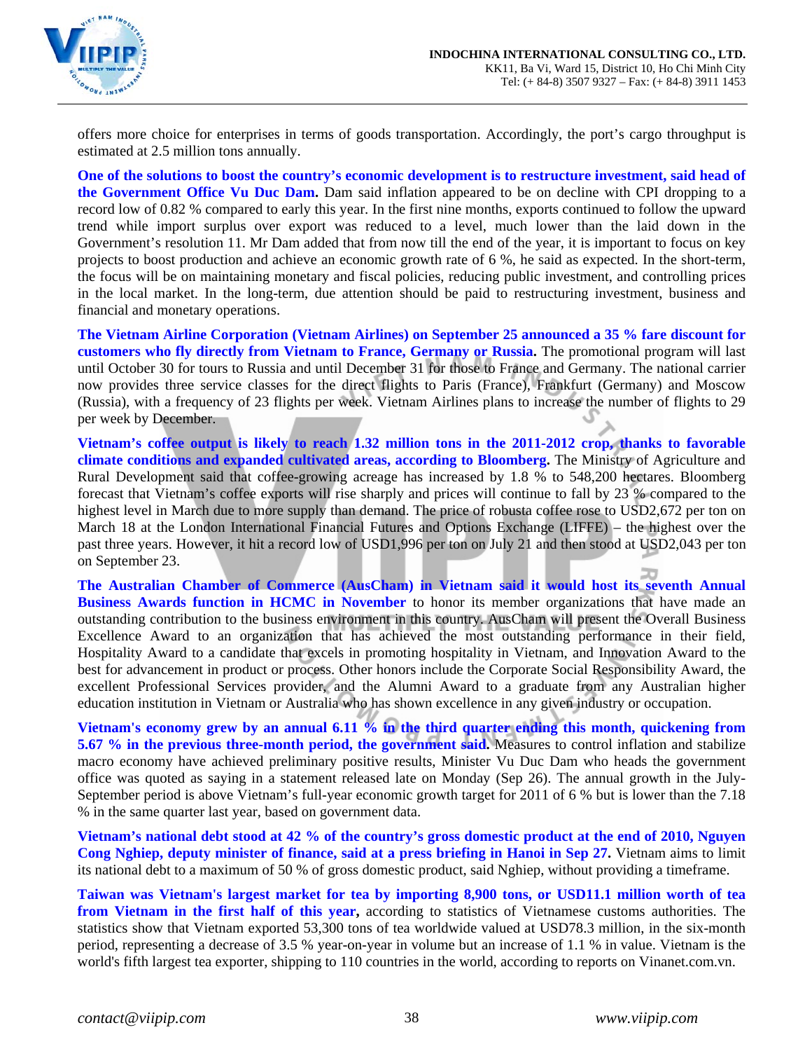offers more choice for enterprises in terms of goods transportation. Accordingly, the port's cargo throughput is estimated at 2.5 million tons annually.

**One of the solutions to boost the country's economic development is to restructure investment, said head of the Government Office Vu Duc Dam.** Dam said inflation appeared to be on decline with CPI dropping to a record low of 0.82 % compared to early this year. In the first nine months, exports continued to follow the upward trend while import surplus over export was reduced to a level, much lower than the laid down in the Government's resolution 11. Mr Dam added that from now till the end of the year, it is important to focus on key projects to boost production and achieve an economic growth rate of 6 %, he said as expected. In the short-term, the focus will be on maintaining monetary and fiscal policies, reducing public investment, and controlling prices in the local market. In the long-term, due attention should be paid to restructuring investment, business and financial and monetary operations.

**The Vietnam Airline Corporation (Vietnam Airlines) on September 25 announced a 35 % fare discount for customers who fly directly from Vietnam to France, Germany or Russia.** The promotional program will last until October 30 for tours to Russia and until December 31 for those to France and Germany. The national carrier now provides three service classes for the direct flights to Paris (France), Frankfurt (Germany) and Moscow (Russia), with a frequency of 23 flights per week. Vietnam Airlines plans to increase the number of flights to 29 per week by December.

**Vietnam's coffee output is likely to reach 1.32 million tons in the 2011-2012 crop, thanks to favorable climate conditions and expanded cultivated areas, according to Bloomberg.** The Ministry of Agriculture and Rural Development said that coffee-growing acreage has increased by 1.8 % to 548,200 hectares. Bloomberg forecast that Vietnam's coffee exports will rise sharply and prices will continue to fall by 23 % compared to the highest level in March due to more supply than demand. The price of robusta coffee rose to USD2,672 per ton on March 18 at the London International Financial Futures and Options Exchange (LIFFE) – the highest over the past three years. However, it hit a record low of USD1,996 per ton on July 21 and then stood at USD2,043 per ton on September 23.

**The Australian Chamber of Commerce (AusCham) in Vietnam said it would host its seventh Annual Business Awards function in HCMC in November** to honor its member organizations that have made an outstanding contribution to the business environment in this country. AusCham will present the Overall Business Excellence Award to an organization that has achieved the most outstanding performance in their field, Hospitality Award to a candidate that excels in promoting hospitality in Vietnam, and Innovation Award to the best for advancement in product or process. Other honors include the Corporate Social Responsibility Award, the excellent Professional Services provider, and the Alumni Award to a graduate from any Australian higher education institution in Vietnam or Australia who has shown excellence in any given industry or occupation.

**Vietnam's economy grew by an annual 6.11 % in the third quarter ending this month, quickening from 5.67 % in the previous three-month period, the government said.** Measures to control inflation and stabilize macro economy have achieved preliminary positive results, Minister Vu Duc Dam who heads the government office was quoted as saying in a statement released late on Monday (Sep 26). The annual growth in the July-September period is above Vietnam's full-year economic growth target for 2011 of 6 % but is lower than the 7.18 % in the same quarter last year, based on government data.

**Vietnam's national debt stood at 42 % of the country's gross domestic product at the end of 2010, Nguyen Cong Nghiep, deputy minister of finance, said at a press briefing in Hanoi in Sep 27.** Vietnam aims to limit its national debt to a maximum of 50 % of gross domestic product, said Nghiep, without providing a timeframe.

**Taiwan was Vietnam's largest market for tea by importing 8,900 tons, or USD11.1 million worth of tea from Vietnam in the first half of this year,** according to statistics of Vietnamese customs authorities. The statistics show that Vietnam exported 53,300 tons of tea worldwide valued at USD78.3 million, in the six-month period, representing a decrease of 3.5 % year-on-year in volume but an increase of 1.1 % in value. Vietnam is the world's fifth largest tea exporter, shipping to 110 countries in the world, according to reports on Vinanet.com.vn.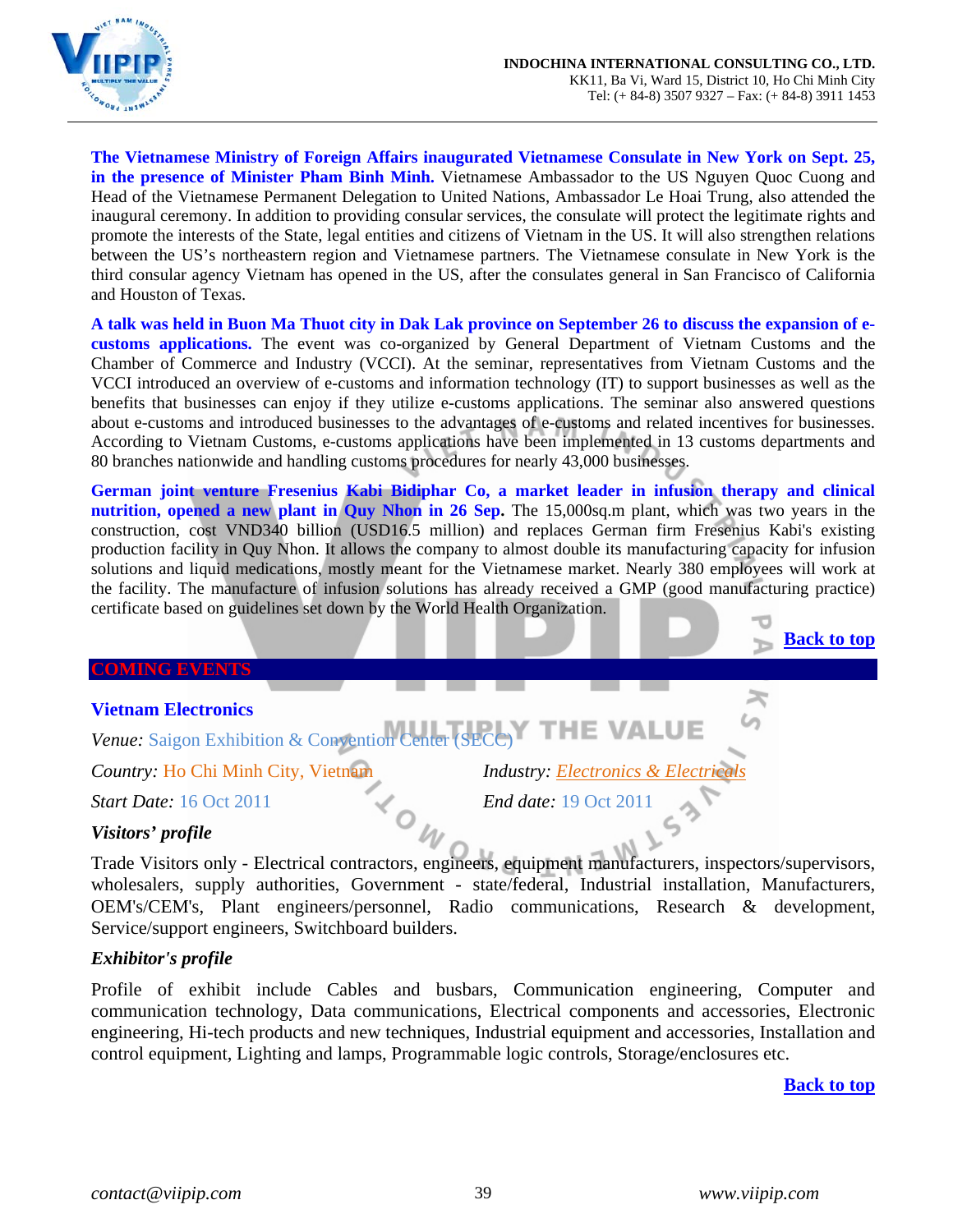**The Vietnamese Ministry of Foreign Affairs inaugurated Vietnamese Consulate in New York on Sept. 25, in the presence of Minister Pham Binh Minh.** Vietnamese Ambassador to the US Nguyen Quoc Cuong and Head of the Vietnamese Permanent Delegation to United Nations, Ambassador Le Hoai Trung, also attended the inaugural ceremony. In addition to providing consular services, the consulate will protect the legitimate rights and promote the interests of the State, legal entities and citizens of Vietnam in the US. It will also strengthen relations between the US's northeastern region and Vietnamese partners. The Vietnamese consulate in New York is the third consular agency Vietnam has opened in the US, after the consulates general in San Francisco of California and Houston of Texas.

**A talk was held in Buon Ma Thuot city in Dak Lak province on September 26 to discuss the expansion of e-customs applications.** The event was co-organized by General Department of Vietnam Customs and the Chamber of Commerce and Industry (VCCI). At the seminar, representatives from Vietnam Customs and the VCCI introduced an overview of e-customs and information technology (IT) to support businesses as well as the benefits that businesses can enjoy if they utilize e-customs applications. The seminar also answered questions about e-customs and introduced businesses to the advantages of e-customs and related incentives for businesses. According to Vietnam Customs, e-customs applications have been implemented in 13 customs departments and 80 branches nationwide and handling customs procedures for nearly 43,000 businesses.

**German joint venture Fresenius Kabi Bidiphar Co, a market leader in infusion therapy and clinical nutrition, opened a new plant in Quy Nhon in 26 Sep.** The 15,000sq.m plant, which was two years in the construction, cost VND340 billion (USD16.5 million) and replaces German firm Fresenius Kabi's existing production facility in Quy Nhon. It allows the company to almost double its manufacturing capacity for infusion solutions and liquid medications, mostly meant for the Vietnamese market. Nearly 380 employees will work at the facility. The manufacture of infusion solutions has already received a GMP (good manufacturing practice) certificate based on guidelines set down by the World Health Organization.

**Back to top**

## COMING EVENTS

### Vietnam Electronics

*Venue:* Saigon Exhibition & Convention Center (SECC)

*Country:* Ho Chi Minh City, Vietnam

*Industry:* Electronics & Electricals

*Start Date:* 16 Oct 2011

*End date:* 19 Oct 2011

***Visitors' profile***

Trade Visitors only - Electrical contractors, engineers, equipment manufacturers, inspectors/supervisors, wholesalers, supply authorities, Government - state/federal, Industrial installation, Manufacturers, OEM's/CEM's, Plant engineers/personnel, Radio communications, Research & development, Service/support engineers, Switchboard builders.

***Exhibitor's profile***

Profile of exhibit include Cables and busbars, Communication engineering, Computer and communication technology, Data communications, Electrical components and accessories, Electronic engineering, Hi-tech products and new techniques, Industrial equipment and accessories, Installation and control equipment, Lighting and lamps, Programmable logic controls, Storage/enclosures etc.

**Back to top**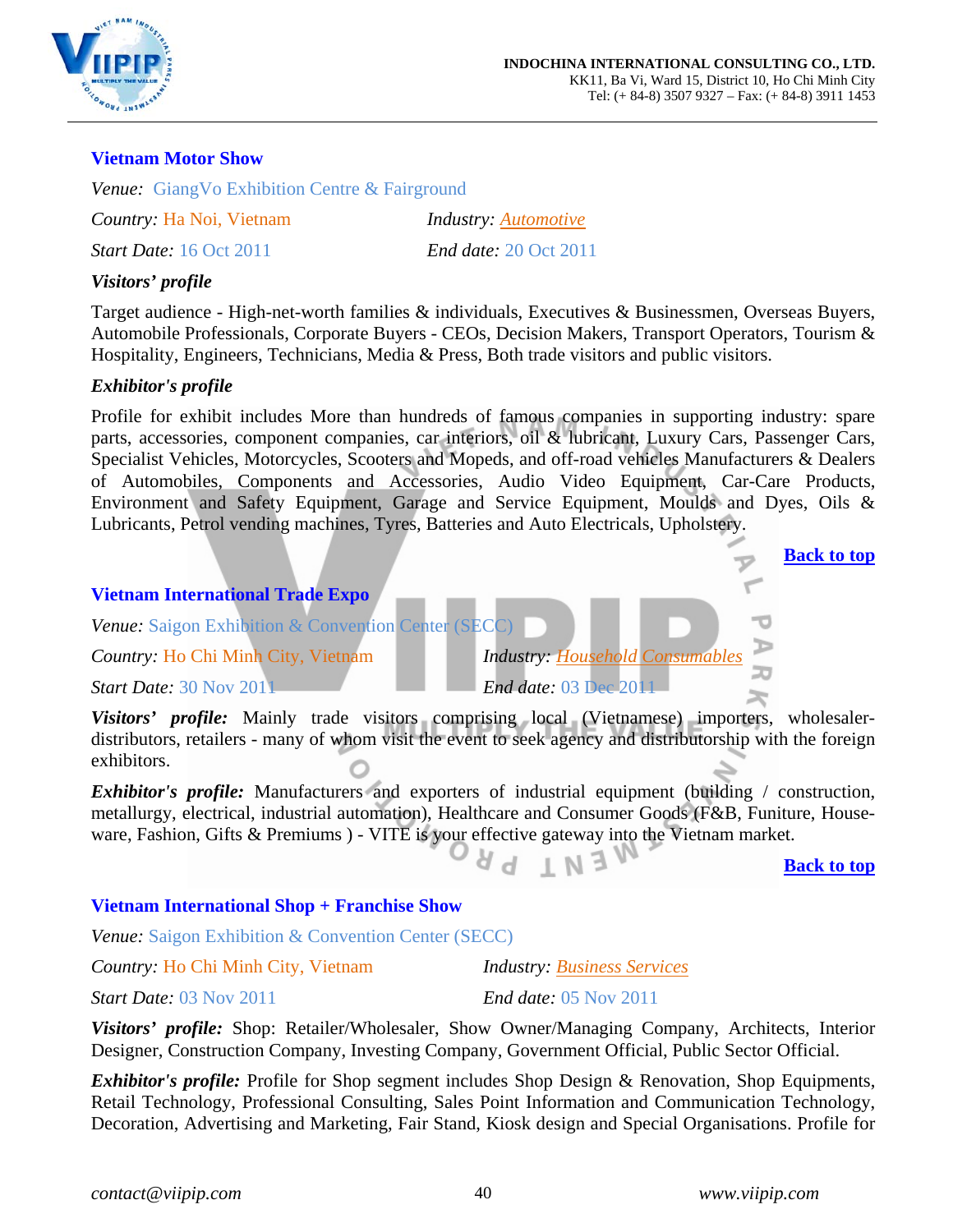### Vietnam Motor Show

*Venue:* GiangVo Exhibition Centre & Fairground

*Country:* Ha Noi, Vietnam *Industry:* Automotive

*Start Date:* 16 Oct 2011 *End date:* 20 Oct 2011

***Visitors' profile***

Target audience - High-net-worth families & individuals, Executives & Businessmen, Overseas Buyers, Automobile Professionals, Corporate Buyers - CEOs, Decision Makers, Transport Operators, Tourism & Hospitality, Engineers, Technicians, Media & Press, Both trade visitors and public visitors.

***Exhibitor's profile***

Profile for exhibit includes More than hundreds of famous companies in supporting industry: spare parts, accessories, component companies, car interiors, oil & lubricant, Luxury Cars, Passenger Cars, Specialist Vehicles, Motorcycles, Scooters and Mopeds, and off-road vehicles Manufacturers & Dealers of Automobiles, Components and Accessories, Audio Video Equipment, Car-Care Products, Environment and Safety Equipment, Garage and Service Equipment, Moulds and Dyes, Oils & Lubricants, Petrol vending machines, Tyres, Batteries and Auto Electricals, Upholstery.

**Back to top**

### Vietnam International Trade Expo

*Venue:* Saigon Exhibition & Convention Center (SECC)

*Country:* Ho Chi Minh City, Vietnam *Industry:* Household Consumables

*Start Date:* 30 Nov 2011 *End date:* 03 Dec 2011

***Visitors' profile:*** Mainly trade visitors comprising local (Vietnamese) importers, wholesaler-distributors, retailers - many of whom visit the event to seek agency and distributorship with the foreign exhibitors.

***Exhibitor's profile:*** Manufacturers and exporters of industrial equipment (building / construction, metallurgy, electrical, industrial automation), Healthcare and Consumer Goods (F&B, Funiture, House-ware, Fashion, Gifts & Premiums ) - VITE is your effective gateway into the Vietnam market.

**Back to top**

### Vietnam International Shop + Franchise Show

*Venue:* Saigon Exhibition & Convention Center (SECC)

*Country:* Ho Chi Minh City, Vietnam *Industry:* Business Services

*Start Date:* 03 Nov 2011 *End date:* 05 Nov 2011

***Visitors' profile:*** Shop: Retailer/Wholesaler, Show Owner/Managing Company, Architects, Interior Designer, Construction Company, Investing Company, Government Official, Public Sector Official.

***Exhibitor's profile:*** Profile for Shop segment includes Shop Design & Renovation, Shop Equipments, Retail Technology, Professional Consulting, Sales Point Information and Communication Technology, Decoration, Advertising and Marketing, Fair Stand, Kiosk design and Special Organisations. Profile for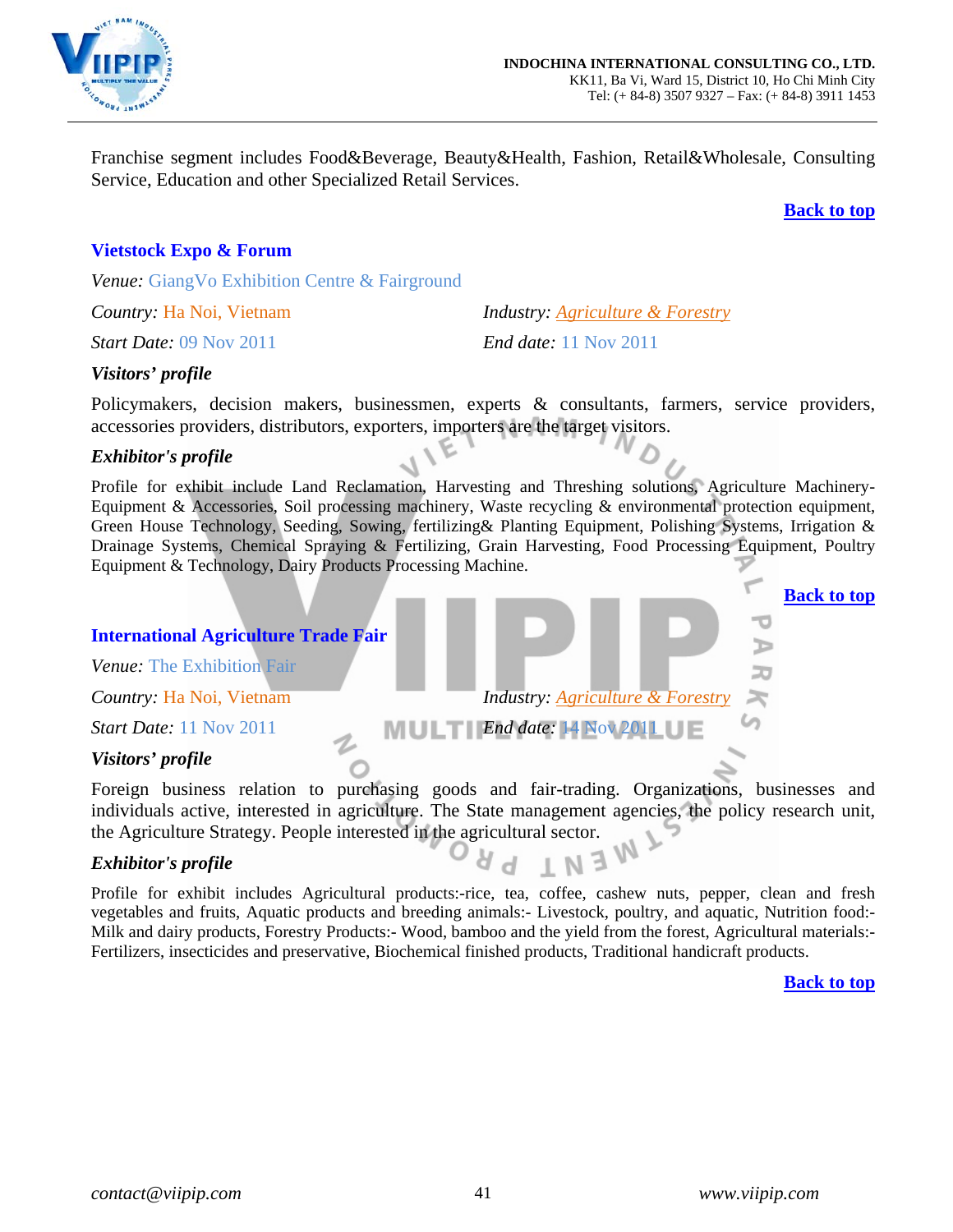Franchise segment includes Food&Beverage, Beauty&Health, Fashion, Retail&Wholesale, Consulting Service, Education and other Specialized Retail Services.

**Back to top**

### Vietstock Expo & Forum

*Venue:* GiangVo Exhibition Centre & Fairground

*Country:* Ha Noi, Vietnam

*Industry:* Agriculture & Forestry

*Start Date:* 09 Nov 2011

*End date:* 11 Nov 2011

***Visitors' profile***

Policymakers, decision makers, businessmen, experts & consultants, farmers, service providers, accessories providers, distributors, exporters, importers are the target visitors.

***Exhibitor's profile***

Profile for exhibit include Land Reclamation, Harvesting and Threshing solutions, Agriculture Machinery-Equipment & Accessories, Soil processing machinery, Waste recycling & environmental protection equipment, Green House Technology, Seeding, Sowing, fertilizing& Planting Equipment, Polishing Systems, Irrigation & Drainage Systems, Chemical Spraying & Fertilizing, Grain Harvesting, Food Processing Equipment, Poultry Equipment & Technology, Dairy Products Processing Machine.

**Back to top**

### International Agriculture Trade Fair

*Venue:* The Exhibition Fair

*Country:* Ha Noi, Vietnam

*Industry:* Agriculture & Forestry

*Start Date:* 11 Nov 2011

*End date:* 14 Nov 2011

***Visitors' profile***

Foreign business relation to purchasing goods and fair-trading. Organizations, businesses and individuals active, interested in agriculture. The State management agencies, the policy research unit, the Agriculture Strategy. People interested in the agricultural sector.

***Exhibitor's profile***

Profile for exhibit includes Agricultural products:-rice, tea, coffee, cashew nuts, pepper, clean and fresh vegetables and fruits, Aquatic products and breeding animals:- Livestock, poultry, and aquatic, Nutrition food:- Milk and dairy products, Forestry Products:- Wood, bamboo and the yield from the forest, Agricultural materials:- Fertilizers, insecticides and preservative, Biochemical finished products, Traditional handicraft products.

**Back to top**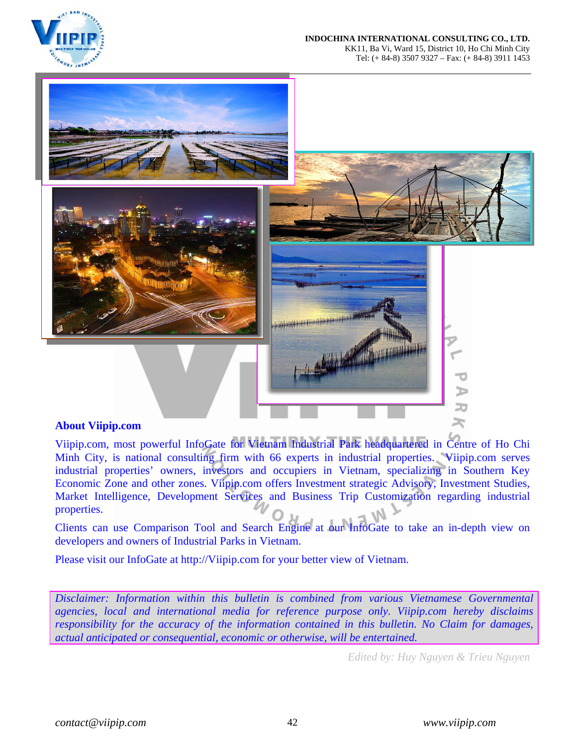## About Viipip.com

Viipip.com, most powerful InfoGate for Vietnam Industrial Park headquartered in Centre of Ho Chi Minh City, is national consulting firm with 66 experts in industrial properties. Viipip.com serves industrial properties' owners, investors and occupiers in Vietnam, specializing in Southern Key Economic Zone and other zones. Viipip.com offers Investment strategic Advisory, Investment Studies, Market Intelligence, Development Services and Business Trip Customization regarding industrial properties.

Clients can use Comparison Tool and Search Engine at our InfoGate to take an in-depth view on developers and owners of Industrial Parks in Vietnam.

Please visit our InfoGate at http://Viipip.com for your better view of Vietnam.

*Disclaimer: Information within this bulletin is combined from various Vietnamese Governmental agencies, local and international media for reference purpose only. Viipip.com hereby disclaims responsibility for the accuracy of the information contained in this bulletin. No Claim for damages, actual anticipated or consequential, economic or otherwise, will be entertained.*

*Edited by: Huy Nguyen & Trieu Nguyen*